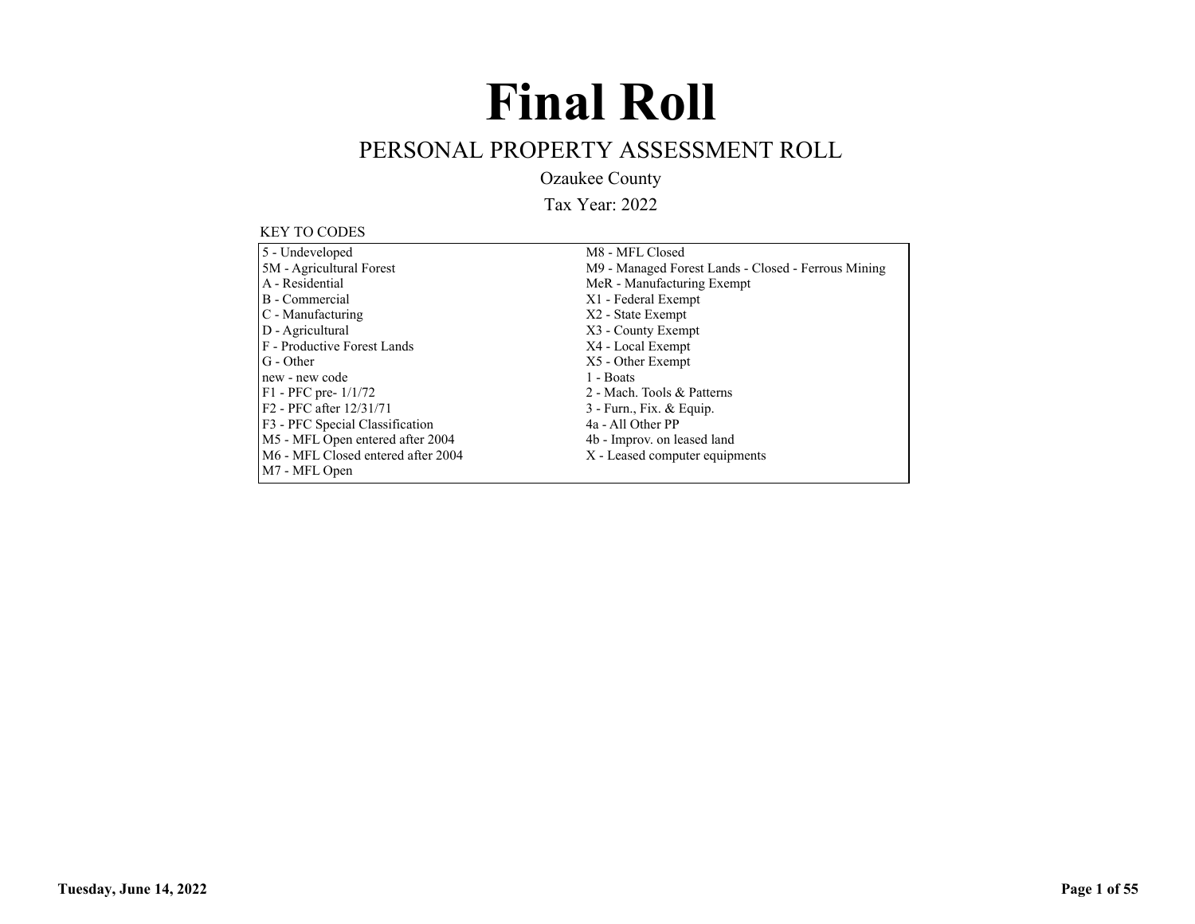# Final Roll

## PERSONAL PROPERTY ASSESSMENT ROLL

Ozaukee County

Tax Year: 2022

KEY TO CODES

| | |
|---|---|
| 5 - Undeveloped | M8 - MFL Closed |
| 5M - Agricultural Forest | M9 - Managed Forest Lands - Closed - Ferrous Mining |
| A - Residential | MeR - Manufacturing Exempt |
| B - Commercial | X1 - Federal Exempt |
| C - Manufacturing | X2 - State Exempt |
| D - Agricultural | X3 - County Exempt |
| F - Productive Forest Lands | X4 - Local Exempt |
| G - Other | X5 - Other Exempt |
| new - new code | 1 - Boats |
| F1 - PFC pre- 1/1/72 | 2 - Mach. Tools & Patterns |
| F2 - PFC after 12/31/71 | 3 - Furn., Fix. & Equip. |
| F3 - PFC Special Classification | 4a - All Other PP |
| M5 - MFL Open entered after 2004 | 4b - Improv. on leased land |
| M6 - MFL Closed entered after 2004 | X - Leased computer equipments |
| M7 - MFL Open | |

Tuesday, June 14, 2022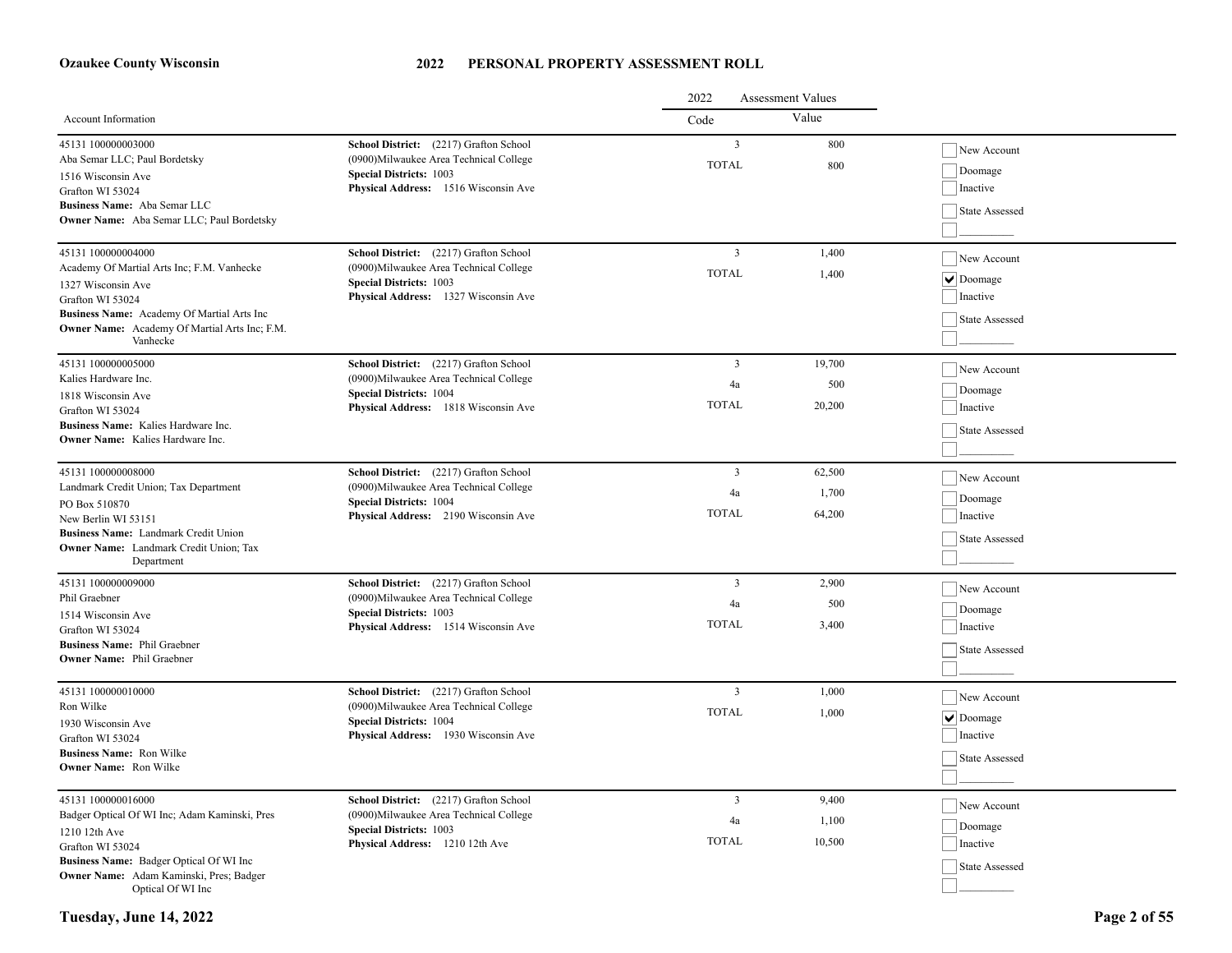**Ozaukee County Wisconsin**

# 2022 PERSONAL PROPERTY ASSESSMENT ROLL

| Account Information | | 2022 Assessment Values Code | Value | |
|---|---|---|---|---|
| 45131 100000003000<br>Aba Semar LLC; Paul Bordetsky<br>1516 Wisconsin Ave<br>Grafton WI 53024<br>**Business Name:** Aba Semar LLC<br>**Owner Name:** Aba Semar LLC; Paul Bordetsky | **School District:** (2217) Grafton School<br>(0900)Milwaukee Area Technical College<br>**Special Districts:** 1003<br>**Physical Address:** 1516 Wisconsin Ave | 3<br>TOTAL | 800<br>800 | ☐ New Account<br>☐ Doomage<br>☐ Inactive<br>☐ State Assessed<br>☐ ________ |
| 45131 100000004000<br>Academy Of Martial Arts Inc; F.M. Vanhecke<br>1327 Wisconsin Ave<br>Grafton WI 53024<br>**Business Name:** Academy Of Martial Arts Inc<br>**Owner Name:** Academy Of Martial Arts Inc; F.M. Vanhecke | **School District:** (2217) Grafton School<br>(0900)Milwaukee Area Technical College<br>**Special Districts:** 1003<br>**Physical Address:** 1327 Wisconsin Ave | 3<br>TOTAL | 1,400<br>1,400 | ☐ New Account<br>☑ Doomage<br>☐ Inactive<br>☐ State Assessed<br>☐ ________ |
| 45131 100000005000<br>Kalies Hardware Inc.<br>1818 Wisconsin Ave<br>Grafton WI 53024<br>**Business Name:** Kalies Hardware Inc.<br>**Owner Name:** Kalies Hardware Inc. | **School District:** (2217) Grafton School<br>(0900)Milwaukee Area Technical College<br>**Special Districts:** 1004<br>**Physical Address:** 1818 Wisconsin Ave | 3<br>4a<br>TOTAL | 19,700<br>500<br>20,200 | ☐ New Account<br>☐ Doomage<br>☐ Inactive<br>☐ State Assessed<br>☐ ________ |
| 45131 100000008000<br>Landmark Credit Union; Tax Department<br>PO Box 510870<br>New Berlin WI 53151<br>**Business Name:** Landmark Credit Union<br>**Owner Name:** Landmark Credit Union; Tax Department | **School District:** (2217) Grafton School<br>(0900)Milwaukee Area Technical College<br>**Special Districts:** 1004<br>**Physical Address:** 2190 Wisconsin Ave | 3<br>4a<br>TOTAL | 62,500<br>1,700<br>64,200 | ☐ New Account<br>☐ Doomage<br>☐ Inactive<br>☐ State Assessed<br>☐ ________ |
| 45131 100000009000<br>Phil Graebner<br>1514 Wisconsin Ave<br>Grafton WI 53024<br>**Business Name:** Phil Graebner<br>**Owner Name:** Phil Graebner | **School District:** (2217) Grafton School<br>(0900)Milwaukee Area Technical College<br>**Special Districts:** 1003<br>**Physical Address:** 1514 Wisconsin Ave | 3<br>4a<br>TOTAL | 2,900<br>500<br>3,400 | ☐ New Account<br>☐ Doomage<br>☐ Inactive<br>☐ State Assessed<br>☐ ________ |
| 45131 100000010000<br>Ron Wilke<br>1930 Wisconsin Ave<br>Grafton WI 53024<br>**Business Name:** Ron Wilke<br>**Owner Name:** Ron Wilke | **School District:** (2217) Grafton School<br>(0900)Milwaukee Area Technical College<br>**Special Districts:** 1004<br>**Physical Address:** 1930 Wisconsin Ave | 3<br>TOTAL | 1,000<br>1,000 | ☐ New Account<br>☑ Doomage<br>☐ Inactive<br>☐ State Assessed<br>☐ ________ |
| 45131 100000016000<br>Badger Optical Of WI Inc; Adam Kaminski, Pres<br>1210 12th Ave<br>Grafton WI 53024<br>**Business Name:** Badger Optical Of WI Inc<br>**Owner Name:** Adam Kaminski, Pres; Badger Optical Of WI Inc | **School District:** (2217) Grafton School<br>(0900)Milwaukee Area Technical College<br>**Special Districts:** 1003<br>**Physical Address:** 1210 12th Ave | 3<br>4a<br>TOTAL | 9,400<br>1,100<br>10,500 | ☐ New Account<br>☐ Doomage<br>☐ Inactive<br>☐ State Assessed<br>☐ ________ |

**Tuesday, June 14, 2022**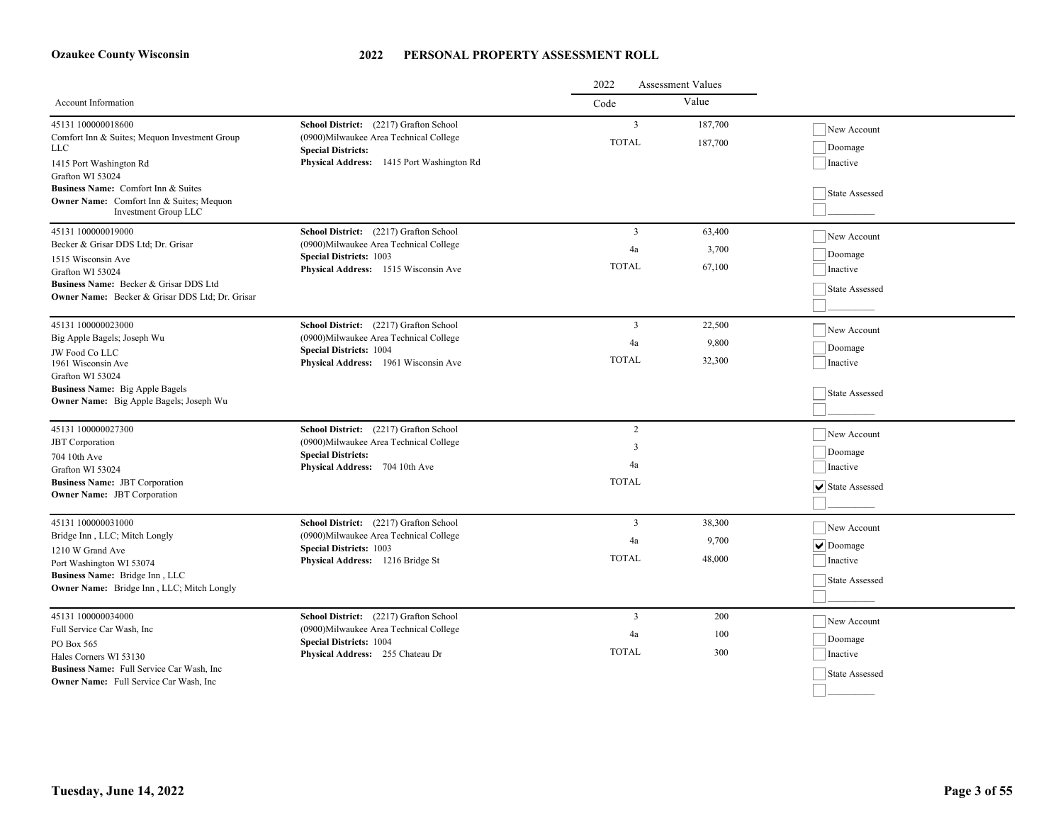**Ozaukee County Wisconsin**

# 2022 PERSONAL PROPERTY ASSESSMENT ROLL

| Account Information | | 2022 Assessment Values Code | Value | |
|---|---|---|---|---|
| 45131 100000018600<br>Comfort Inn & Suites; Mequon Investment Group LLC<br>1415 Port Washington Rd<br>Grafton WI 53024<br>**Business Name:** Comfort Inn & Suites<br>**Owner Name:** Comfort Inn & Suites; Mequon Investment Group LLC | **School District:** (2217) Grafton School<br>(0900)Milwaukee Area Technical College<br>**Special Districts:**<br>**Physical Address:** 1415 Port Washington Rd | 3<br>TOTAL | 187,700<br>187,700 | ☐ New Account<br>☐ Doomage<br>☐ Inactive<br>☐ State Assessed<br>☐ ________ |
| 45131 100000019000<br>Becker & Grisar DDS Ltd; Dr. Grisar<br>1515 Wisconsin Ave<br>Grafton WI 53024<br>**Business Name:** Becker & Grisar DDS Ltd<br>**Owner Name:** Becker & Grisar DDS Ltd; Dr. Grisar | **School District:** (2217) Grafton School<br>(0900)Milwaukee Area Technical College<br>**Special Districts:** 1003<br>**Physical Address:** 1515 Wisconsin Ave | 3<br>4a<br>TOTAL | 63,400<br>3,700<br>67,100 | ☐ New Account<br>☐ Doomage<br>☐ Inactive<br>☐ State Assessed<br>☐ ________ |
| 45131 100000023000<br>Big Apple Bagels; Joseph Wu<br>JW Food Co LLC<br>1961 Wisconsin Ave<br>Grafton WI 53024<br>**Business Name:** Big Apple Bagels<br>**Owner Name:** Big Apple Bagels; Joseph Wu | **School District:** (2217) Grafton School<br>(0900)Milwaukee Area Technical College<br>**Special Districts:** 1004<br>**Physical Address:** 1961 Wisconsin Ave | 3<br>4a<br>TOTAL | 22,500<br>9,800<br>32,300 | ☐ New Account<br>☐ Doomage<br>☐ Inactive<br>☐ State Assessed<br>☐ ________ |
| 45131 100000027300<br>JBT Corporation<br>704 10th Ave<br>Grafton WI 53024<br>**Business Name:** JBT Corporation<br>**Owner Name:** JBT Corporation | **School District:** (2217) Grafton School<br>(0900)Milwaukee Area Technical College<br>**Special Districts:**<br>**Physical Address:** 704 10th Ave | 2<br>3<br>4a<br>TOTAL | | ☐ New Account<br>☐ Doomage<br>☐ Inactive<br>☑ State Assessed<br>☐ ________ |
| 45131 100000031000<br>Bridge Inn , LLC; Mitch Longly<br>1210 W Grand Ave<br>Port Washington WI 53074<br>**Business Name:** Bridge Inn , LLC<br>**Owner Name:** Bridge Inn , LLC; Mitch Longly | **School District:** (2217) Grafton School<br>(0900)Milwaukee Area Technical College<br>**Special Districts:** 1003<br>**Physical Address:** 1216 Bridge St | 3<br>4a<br>TOTAL | 38,300<br>9,700<br>48,000 | ☐ New Account<br>☑ Doomage<br>☐ Inactive<br>☐ State Assessed<br>☐ ________ |
| 45131 100000034000<br>Full Service Car Wash, Inc<br>PO Box 565<br>Hales Corners WI 53130<br>**Business Name:** Full Service Car Wash, Inc<br>**Owner Name:** Full Service Car Wash, Inc | **School District:** (2217) Grafton School<br>(0900)Milwaukee Area Technical College<br>**Special Districts:** 1004<br>**Physical Address:** 255 Chateau Dr | 3<br>4a<br>TOTAL | 200<br>100<br>300 | ☐ New Account<br>☐ Doomage<br>☐ Inactive<br>☐ State Assessed<br>☐ ________ |

**Tuesday, June 14, 2022**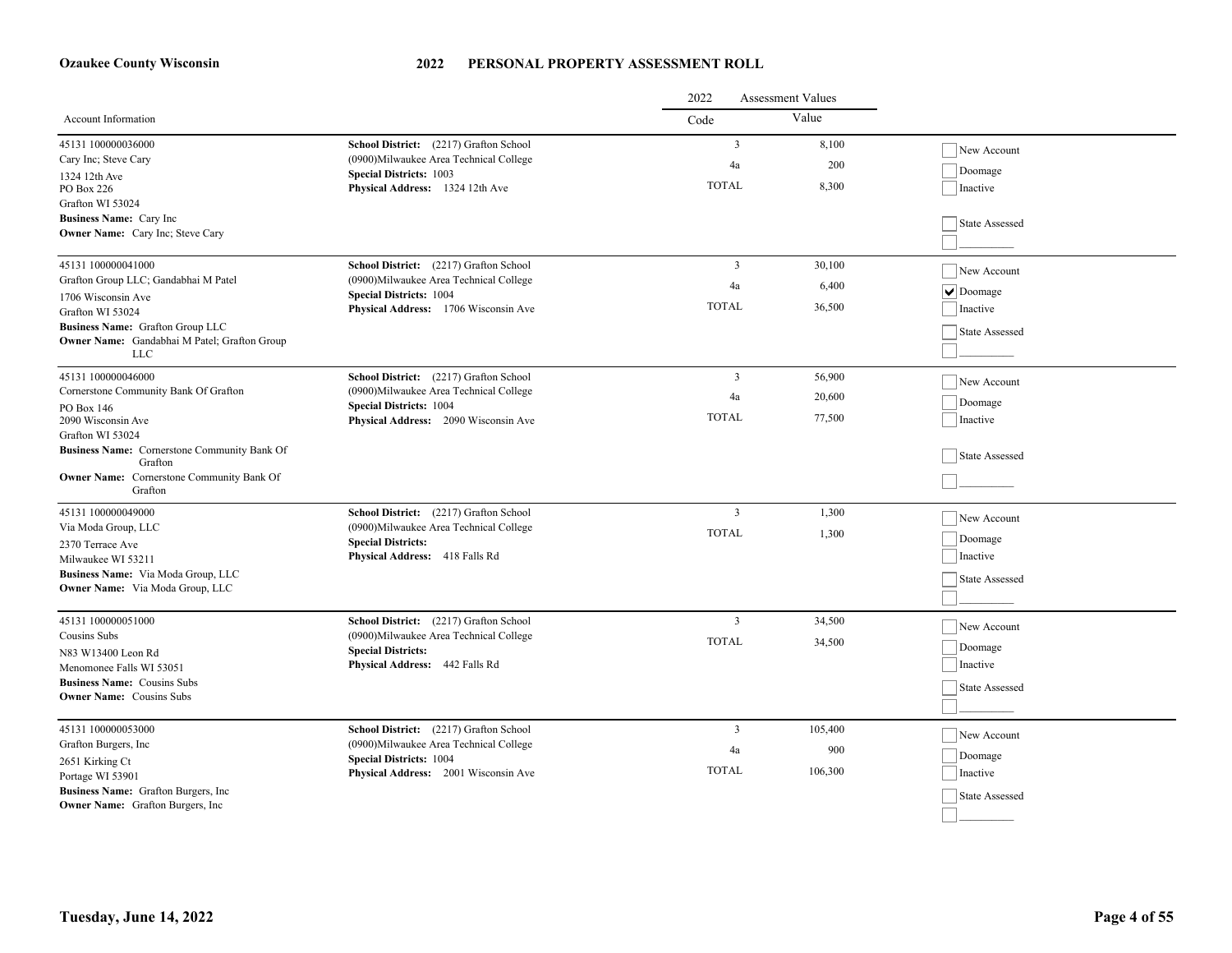**Ozaukee County Wisconsin**

# 2022 PERSONAL PROPERTY ASSESSMENT ROLL

| Account Information | | 2022 Assessment Values Code | Value | |
|---|---|---|---|---|
| 45131 100000036000<br>Cary Inc; Steve Cary<br>1324 12th Ave<br>PO Box 226<br>Grafton WI 53024<br>**Business Name:** Cary Inc<br>**Owner Name:** Cary Inc; Steve Cary | **School District:** (2217) Grafton School<br>(0900)Milwaukee Area Technical College<br>**Special Districts:** 1003<br>**Physical Address:** 1324 12th Ave | 3<br>4a<br>TOTAL | 8,100<br>200<br>8,300 | ☐ New Account<br>☐ Doomage<br>☐ Inactive<br>☐ State Assessed<br>☐ _________ |
| 45131 100000041000<br>Grafton Group LLC; Gandabhai M Patel<br>1706 Wisconsin Ave<br>Grafton WI 53024<br>**Business Name:** Grafton Group LLC<br>**Owner Name:** Gandabhai M Patel; Grafton Group LLC | **School District:** (2217) Grafton School<br>(0900)Milwaukee Area Technical College<br>**Special Districts:** 1004<br>**Physical Address:** 1706 Wisconsin Ave | 3<br>4a<br>TOTAL | 30,100<br>6,400<br>36,500 | ☐ New Account<br>☑ Doomage<br>☐ Inactive<br>☐ State Assessed<br>☐ _________ |
| 45131 100000046000<br>Cornerstone Community Bank Of Grafton<br>PO Box 146<br>2090 Wisconsin Ave<br>Grafton WI 53024<br>**Business Name:** Cornerstone Community Bank Of Grafton<br>**Owner Name:** Cornerstone Community Bank Of Grafton | **School District:** (2217) Grafton School<br>(0900)Milwaukee Area Technical College<br>**Special Districts:** 1004<br>**Physical Address:** 2090 Wisconsin Ave | 3<br>4a<br>TOTAL | 56,900<br>20,600<br>77,500 | ☐ New Account<br>☐ Doomage<br>☐ Inactive<br>☐ State Assessed<br>☐ _________ |
| 45131 100000049000<br>Via Moda Group, LLC<br>2370 Terrace Ave<br>Milwaukee WI 53211<br>**Business Name:** Via Moda Group, LLC<br>**Owner Name:** Via Moda Group, LLC | **School District:** (2217) Grafton School<br>(0900)Milwaukee Area Technical College<br>**Special Districts:**<br>**Physical Address:** 418 Falls Rd | 3<br>TOTAL | 1,300<br>1,300 | ☐ New Account<br>☐ Doomage<br>☐ Inactive<br>☐ State Assessed<br>☐ _________ |
| 45131 100000051000<br>Cousins Subs<br>N83 W13400 Leon Rd<br>Menomonee Falls WI 53051<br>**Business Name:** Cousins Subs<br>**Owner Name:** Cousins Subs | **School District:** (2217) Grafton School<br>(0900)Milwaukee Area Technical College<br>**Special Districts:**<br>**Physical Address:** 442 Falls Rd | 3<br>TOTAL | 34,500<br>34,500 | ☐ New Account<br>☐ Doomage<br>☐ Inactive<br>☐ State Assessed<br>☐ _________ |
| 45131 100000053000<br>Grafton Burgers, Inc<br>2651 Kirking Ct<br>Portage WI 53901<br>**Business Name:** Grafton Burgers, Inc<br>**Owner Name:** Grafton Burgers, Inc | **School District:** (2217) Grafton School<br>(0900)Milwaukee Area Technical College<br>**Special Districts:** 1004<br>**Physical Address:** 2001 Wisconsin Ave | 3<br>4a<br>TOTAL | 105,400<br>900<br>106,300 | ☐ New Account<br>☐ Doomage<br>☐ Inactive<br>☐ State Assessed<br>☐ _________ |

**Tuesday, June 14, 2022**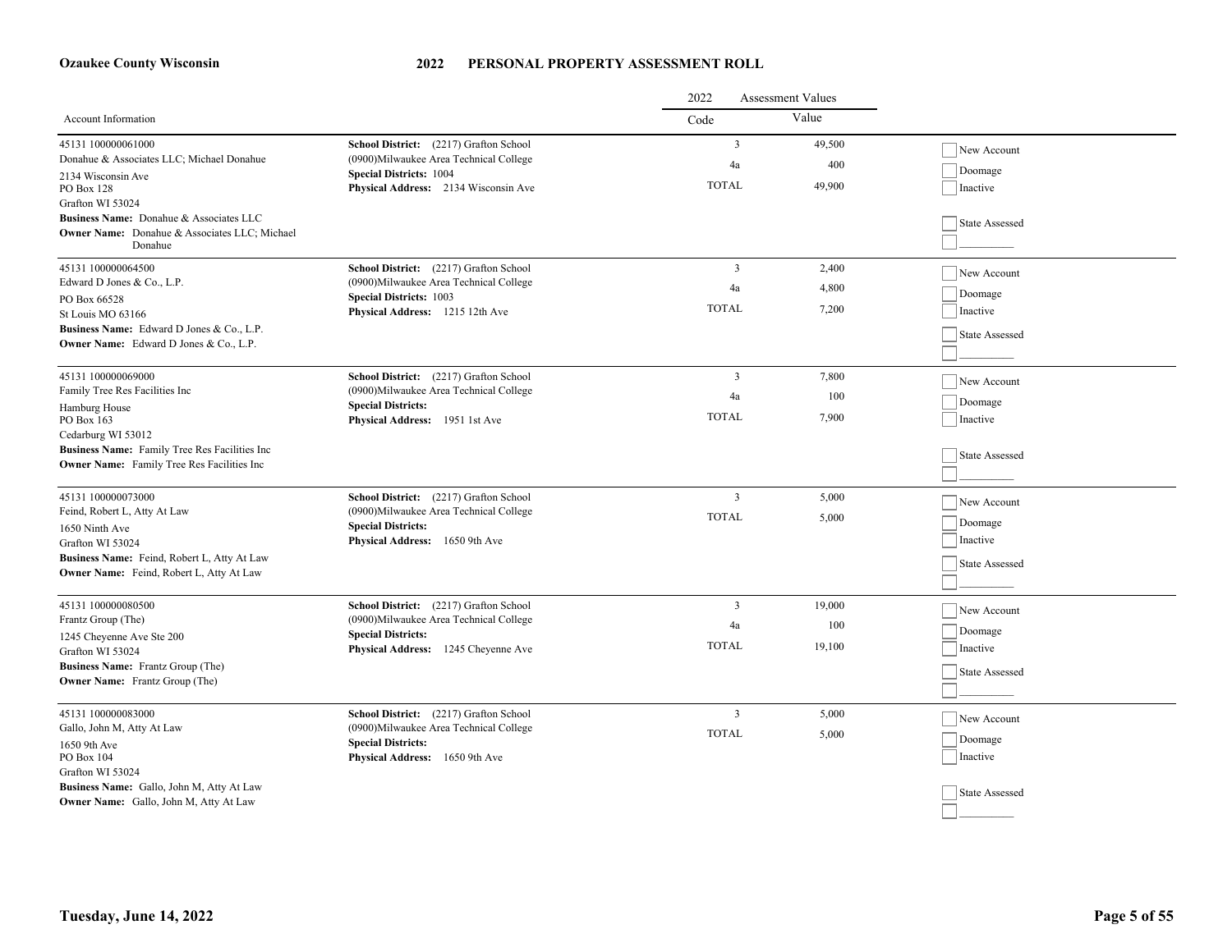**Ozaukee County Wisconsin**

# 2022 PERSONAL PROPERTY ASSESSMENT ROLL

| Account Information | | 2022 Assessment Values Code | Value | |
|---|---|---|---|---|
| 45131 100000061000<br>Donahue & Associates LLC; Michael Donahue<br>2134 Wisconsin Ave<br>PO Box 128<br>Grafton WI 53024<br>**Business Name:** Donahue & Associates LLC<br>**Owner Name:** Donahue & Associates LLC; Michael Donahue | **School District:** (2217) Grafton School<br>(0900)Milwaukee Area Technical College<br>**Special Districts:** 1004<br>**Physical Address:** 2134 Wisconsin Ave | 3<br>4a<br>TOTAL | 49,500<br>400<br>49,900 | New Account<br>Doomage<br>Inactive<br>State Assessed |
| 45131 100000064500<br>Edward D Jones & Co., L.P.<br>PO Box 66528<br>St Louis MO 63166<br>**Business Name:** Edward D Jones & Co., L.P.<br>**Owner Name:** Edward D Jones & Co., L.P. | **School District:** (2217) Grafton School<br>(0900)Milwaukee Area Technical College<br>**Special Districts:** 1003<br>**Physical Address:** 1215 12th Ave | 3<br>4a<br>TOTAL | 2,400<br>4,800<br>7,200 | New Account<br>Doomage<br>Inactive<br>State Assessed |
| 45131 100000069000<br>Family Tree Res Facilities Inc<br>Hamburg House<br>PO Box 163<br>Cedarburg WI 53012<br>**Business Name:** Family Tree Res Facilities Inc<br>**Owner Name:** Family Tree Res Facilities Inc | **School District:** (2217) Grafton School<br>(0900)Milwaukee Area Technical College<br>**Special Districts:**<br>**Physical Address:** 1951 1st Ave | 3<br>4a<br>TOTAL | 7,800<br>100<br>7,900 | New Account<br>Doomage<br>Inactive<br>State Assessed |
| 45131 100000073000<br>Feind, Robert L, Atty At Law<br>1650 Ninth Ave<br>Grafton WI 53024<br>**Business Name:** Feind, Robert L, Atty At Law<br>**Owner Name:** Feind, Robert L, Atty At Law | **School District:** (2217) Grafton School<br>(0900)Milwaukee Area Technical College<br>**Special Districts:**<br>**Physical Address:** 1650 9th Ave | 3<br>TOTAL | 5,000<br>5,000 | New Account<br>Doomage<br>Inactive<br>State Assessed |
| 45131 100000080500<br>Frantz Group (The)<br>1245 Cheyenne Ave Ste 200<br>Grafton WI 53024<br>**Business Name:** Frantz Group (The)<br>**Owner Name:** Frantz Group (The) | **School District:** (2217) Grafton School<br>(0900)Milwaukee Area Technical College<br>**Special Districts:**<br>**Physical Address:** 1245 Cheyenne Ave | 3<br>4a<br>TOTAL | 19,000<br>100<br>19,100 | New Account<br>Doomage<br>Inactive<br>State Assessed |
| 45131 100000083000<br>Gallo, John M, Atty At Law<br>1650 9th Ave<br>PO Box 104<br>Grafton WI 53024<br>**Business Name:** Gallo, John M, Atty At Law<br>**Owner Name:** Gallo, John M, Atty At Law | **School District:** (2217) Grafton School<br>(0900)Milwaukee Area Technical College<br>**Special Districts:**<br>**Physical Address:** 1650 9th Ave | 3<br>TOTAL | 5,000<br>5,000 | New Account<br>Doomage<br>Inactive<br>State Assessed |

**Tuesday, June 14, 2022**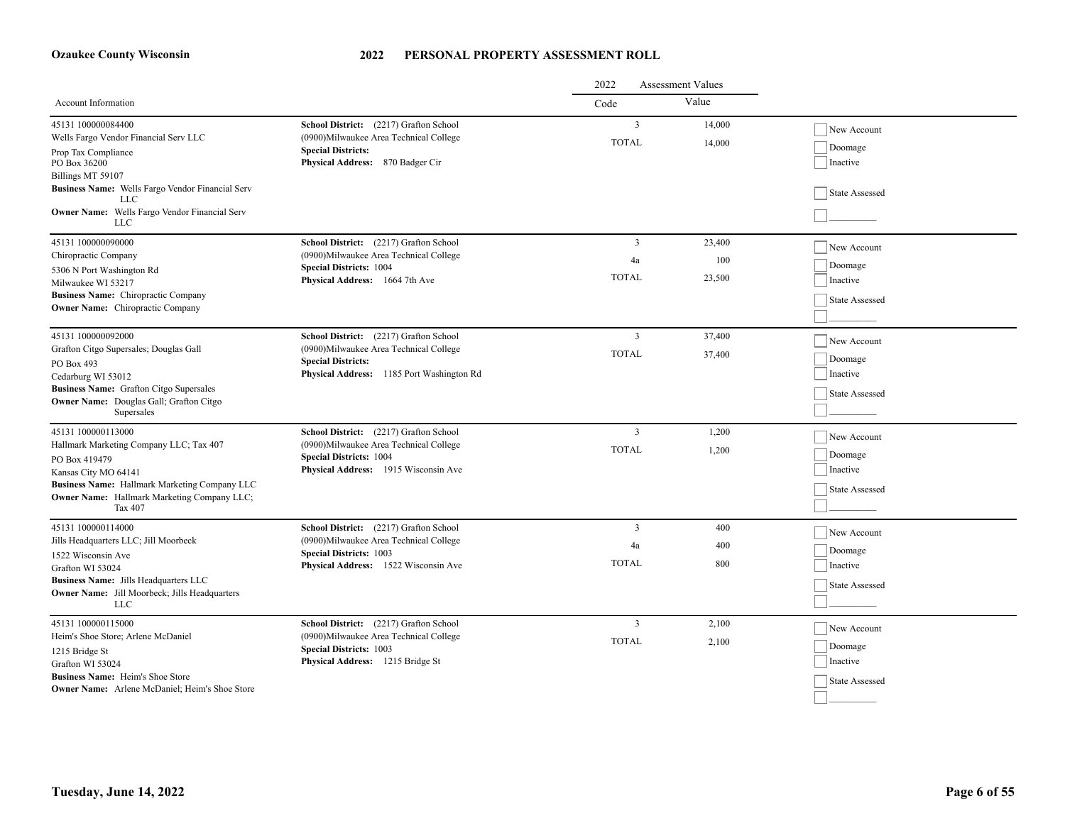# Ozaukee County Wisconsin

## 2022 PERSONAL PROPERTY ASSESSMENT ROLL

| Account Information | | 2022 Assessment Values Code | Value | |
|---|---|---|---|---|
| 45131 100000084400<br>Wells Fargo Vendor Financial Serv LLC<br>Prop Tax Compliance<br>PO Box 36200<br>Billings MT 59107<br>**Business Name:** Wells Fargo Vendor Financial Serv LLC<br>**Owner Name:** Wells Fargo Vendor Financial Serv LLC | **School District:** (2217) Grafton School<br>(0900)Milwaukee Area Technical College<br>**Special Districts:**<br>**Physical Address:** 870 Badger Cir | 3<br>TOTAL | 14,000<br>14,000 | ☐ New Account<br>☐ Doomage<br>☐ Inactive<br>☐ State Assessed<br>☐ _________ |
| 45131 100000090000<br>Chiropractic Company<br>5306 N Port Washington Rd<br>Milwaukee WI 53217<br>**Business Name:** Chiropractic Company<br>**Owner Name:** Chiropractic Company | **School District:** (2217) Grafton School<br>(0900)Milwaukee Area Technical College<br>**Special Districts:** 1004<br>**Physical Address:** 1664 7th Ave | 3<br>4a<br>TOTAL | 23,400<br>100<br>23,500 | ☐ New Account<br>☐ Doomage<br>☐ Inactive<br>☐ State Assessed<br>☐ _________ |
| 45131 100000092000<br>Grafton Citgo Supersales; Douglas Gall<br>PO Box 493<br>Cedarburg WI 53012<br>**Business Name:** Grafton Citgo Supersales<br>**Owner Name:** Douglas Gall; Grafton Citgo Supersales | **School District:** (2217) Grafton School<br>(0900)Milwaukee Area Technical College<br>**Special Districts:**<br>**Physical Address:** 1185 Port Washington Rd | 3<br>TOTAL | 37,400<br>37,400 | ☐ New Account<br>☐ Doomage<br>☐ Inactive<br>☐ State Assessed<br>☐ _________ |
| 45131 100000113000<br>Hallmark Marketing Company LLC; Tax 407<br>PO Box 419479<br>Kansas City MO 64141<br>**Business Name:** Hallmark Marketing Company LLC<br>**Owner Name:** Hallmark Marketing Company LLC; Tax 407 | **School District:** (2217) Grafton School<br>(0900)Milwaukee Area Technical College<br>**Special Districts:** 1004<br>**Physical Address:** 1915 Wisconsin Ave | 3<br>TOTAL | 1,200<br>1,200 | ☐ New Account<br>☐ Doomage<br>☐ Inactive<br>☐ State Assessed<br>☐ _________ |
| 45131 100000114000<br>Jills Headquarters LLC; Jill Moorbeck<br>1522 Wisconsin Ave<br>Grafton WI 53024<br>**Business Name:** Jills Headquarters LLC<br>**Owner Name:** Jill Moorbeck; Jills Headquarters LLC | **School District:** (2217) Grafton School<br>(0900)Milwaukee Area Technical College<br>**Special Districts:** 1003<br>**Physical Address:** 1522 Wisconsin Ave | 3<br>4a<br>TOTAL | 400<br>400<br>800 | ☐ New Account<br>☐ Doomage<br>☐ Inactive<br>☐ State Assessed<br>☐ _________ |
| 45131 100000115000<br>Heim's Shoe Store; Arlene McDaniel<br>1215 Bridge St<br>Grafton WI 53024<br>**Business Name:** Heim's Shoe Store<br>**Owner Name:** Arlene McDaniel; Heim's Shoe Store | **School District:** (2217) Grafton School<br>(0900)Milwaukee Area Technical College<br>**Special Districts:** 1003<br>**Physical Address:** 1215 Bridge St | 3<br>TOTAL | 2,100<br>2,100 | ☐ New Account<br>☐ Doomage<br>☐ Inactive<br>☐ State Assessed<br>☐ _________ |

**Tuesday, June 14, 2022**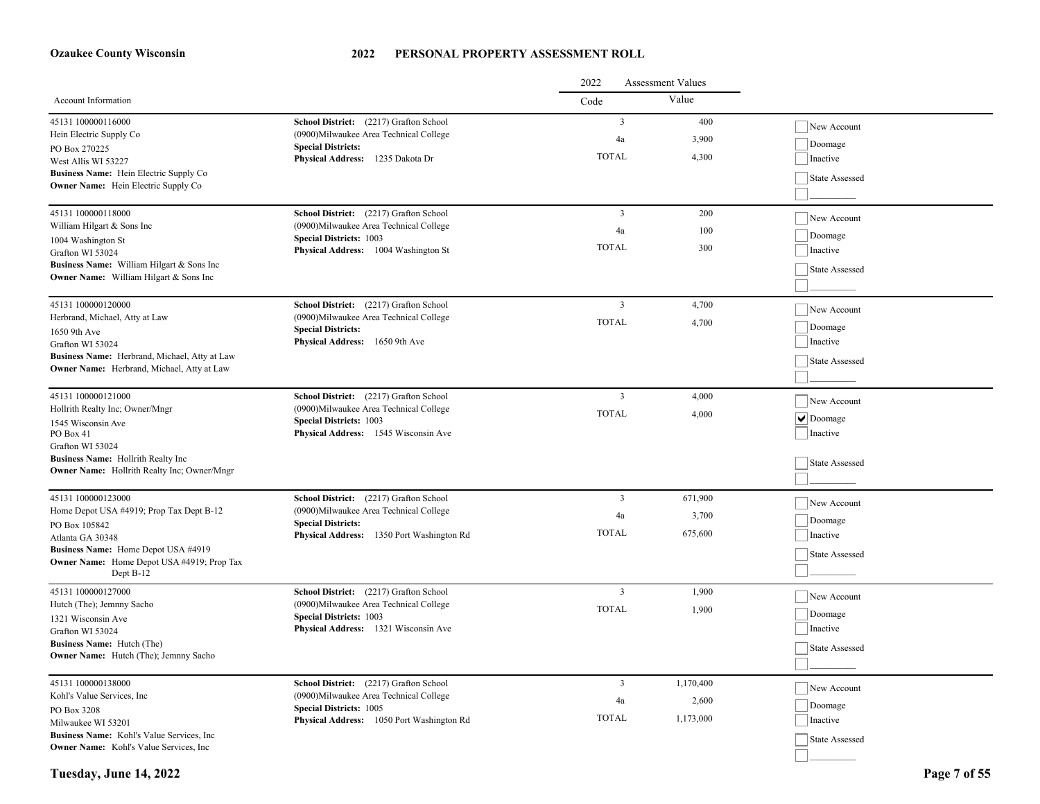**Ozaukee County Wisconsin**

# 2022 PERSONAL PROPERTY ASSESSMENT ROLL

| Account Information | | 2022 Assessment Values Code | Value | |
|---|---|---|---|---|
| 45131 100000116000<br>Hein Electric Supply Co<br>PO Box 270225<br>West Allis WI 53227<br>**Business Name:** Hein Electric Supply Co<br>**Owner Name:** Hein Electric Supply Co | **School District:** (2217) Grafton School<br>(0900)Milwaukee Area Technical College<br>**Special Districts:**<br>**Physical Address:** 1235 Dakota Dr | 3<br>4a<br>TOTAL | 400<br>3,900<br>4,300 | ☐ New Account<br>☐ Doomage<br>☐ Inactive<br>☐ State Assessed<br>☐ _________ |
| 45131 100000118000<br>William Hilgart & Sons Inc<br>1004 Washington St<br>Grafton WI 53024<br>**Business Name:** William Hilgart & Sons Inc<br>**Owner Name:** William Hilgart & Sons Inc | **School District:** (2217) Grafton School<br>(0900)Milwaukee Area Technical College<br>**Special Districts:** 1003<br>**Physical Address:** 1004 Washington St | 3<br>4a<br>TOTAL | 200<br>100<br>300 | ☐ New Account<br>☐ Doomage<br>☐ Inactive<br>☐ State Assessed<br>☐ _________ |
| 45131 100000120000<br>Herbrand, Michael, Atty at Law<br>1650 9th Ave<br>Grafton WI 53024<br>**Business Name:** Herbrand, Michael, Atty at Law<br>**Owner Name:** Herbrand, Michael, Atty at Law | **School District:** (2217) Grafton School<br>(0900)Milwaukee Area Technical College<br>**Special Districts:**<br>**Physical Address:** 1650 9th Ave | 3<br>TOTAL | 4,700<br>4,700 | ☐ New Account<br>☐ Doomage<br>☐ Inactive<br>☐ State Assessed<br>☐ _________ |
| 45131 100000121000<br>Hollrith Realty Inc; Owner/Mngr<br>1545 Wisconsin Ave<br>PO Box 41<br>Grafton WI 53024<br>**Business Name:** Hollrith Realty Inc<br>**Owner Name:** Hollrith Realty Inc; Owner/Mngr | **School District:** (2217) Grafton School<br>(0900)Milwaukee Area Technical College<br>**Special Districts:** 1003<br>**Physical Address:** 1545 Wisconsin Ave | 3<br>TOTAL | 4,000<br>4,000 | ☐ New Account<br>☑ Doomage<br>☐ Inactive<br>☐ State Assessed<br>☐ _________ |
| 45131 100000123000<br>Home Depot USA #4919; Prop Tax Dept B-12<br>PO Box 105842<br>Atlanta GA 30348<br>**Business Name:** Home Depot USA #4919<br>**Owner Name:** Home Depot USA #4919; Prop Tax Dept B-12 | **School District:** (2217) Grafton School<br>(0900)Milwaukee Area Technical College<br>**Special Districts:**<br>**Physical Address:** 1350 Port Washington Rd | 3<br>4a<br>TOTAL | 671,900<br>3,700<br>675,600 | ☐ New Account<br>☐ Doomage<br>☐ Inactive<br>☐ State Assessed<br>☐ _________ |
| 45131 100000127000<br>Hutch (The); Jemnny Sacho<br>1321 Wisconsin Ave<br>Grafton WI 53024<br>**Business Name:** Hutch (The)<br>**Owner Name:** Hutch (The); Jemnny Sacho | **School District:** (2217) Grafton School<br>(0900)Milwaukee Area Technical College<br>**Special Districts:** 1003<br>**Physical Address:** 1321 Wisconsin Ave | 3<br>TOTAL | 1,900<br>1,900 | ☐ New Account<br>☐ Doomage<br>☐ Inactive<br>☐ State Assessed<br>☐ _________ |
| 45131 100000138000<br>Kohl's Value Services, Inc<br>PO Box 3208<br>Milwaukee WI 53201<br>**Business Name:** Kohl's Value Services, Inc<br>**Owner Name:** Kohl's Value Services, Inc | **School District:** (2217) Grafton School<br>(0900)Milwaukee Area Technical College<br>**Special Districts:** 1005<br>**Physical Address:** 1050 Port Washington Rd | 3<br>4a<br>TOTAL | 1,170,400<br>2,600<br>1,173,000 | ☐ New Account<br>☐ Doomage<br>☐ Inactive<br>☐ State Assessed<br>☐ _________ |

**Tuesday, June 14, 2022**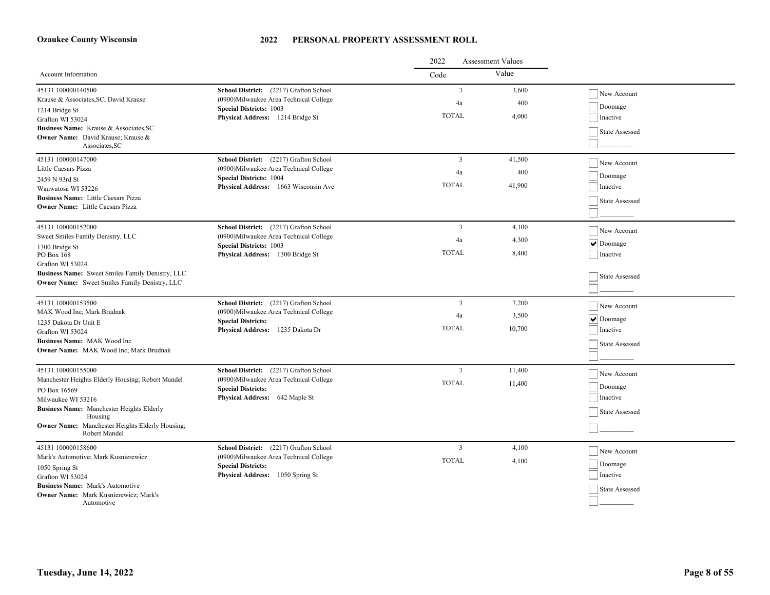**Ozaukee County Wisconsin**

# 2022 PERSONAL PROPERTY ASSESSMENT ROLL

| Account Information | | 2022 Assessment Values Code | Value | |
|---|---|---|---|---|
| 45131 100000140500<br>Krause & Associates,SC; David Krause<br>1214 Bridge St<br>Grafton WI 53024<br>**Business Name:** Krause & Associates,SC<br>**Owner Name:** David Krause; Krause & Associates,SC | **School District:** (2217) Grafton School<br>(0900)Milwaukee Area Technical College<br>**Special Districts:** 1003<br>**Physical Address:** 1214 Bridge St | 3<br>4a<br>TOTAL | 3,600<br>400<br>4,000 | ☐ New Account<br>☐ Doomage<br>☐ Inactive<br>☐ State Assessed<br>☐ _________ |
| 45131 100000147000<br>Little Caesars Pizza<br>2459 N 93rd St<br>Wauwatosa WI 53226<br>**Business Name:** Little Caesars Pizza<br>**Owner Name:** Little Caesars Pizza | **School District:** (2217) Grafton School<br>(0900)Milwaukee Area Technical College<br>**Special Districts:** 1004<br>**Physical Address:** 1663 Wisconsin Ave | 3<br>4a<br>TOTAL | 41,500<br>400<br>41,900 | ☐ New Account<br>☐ Doomage<br>☐ Inactive<br>☐ State Assessed<br>☐ _________ |
| 45131 100000152000<br>Sweet Smiles Family Denistry, LLC<br>1300 Bridge St<br>PO Box 168<br>Grafton WI 53024<br>**Business Name:** Sweet Smiles Family Denistry, LLC<br>**Owner Name:** Sweet Smiles Family Denistry, LLC | **School District:** (2217) Grafton School<br>(0900)Milwaukee Area Technical College<br>**Special Districts:** 1003<br>**Physical Address:** 1300 Bridge St | 3<br>4a<br>TOTAL | 4,100<br>4,300<br>8,400 | ☐ New Account<br>☑ Doomage<br>☐ Inactive<br>☐ State Assessed<br>☐ _________ |
| 45131 100000153500<br>MAK Wood Inc; Mark Brudnak<br>1235 Dakota Dr Unit E<br>Grafton WI 53024<br>**Business Name:** MAK Wood Inc<br>**Owner Name:** MAK Wood Inc; Mark Brudnak | **School District:** (2217) Grafton School<br>(0900)Milwaukee Area Technical College<br>**Special Districts:**<br>**Physical Address:** 1235 Dakota Dr | 3<br>4a<br>TOTAL | 7,200<br>3,500<br>10,700 | ☐ New Account<br>☑ Doomage<br>☐ Inactive<br>☐ State Assessed<br>☐ _________ |
| 45131 100000155000<br>Manchester Heights Elderly Housing; Robert Mandel<br>PO Box 16569<br>Milwaukee WI 53216<br>**Business Name:** Manchester Heights Elderly Housing<br>**Owner Name:** Manchester Heights Elderly Housing; Robert Mandel | **School District:** (2217) Grafton School<br>(0900)Milwaukee Area Technical College<br>**Special Districts:**<br>**Physical Address:** 642 Maple St | 3<br>TOTAL | 11,400<br>11,400 | ☐ New Account<br>☐ Doomage<br>☐ Inactive<br>☐ State Assessed<br>☐ _________ |
| 45131 100000158600<br>Mark's Automotive; Mark Kusnierewicz<br>1050 Spring St<br>Grafton WI 53024<br>**Business Name:** Mark's Automotive<br>**Owner Name:** Mark Kusnierewicz; Mark's Automotive | **School District:** (2217) Grafton School<br>(0900)Milwaukee Area Technical College<br>**Special Districts:**<br>**Physical Address:** 1050 Spring St | 3<br>TOTAL | 4,100<br>4,100 | ☐ New Account<br>☐ Doomage<br>☐ Inactive<br>☐ State Assessed<br>☐ _________ |

**Tuesday, June 14, 2022**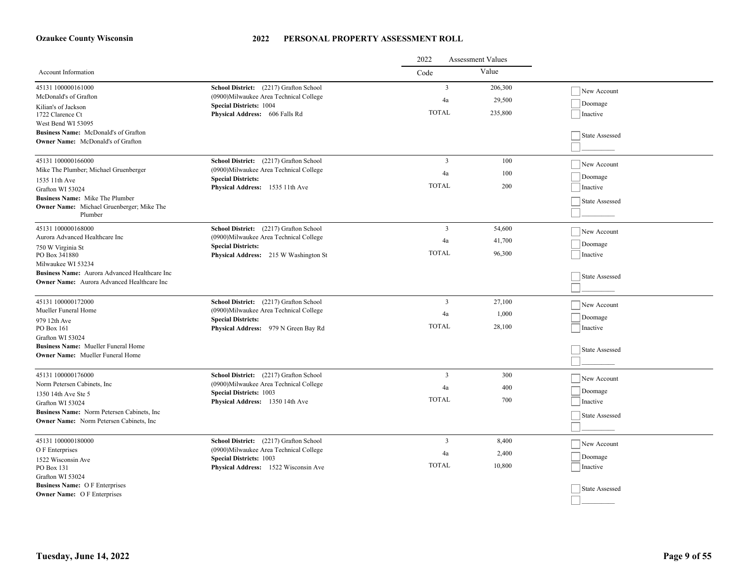# Ozaukee County Wisconsin

## 2022 PERSONAL PROPERTY ASSESSMENT ROLL

| Account Information | | 2022 Assessment Values Code | Value | |
|---|---|---|---|---|
| 45131 100000161000<br>McDonald's of Grafton<br>Kilian's of Jackson<br>1722 Clarence Ct<br>West Bend WI 53095<br>**Business Name:** McDonald's of Grafton<br>**Owner Name:** McDonald's of Grafton | **School District:** (2217) Grafton School<br>(0900)Milwaukee Area Technical College<br>**Special Districts:** 1004<br>**Physical Address:** 606 Falls Rd | 3<br>4a<br>TOTAL | 206,300<br>29,500<br>235,800 | ☐ New Account<br>☐ Doomage<br>☐ Inactive<br>☐ State Assessed<br>☐ _________ |
| 45131 100000166000<br>Mike The Plumber; Michael Gruenberger<br>1535 11th Ave<br>Grafton WI 53024<br>**Business Name:** Mike The Plumber<br>**Owner Name:** Michael Gruenberger; Mike The Plumber | **School District:** (2217) Grafton School<br>(0900)Milwaukee Area Technical College<br>**Special Districts:**<br>**Physical Address:** 1535 11th Ave | 3<br>4a<br>TOTAL | 100<br>100<br>200 | ☐ New Account<br>☐ Doomage<br>☐ Inactive<br>☐ State Assessed<br>☐ _________ |
| 45131 100000168000<br>Aurora Advanced Healthcare Inc<br>750 W Virginia St<br>PO Box 341880<br>Milwaukee WI 53234<br>**Business Name:** Aurora Advanced Healthcare Inc<br>**Owner Name:** Aurora Advanced Healthcare Inc | **School District:** (2217) Grafton School<br>(0900)Milwaukee Area Technical College<br>**Special Districts:**<br>**Physical Address:** 215 W Washington St | 3<br>4a<br>TOTAL | 54,600<br>41,700<br>96,300 | ☐ New Account<br>☐ Doomage<br>☐ Inactive<br>☐ State Assessed<br>☐ _________ |
| 45131 100000172000<br>Mueller Funeral Home<br>979 12th Ave<br>PO Box 161<br>Grafton WI 53024<br>**Business Name:** Mueller Funeral Home<br>**Owner Name:** Mueller Funeral Home | **School District:** (2217) Grafton School<br>(0900)Milwaukee Area Technical College<br>**Special Districts:**<br>**Physical Address:** 979 N Green Bay Rd | 3<br>4a<br>TOTAL | 27,100<br>1,000<br>28,100 | ☐ New Account<br>☐ Doomage<br>☐ Inactive<br>☐ State Assessed<br>☐ _________ |
| 45131 100000176000<br>Norm Petersen Cabinets, Inc<br>1350 14th Ave Ste 5<br>Grafton WI 53024<br>**Business Name:** Norm Petersen Cabinets, Inc<br>**Owner Name:** Norm Petersen Cabinets, Inc | **School District:** (2217) Grafton School<br>(0900)Milwaukee Area Technical College<br>**Special Districts:** 1003<br>**Physical Address:** 1350 14th Ave | 3<br>4a<br>TOTAL | 300<br>400<br>700 | ☐ New Account<br>☐ Doomage<br>☐ Inactive<br>☐ State Assessed<br>☐ _________ |
| 45131 100000180000<br>O F Enterprises<br>1522 Wisconsin Ave<br>PO Box 131<br>Grafton WI 53024<br>**Business Name:** O F Enterprises<br>**Owner Name:** O F Enterprises | **School District:** (2217) Grafton School<br>(0900)Milwaukee Area Technical College<br>**Special Districts:** 1003<br>**Physical Address:** 1522 Wisconsin Ave | 3<br>4a<br>TOTAL | 8,400<br>2,400<br>10,800 | ☐ New Account<br>☐ Doomage<br>☐ Inactive<br>☐ State Assessed<br>☐ _________ |

**Tuesday, June 14, 2022**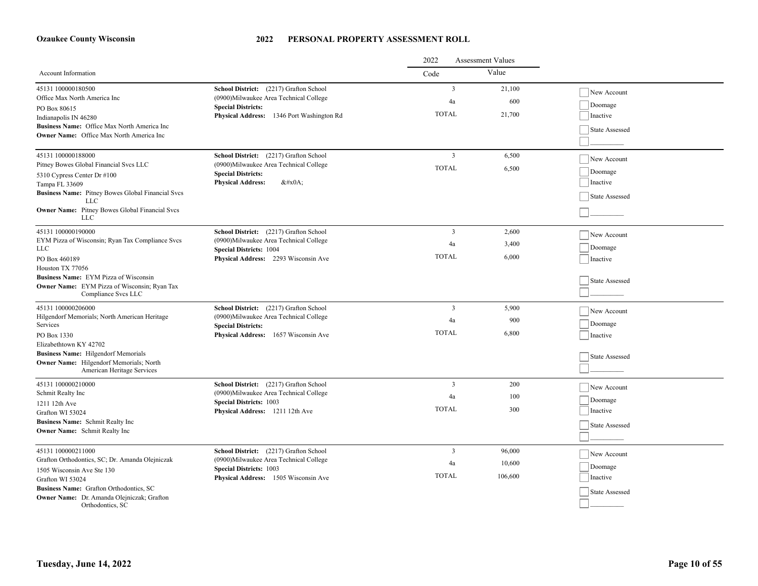**Ozaukee County Wisconsin**

# 2022 PERSONAL PROPERTY ASSESSMENT ROLL

| Account Information | | 2022 Assessment Values Code | Value | |
|---|---|---|---|---|
| 45131 100000180500<br>Office Max North America Inc<br>PO Box 80615<br>Indianapolis IN 46280<br>**Business Name:** Office Max North America Inc<br>**Owner Name:** Office Max North America Inc | **School District:** (2217) Grafton School<br>(0900)Milwaukee Area Technical College<br>**Special Districts:**<br>**Physical Address:** 1346 Port Washington Rd | 3<br>4a<br>TOTAL | 21,100<br>600<br>21,700 | New Account<br>Doomage<br>Inactive<br>State Assessed |
| 45131 100000188000<br>Pitney Bowes Global Financial Svcs LLC<br>5310 Cypress Center Dr #100<br>Tampa FL 33609<br>**Business Name:** Pitney Bowes Global Financial Svcs LLC<br>**Owner Name:** Pitney Bowes Global Financial Svcs LLC | **School District:** (2217) Grafton School<br>(0900)Milwaukee Area Technical College<br>**Special Districts:**<br>**Physical Address:** &#x0A; | 3<br>TOTAL | 6,500<br>6,500 | New Account<br>Doomage<br>Inactive<br>State Assessed |
| 45131 100000190000<br>EYM Pizza of Wisconsin; Ryan Tax Compliance Svcs LLC<br>PO Box 460189<br>Houston TX 77056<br>**Business Name:** EYM Pizza of Wisconsin<br>**Owner Name:** EYM Pizza of Wisconsin; Ryan Tax Compliance Svcs LLC | **School District:** (2217) Grafton School<br>(0900)Milwaukee Area Technical College<br>**Special Districts:** 1004<br>**Physical Address:** 2293 Wisconsin Ave | 3<br>4a<br>TOTAL | 2,600<br>3,400<br>6,000 | New Account<br>Doomage<br>Inactive<br>State Assessed |
| 45131 100000206000<br>Hilgendorf Memorials; North American Heritage Services<br>PO Box 1330<br>Elizabethtown KY 42702<br>**Business Name:** Hilgendorf Memorials<br>**Owner Name:** Hilgendorf Memorials; North American Heritage Services | **School District:** (2217) Grafton School<br>(0900)Milwaukee Area Technical College<br>**Special Districts:**<br>**Physical Address:** 1657 Wisconsin Ave | 3<br>4a<br>TOTAL | 5,900<br>900<br>6,800 | New Account<br>Doomage<br>Inactive<br>State Assessed |
| 45131 100000210000<br>Schmit Realty Inc<br>1211 12th Ave<br>Grafton WI 53024<br>**Business Name:** Schmit Realty Inc<br>**Owner Name:** Schmit Realty Inc | **School District:** (2217) Grafton School<br>(0900)Milwaukee Area Technical College<br>**Special Districts:** 1003<br>**Physical Address:** 1211 12th Ave | 3<br>4a<br>TOTAL | 200<br>100<br>300 | New Account<br>Doomage<br>Inactive<br>State Assessed |
| 45131 100000211000<br>Grafton Orthodontics, SC; Dr. Amanda Olejniczak<br>1505 Wisconsin Ave Ste 130<br>Grafton WI 53024<br>**Business Name:** Grafton Orthodontics, SC<br>**Owner Name:** Dr. Amanda Olejniczak; Grafton Orthodontics, SC | **School District:** (2217) Grafton School<br>(0900)Milwaukee Area Technical College<br>**Special Districts:** 1003<br>**Physical Address:** 1505 Wisconsin Ave | 3<br>4a<br>TOTAL | 96,000<br>10,600<br>106,600 | New Account<br>Doomage<br>Inactive<br>State Assessed |

**Tuesday, June 14, 2022**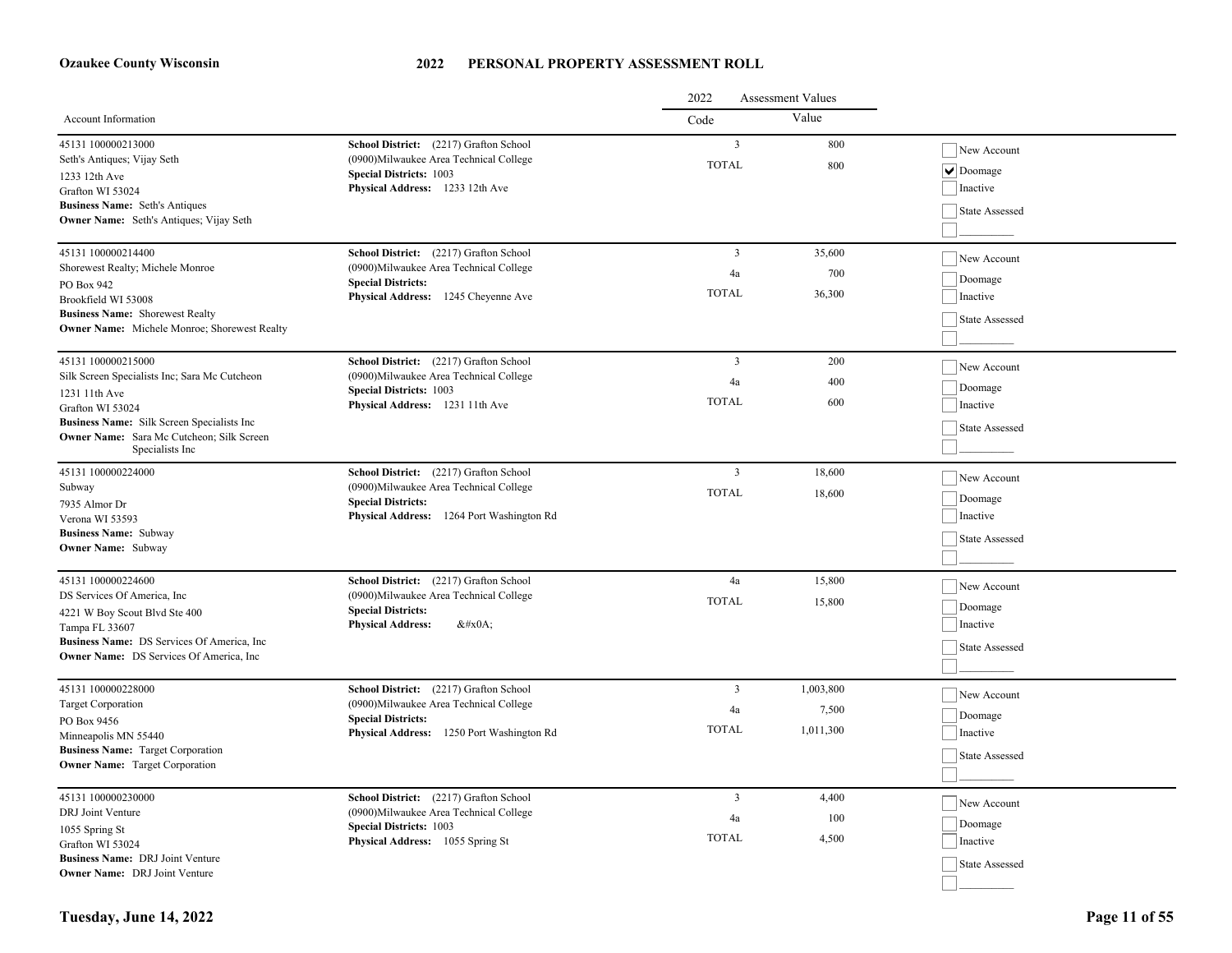**Ozaukee County Wisconsin**

# 2022 PERSONAL PROPERTY ASSESSMENT ROLL

| Account Information | | 2022 Assessment Values Code | Value | |
|---|---|---|---|---|
| 45131 100000213000<br>Seth's Antiques; Vijay Seth<br>1233 12th Ave<br>Grafton WI 53024<br>**Business Name:** Seth's Antiques<br>**Owner Name:** Seth's Antiques; Vijay Seth | **School District:** (2217) Grafton School<br>(0900)Milwaukee Area Technical College<br>**Special Districts:** 1003<br>**Physical Address:** 1233 12th Ave | 3<br>TOTAL | 800<br>800 | ☐ New Account<br>☑ Doomage<br>☐ Inactive<br>☐ State Assessed<br>☐ _________ |
| 45131 100000214400<br>Shorewest Realty; Michele Monroe<br>PO Box 942<br>Brookfield WI 53008<br>**Business Name:** Shorewest Realty<br>**Owner Name:** Michele Monroe; Shorewest Realty | **School District:** (2217) Grafton School<br>(0900)Milwaukee Area Technical College<br>**Special Districts:**<br>**Physical Address:** 1245 Cheyenne Ave | 3<br>4a<br>TOTAL | 35,600<br>700<br>36,300 | ☐ New Account<br>☐ Doomage<br>☐ Inactive<br>☐ State Assessed<br>☐ _________ |
| 45131 100000215000<br>Silk Screen Specialists Inc; Sara Mc Cutcheon<br>1231 11th Ave<br>Grafton WI 53024<br>**Business Name:** Silk Screen Specialists Inc<br>**Owner Name:** Sara Mc Cutcheon; Silk Screen Specialists Inc | **School District:** (2217) Grafton School<br>(0900)Milwaukee Area Technical College<br>**Special Districts:** 1003<br>**Physical Address:** 1231 11th Ave | 3<br>4a<br>TOTAL | 200<br>400<br>600 | ☐ New Account<br>☐ Doomage<br>☐ Inactive<br>☐ State Assessed<br>☐ _________ |
| 45131 100000224000<br>Subway<br>7935 Almor Dr<br>Verona WI 53593<br>**Business Name:** Subway<br>**Owner Name:** Subway | **School District:** (2217) Grafton School<br>(0900)Milwaukee Area Technical College<br>**Special Districts:**<br>**Physical Address:** 1264 Port Washington Rd | 3<br>TOTAL | 18,600<br>18,600 | ☐ New Account<br>☐ Doomage<br>☐ Inactive<br>☐ State Assessed<br>☐ _________ |
| 45131 100000224600<br>DS Services Of America, Inc<br>4221 W Boy Scout Blvd Ste 400<br>Tampa FL 33607<br>**Business Name:** DS Services Of America, Inc<br>**Owner Name:** DS Services Of America, Inc | **School District:** (2217) Grafton School<br>(0900)Milwaukee Area Technical College<br>**Special Districts:**<br>**Physical Address:** &#x0A; | 4a<br>TOTAL | 15,800<br>15,800 | ☐ New Account<br>☐ Doomage<br>☐ Inactive<br>☐ State Assessed<br>☐ _________ |
| 45131 100000228000<br>Target Corporation<br>PO Box 9456<br>Minneapolis MN 55440<br>**Business Name:** Target Corporation<br>**Owner Name:** Target Corporation | **School District:** (2217) Grafton School<br>(0900)Milwaukee Area Technical College<br>**Special Districts:**<br>**Physical Address:** 1250 Port Washington Rd | 3<br>4a<br>TOTAL | 1,003,800<br>7,500<br>1,011,300 | ☐ New Account<br>☐ Doomage<br>☐ Inactive<br>☐ State Assessed<br>☐ _________ |
| 45131 100000230000<br>DRJ Joint Venture<br>1055 Spring St<br>Grafton WI 53024<br>**Business Name:** DRJ Joint Venture<br>**Owner Name:** DRJ Joint Venture | **School District:** (2217) Grafton School<br>(0900)Milwaukee Area Technical College<br>**Special Districts:** 1003<br>**Physical Address:** 1055 Spring St | 3<br>4a<br>TOTAL | 4,400<br>100<br>4,500 | ☐ New Account<br>☐ Doomage<br>☐ Inactive<br>☐ State Assessed<br>☐ _________ |

**Tuesday, June 14, 2022**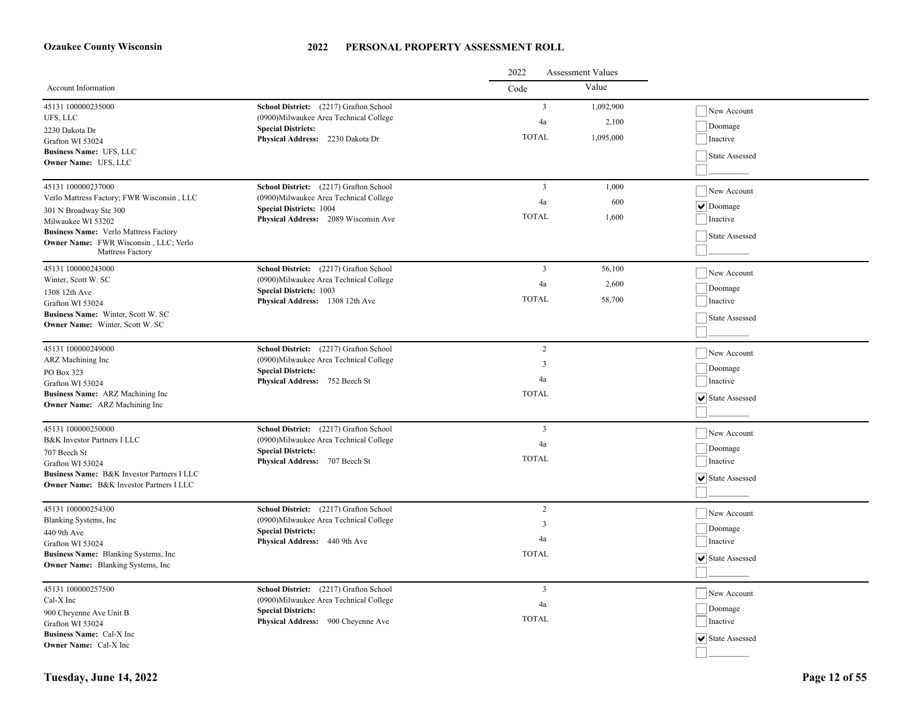**Ozaukee County Wisconsin**

# 2022 PERSONAL PROPERTY ASSESSMENT ROLL

| Account Information | | 2022 Assessment Values Code | Value | |
|---|---|---|---|---|
| 45131 100000235000<br>UFS, LLC<br>2230 Dakota Dr<br>Grafton WI 53024<br>**Business Name:** UFS, LLC<br>**Owner Name:** UFS, LLC | **School District:** (2217) Grafton School<br>(0900)Milwaukee Area Technical College<br>**Special Districts:**<br>**Physical Address:** 2230 Dakota Dr | 3<br>4a<br>TOTAL | 1,092,900<br>2,100<br>1,095,000 | ☐ New Account<br>☐ Doomage<br>☐ Inactive<br>☐ State Assessed<br>☐ ________ |
| 45131 100000237000<br>Verlo Mattress Factory; FWR Wisconsin , LLC<br>301 N Broadway Ste 300<br>Milwaukee WI 53202<br>**Business Name:** Verlo Mattress Factory<br>**Owner Name:** FWR Wisconsin , LLC; Verlo Mattress Factory | **School District:** (2217) Grafton School<br>(0900)Milwaukee Area Technical College<br>**Special Districts:** 1004<br>**Physical Address:** 2089 Wisconsin Ave | 3<br>4a<br>TOTAL | 1,000<br>600<br>1,600 | ☐ New Account<br>☑ Doomage<br>☐ Inactive<br>☐ State Assessed<br>☐ ________ |
| 45131 100000243000<br>Winter, Scott W. SC<br>1308 12th Ave<br>Grafton WI 53024<br>**Business Name:** Winter, Scott W. SC<br>**Owner Name:** Winter, Scott W. SC | **School District:** (2217) Grafton School<br>(0900)Milwaukee Area Technical College<br>**Special Districts:** 1003<br>**Physical Address:** 1308 12th Ave | 3<br>4a<br>TOTAL | 56,100<br>2,600<br>58,700 | ☐ New Account<br>☐ Doomage<br>☐ Inactive<br>☐ State Assessed<br>☐ ________ |
| 45131 100000249000<br>ARZ Machining Inc<br>PO Box 323<br>Grafton WI 53024<br>**Business Name:** ARZ Machining Inc<br>**Owner Name:** ARZ Machining Inc | **School District:** (2217) Grafton School<br>(0900)Milwaukee Area Technical College<br>**Special Districts:**<br>**Physical Address:** 752 Beech St | 2<br>3<br>4a<br>TOTAL | | ☐ New Account<br>☐ Doomage<br>☐ Inactive<br>☑ State Assessed<br>☐ ________ |
| 45131 100000250000<br>B&K Investor Partners I LLC<br>707 Beech St<br>Grafton WI 53024<br>**Business Name:** B&K Investor Partners I LLC<br>**Owner Name:** B&K Investor Partners I LLC | **School District:** (2217) Grafton School<br>(0900)Milwaukee Area Technical College<br>**Special Districts:**<br>**Physical Address:** 707 Beech St | 3<br>4a<br>TOTAL | | ☐ New Account<br>☐ Doomage<br>☐ Inactive<br>☑ State Assessed<br>☐ ________ |
| 45131 100000254300<br>Blanking Systems, Inc<br>440 9th Ave<br>Grafton WI 53024<br>**Business Name:** Blanking Systems, Inc<br>**Owner Name:** Blanking Systems, Inc | **School District:** (2217) Grafton School<br>(0900)Milwaukee Area Technical College<br>**Special Districts:**<br>**Physical Address:** 440 9th Ave | 2<br>3<br>4a<br>TOTAL | | ☐ New Account<br>☐ Doomage<br>☐ Inactive<br>☑ State Assessed<br>☐ ________ |
| 45131 100000257500<br>Cal-X Inc<br>900 Cheyenne Ave Unit B<br>Grafton WI 53024<br>**Business Name:** Cal-X Inc<br>**Owner Name:** Cal-X Inc | **School District:** (2217) Grafton School<br>(0900)Milwaukee Area Technical College<br>**Special Districts:**<br>**Physical Address:** 900 Cheyenne Ave | 3<br>4a<br>TOTAL | | ☐ New Account<br>☐ Doomage<br>☐ Inactive<br>☑ State Assessed<br>☐ ________ |

**Tuesday, June 14, 2022**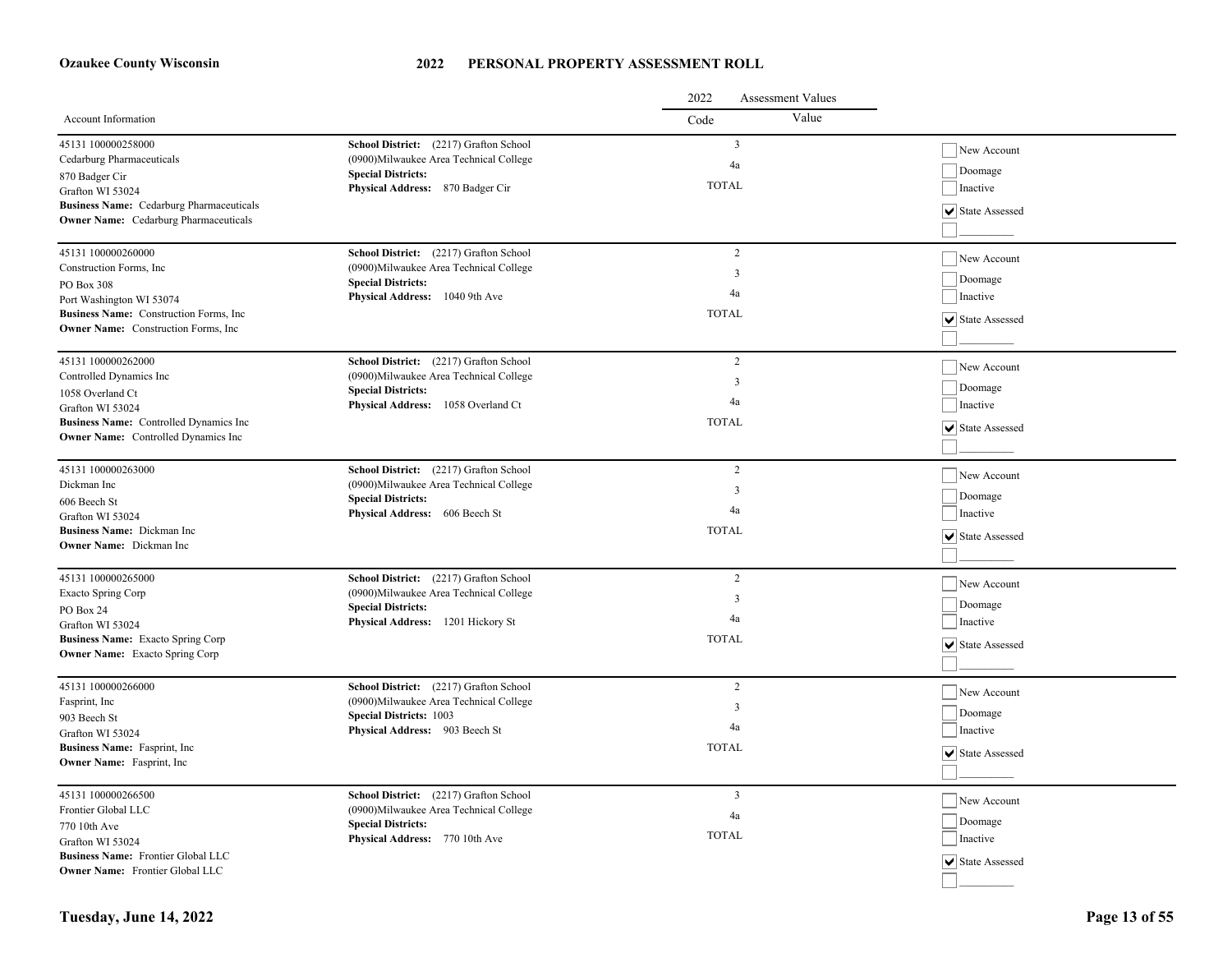**Ozaukee County Wisconsin**

# 2022 PERSONAL PROPERTY ASSESSMENT ROLL

| Account Information | | 2022 Assessment Values Code | Value | |
|---|---|---|---|---|
| 45131 100000258000<br>Cedarburg Pharmaceuticals<br>870 Badger Cir<br>Grafton WI 53024<br>**Business Name:** Cedarburg Pharmaceuticals<br>**Owner Name:** Cedarburg Pharmaceuticals | **School District:** (2217) Grafton School<br>(0900)Milwaukee Area Technical College<br>**Special Districts:**<br>**Physical Address:** 870 Badger Cir | 3<br>4a<br>TOTAL | | ☐ New Account<br>☐ Doomage<br>☐ Inactive<br>☑ State Assessed<br>☐ _________ |
| 45131 100000260000<br>Construction Forms, Inc<br>PO Box 308<br>Port Washington WI 53074<br>**Business Name:** Construction Forms, Inc<br>**Owner Name:** Construction Forms, Inc | **School District:** (2217) Grafton School<br>(0900)Milwaukee Area Technical College<br>**Special Districts:**<br>**Physical Address:** 1040 9th Ave | 2<br>3<br>4a<br>TOTAL | | ☐ New Account<br>☐ Doomage<br>☐ Inactive<br>☑ State Assessed<br>☐ _________ |
| 45131 100000262000<br>Controlled Dynamics Inc<br>1058 Overland Ct<br>Grafton WI 53024<br>**Business Name:** Controlled Dynamics Inc<br>**Owner Name:** Controlled Dynamics Inc | **School District:** (2217) Grafton School<br>(0900)Milwaukee Area Technical College<br>**Special Districts:**<br>**Physical Address:** 1058 Overland Ct | 2<br>3<br>4a<br>TOTAL | | ☐ New Account<br>☐ Doomage<br>☐ Inactive<br>☑ State Assessed<br>☐ _________ |
| 45131 100000263000<br>Dickman Inc<br>606 Beech St<br>Grafton WI 53024<br>**Business Name:** Dickman Inc<br>**Owner Name:** Dickman Inc | **School District:** (2217) Grafton School<br>(0900)Milwaukee Area Technical College<br>**Special Districts:**<br>**Physical Address:** 606 Beech St | 2<br>3<br>4a<br>TOTAL | | ☐ New Account<br>☐ Doomage<br>☐ Inactive<br>☑ State Assessed<br>☐ _________ |
| 45131 100000265000<br>Exacto Spring Corp<br>PO Box 24<br>Grafton WI 53024<br>**Business Name:** Exacto Spring Corp<br>**Owner Name:** Exacto Spring Corp | **School District:** (2217) Grafton School<br>(0900)Milwaukee Area Technical College<br>**Special Districts:**<br>**Physical Address:** 1201 Hickory St | 2<br>3<br>4a<br>TOTAL | | ☐ New Account<br>☐ Doomage<br>☐ Inactive<br>☑ State Assessed<br>☐ _________ |
| 45131 100000266000<br>Fasprint, Inc<br>903 Beech St<br>Grafton WI 53024<br>**Business Name:** Fasprint, Inc<br>**Owner Name:** Fasprint, Inc | **School District:** (2217) Grafton School<br>(0900)Milwaukee Area Technical College<br>**Special Districts:** 1003<br>**Physical Address:** 903 Beech St | 2<br>3<br>4a<br>TOTAL | | ☐ New Account<br>☐ Doomage<br>☐ Inactive<br>☑ State Assessed<br>☐ _________ |
| 45131 100000266500<br>Frontier Global LLC<br>770 10th Ave<br>Grafton WI 53024<br>**Business Name:** Frontier Global LLC<br>**Owner Name:** Frontier Global LLC | **School District:** (2217) Grafton School<br>(0900)Milwaukee Area Technical College<br>**Special Districts:**<br>**Physical Address:** 770 10th Ave | 3<br>4a<br>TOTAL | | ☐ New Account<br>☐ Doomage<br>☐ Inactive<br>☑ State Assessed<br>☐ _________ |

**Tuesday, June 14, 2022**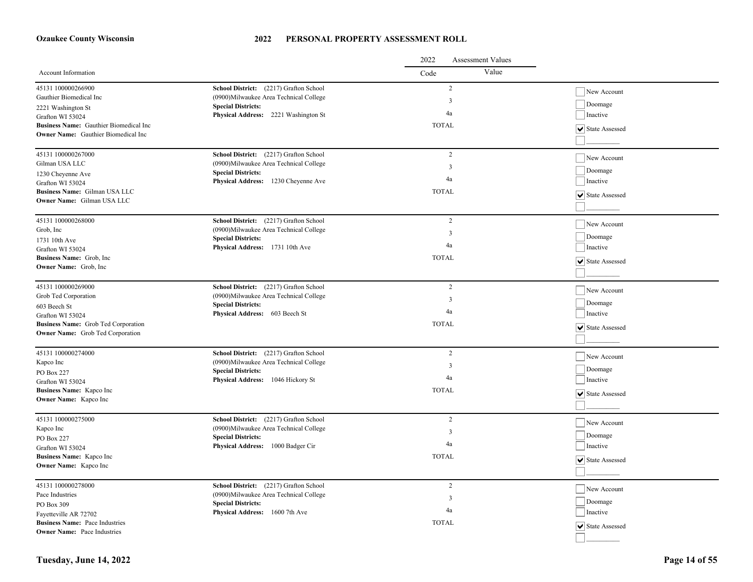**Ozaukee County Wisconsin**

# 2022 PERSONAL PROPERTY ASSESSMENT ROLL

| Account Information | | 2022 Assessment Values Code | Value | |
|---|---|---|---|---|
| 45131 100000266900<br>Gauthier Biomedical Inc<br>2221 Washington St<br>Grafton WI 53024<br>**Business Name:** Gauthier Biomedical Inc<br>**Owner Name:** Gauthier Biomedical Inc | **School District:** (2217) Grafton School<br>(0900)Milwaukee Area Technical College<br>**Special Districts:**<br>**Physical Address:** 2221 Washington St | 2<br>3<br>4a<br>TOTAL | | ☐ New Account<br>☐ Doomage<br>☐ Inactive<br>☑ State Assessed<br>☐ ________ |
| 45131 100000267000<br>Gilman USA LLC<br>1230 Cheyenne Ave<br>Grafton WI 53024<br>**Business Name:** Gilman USA LLC<br>**Owner Name:** Gilman USA LLC | **School District:** (2217) Grafton School<br>(0900)Milwaukee Area Technical College<br>**Special Districts:**<br>**Physical Address:** 1230 Cheyenne Ave | 2<br>3<br>4a<br>TOTAL | | ☐ New Account<br>☐ Doomage<br>☐ Inactive<br>☑ State Assessed<br>☐ ________ |
| 45131 100000268000<br>Grob, Inc<br>1731 10th Ave<br>Grafton WI 53024<br>**Business Name:** Grob, Inc<br>**Owner Name:** Grob, Inc | **School District:** (2217) Grafton School<br>(0900)Milwaukee Area Technical College<br>**Special Districts:**<br>**Physical Address:** 1731 10th Ave | 2<br>3<br>4a<br>TOTAL | | ☐ New Account<br>☐ Doomage<br>☐ Inactive<br>☑ State Assessed<br>☐ ________ |
| 45131 100000269000<br>Grob Ted Corporation<br>603 Beech St<br>Grafton WI 53024<br>**Business Name:** Grob Ted Corporation<br>**Owner Name:** Grob Ted Corporation | **School District:** (2217) Grafton School<br>(0900)Milwaukee Area Technical College<br>**Special Districts:**<br>**Physical Address:** 603 Beech St | 2<br>3<br>4a<br>TOTAL | | ☐ New Account<br>☐ Doomage<br>☐ Inactive<br>☑ State Assessed<br>☐ ________ |
| 45131 100000274000<br>Kapco Inc<br>PO Box 227<br>Grafton WI 53024<br>**Business Name:** Kapco Inc<br>**Owner Name:** Kapco Inc | **School District:** (2217) Grafton School<br>(0900)Milwaukee Area Technical College<br>**Special Districts:**<br>**Physical Address:** 1046 Hickory St | 2<br>3<br>4a<br>TOTAL | | ☐ New Account<br>☐ Doomage<br>☐ Inactive<br>☑ State Assessed<br>☐ ________ |
| 45131 100000275000<br>Kapco Inc<br>PO Box 227<br>Grafton WI 53024<br>**Business Name:** Kapco Inc<br>**Owner Name:** Kapco Inc | **School District:** (2217) Grafton School<br>(0900)Milwaukee Area Technical College<br>**Special Districts:**<br>**Physical Address:** 1000 Badger Cir | 2<br>3<br>4a<br>TOTAL | | ☐ New Account<br>☐ Doomage<br>☐ Inactive<br>☑ State Assessed<br>☐ ________ |
| 45131 100000278000<br>Pace Industries<br>PO Box 309<br>Fayetteville AR 72702<br>**Business Name:** Pace Industries<br>**Owner Name:** Pace Industries | **School District:** (2217) Grafton School<br>(0900)Milwaukee Area Technical College<br>**Special Districts:**<br>**Physical Address:** 1600 7th Ave | 2<br>3<br>4a<br>TOTAL | | ☐ New Account<br>☐ Doomage<br>☐ Inactive<br>☑ State Assessed<br>☐ ________ |

**Tuesday, June 14, 2022**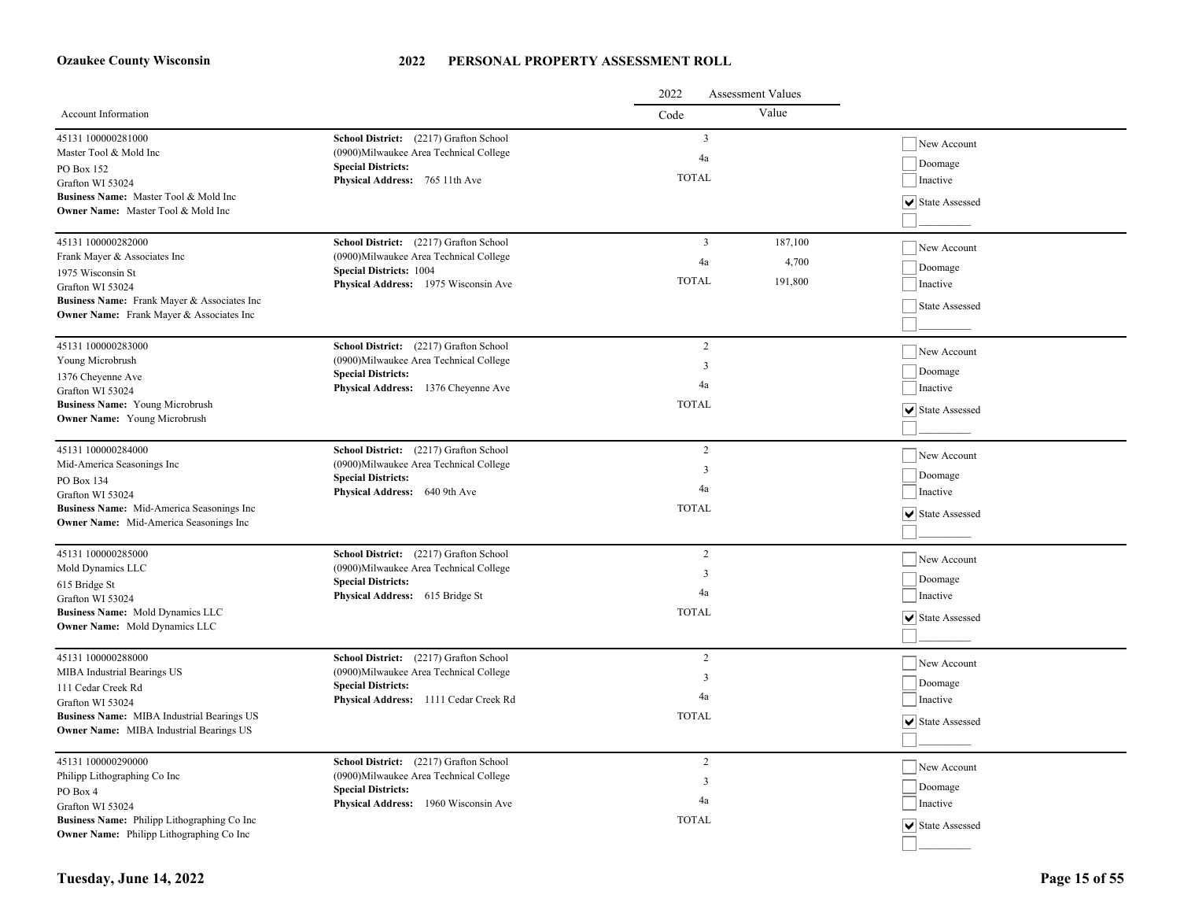**Ozaukee County Wisconsin**

# 2022 PERSONAL PROPERTY ASSESSMENT ROLL

| Account Information | | 2022 Assessment Values Code | Value | |
|---|---|---|---|---|
| 45131 100000281000<br>Master Tool & Mold Inc<br>PO Box 152<br>Grafton WI 53024<br>**Business Name:** Master Tool & Mold Inc<br>**Owner Name:** Master Tool & Mold Inc | **School District:** (2217) Grafton School<br>(0900)Milwaukee Area Technical College<br>**Special Districts:**<br>**Physical Address:** 765 11th Ave | 3<br>4a<br>TOTAL | | ☐ New Account<br>☐ Doomage<br>☐ Inactive<br>☑ State Assessed<br>☐ _________ |
| 45131 100000282000<br>Frank Mayer & Associates Inc<br>1975 Wisconsin St<br>Grafton WI 53024<br>**Business Name:** Frank Mayer & Associates Inc<br>**Owner Name:** Frank Mayer & Associates Inc | **School District:** (2217) Grafton School<br>(0900)Milwaukee Area Technical College<br>**Special Districts:** 1004<br>**Physical Address:** 1975 Wisconsin Ave | 3<br>4a<br>TOTAL | 187,100<br>4,700<br>191,800 | ☐ New Account<br>☐ Doomage<br>☐ Inactive<br>☐ State Assessed<br>☐ _________ |
| 45131 100000283000<br>Young Microbrush<br>1376 Cheyenne Ave<br>Grafton WI 53024<br>**Business Name:** Young Microbrush<br>**Owner Name:** Young Microbrush | **School District:** (2217) Grafton School<br>(0900)Milwaukee Area Technical College<br>**Special Districts:**<br>**Physical Address:** 1376 Cheyenne Ave | 2<br>3<br>4a<br>TOTAL | | ☐ New Account<br>☐ Doomage<br>☐ Inactive<br>☑ State Assessed<br>☐ _________ |
| 45131 100000284000<br>Mid-America Seasonings Inc<br>PO Box 134<br>Grafton WI 53024<br>**Business Name:** Mid-America Seasonings Inc<br>**Owner Name:** Mid-America Seasonings Inc | **School District:** (2217) Grafton School<br>(0900)Milwaukee Area Technical College<br>**Special Districts:**<br>**Physical Address:** 640 9th Ave | 2<br>3<br>4a<br>TOTAL | | ☐ New Account<br>☐ Doomage<br>☐ Inactive<br>☑ State Assessed<br>☐ _________ |
| 45131 100000285000<br>Mold Dynamics LLC<br>615 Bridge St<br>Grafton WI 53024<br>**Business Name:** Mold Dynamics LLC<br>**Owner Name:** Mold Dynamics LLC | **School District:** (2217) Grafton School<br>(0900)Milwaukee Area Technical College<br>**Special Districts:**<br>**Physical Address:** 615 Bridge St | 2<br>3<br>4a<br>TOTAL | | ☐ New Account<br>☐ Doomage<br>☐ Inactive<br>☑ State Assessed<br>☐ _________ |
| 45131 100000288000<br>MIBA Industrial Bearings US<br>111 Cedar Creek Rd<br>Grafton WI 53024<br>**Business Name:** MIBA Industrial Bearings US<br>**Owner Name:** MIBA Industrial Bearings US | **School District:** (2217) Grafton School<br>(0900)Milwaukee Area Technical College<br>**Special Districts:**<br>**Physical Address:** 1111 Cedar Creek Rd | 2<br>3<br>4a<br>TOTAL | | ☐ New Account<br>☐ Doomage<br>☐ Inactive<br>☑ State Assessed<br>☐ _________ |
| 45131 100000290000<br>Philipp Lithographing Co Inc<br>PO Box 4<br>Grafton WI 53024<br>**Business Name:** Philipp Lithographing Co Inc<br>**Owner Name:** Philipp Lithographing Co Inc | **School District:** (2217) Grafton School<br>(0900)Milwaukee Area Technical College<br>**Special Districts:**<br>**Physical Address:** 1960 Wisconsin Ave | 2<br>3<br>4a<br>TOTAL | | ☐ New Account<br>☐ Doomage<br>☐ Inactive<br>☑ State Assessed<br>☐ _________ |

**Tuesday, June 14, 2022**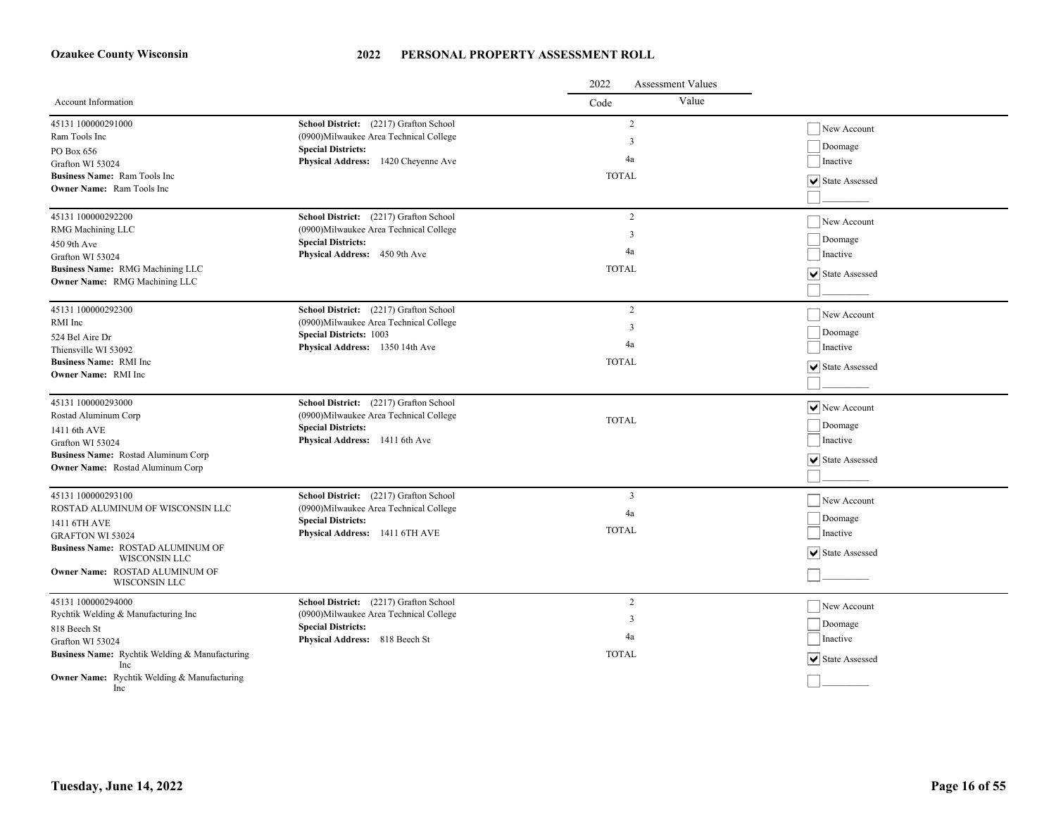**Ozaukee County Wisconsin**

# 2022 PERSONAL PROPERTY ASSESSMENT ROLL

| Account Information | | 2022 Assessment Values Code | Value | |
|---|---|---|---|---|
| 45131 100000291000<br>Ram Tools Inc<br>PO Box 656<br>Grafton WI 53024<br>**Business Name:** Ram Tools Inc<br>**Owner Name:** Ram Tools Inc | **School District:** (2217) Grafton School<br>(0900)Milwaukee Area Technical College<br>**Special Districts:**<br>**Physical Address:** 1420 Cheyenne Ave | 2<br>3<br>4a<br>TOTAL | | ☐ New Account<br>☐ Doomage<br>☐ Inactive<br>☑ State Assessed<br>☐ _________ |
| 45131 100000292200<br>RMG Machining LLC<br>450 9th Ave<br>Grafton WI 53024<br>**Business Name:** RMG Machining LLC<br>**Owner Name:** RMG Machining LLC | **School District:** (2217) Grafton School<br>(0900)Milwaukee Area Technical College<br>**Special Districts:**<br>**Physical Address:** 450 9th Ave | 2<br>3<br>4a<br>TOTAL | | ☐ New Account<br>☐ Doomage<br>☐ Inactive<br>☑ State Assessed<br>☐ _________ |
| 45131 100000292300<br>RMI Inc<br>524 Bel Aire Dr<br>Thiensville WI 53092<br>**Business Name:** RMI Inc<br>**Owner Name:** RMI Inc | **School District:** (2217) Grafton School<br>(0900)Milwaukee Area Technical College<br>**Special Districts:** 1003<br>**Physical Address:** 1350 14th Ave | 2<br>3<br>4a<br>TOTAL | | ☐ New Account<br>☐ Doomage<br>☐ Inactive<br>☑ State Assessed<br>☐ _________ |
| 45131 100000293000<br>Rostad Aluminum Corp<br>1411 6th AVE<br>Grafton WI 53024<br>**Business Name:** Rostad Aluminum Corp<br>**Owner Name:** Rostad Aluminum Corp | **School District:** (2217) Grafton School<br>(0900)Milwaukee Area Technical College<br>**Special Districts:**<br>**Physical Address:** 1411 6th Ave | TOTAL | | ☑ New Account<br>☐ Doomage<br>☐ Inactive<br>☑ State Assessed<br>☐ _________ |
| 45131 100000293100<br>ROSTAD ALUMINUM OF WISCONSIN LLC<br>1411 6TH AVE<br>GRAFTON WI 53024<br>**Business Name:** ROSTAD ALUMINUM OF WISCONSIN LLC<br>**Owner Name:** ROSTAD ALUMINUM OF WISCONSIN LLC | **School District:** (2217) Grafton School<br>(0900)Milwaukee Area Technical College<br>**Special Districts:**<br>**Physical Address:** 1411 6TH AVE | 3<br>4a<br>TOTAL | | ☐ New Account<br>☐ Doomage<br>☐ Inactive<br>☑ State Assessed<br>☐ _________ |
| 45131 100000294000<br>Rychtik Welding & Manufacturing Inc<br>818 Beech St<br>Grafton WI 53024<br>**Business Name:** Rychtik Welding & Manufacturing Inc<br>**Owner Name:** Rychtik Welding & Manufacturing Inc | **School District:** (2217) Grafton School<br>(0900)Milwaukee Area Technical College<br>**Special Districts:**<br>**Physical Address:** 818 Beech St | 2<br>3<br>4a<br>TOTAL | | ☐ New Account<br>☐ Doomage<br>☐ Inactive<br>☑ State Assessed<br>☐ _________ |

**Tuesday, June 14, 2022**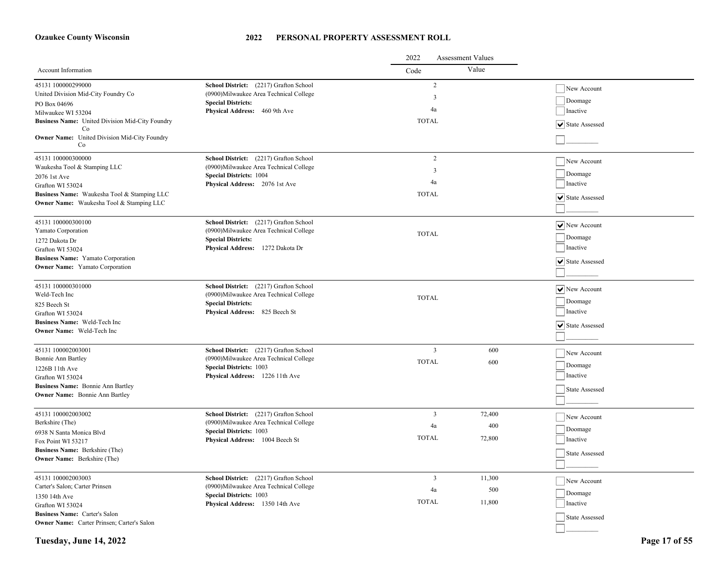**Ozaukee County Wisconsin**

# 2022 PERSONAL PROPERTY ASSESSMENT ROLL

| Account Information | | 2022 Assessment Values Code | Value | |
|---|---|---|---|---|
| 45131 100000299000<br>United Division Mid-City Foundry Co<br>PO Box 04696<br>Milwaukee WI 53204<br>**Business Name:** United Division Mid-City Foundry Co<br>**Owner Name:** United Division Mid-City Foundry Co | **School District:** (2217) Grafton School<br>(0900)Milwaukee Area Technical College<br>**Special Districts:**<br>**Physical Address:** 460 9th Ave | 2<br>3<br>4a<br>TOTAL | | ☐ New Account<br>☐ Doomage<br>☐ Inactive<br>☑ State Assessed<br>☐ ________ |
| 45131 100000300000<br>Waukesha Tool & Stamping LLC<br>2076 1st Ave<br>Grafton WI 53024<br>**Business Name:** Waukesha Tool & Stamping LLC<br>**Owner Name:** Waukesha Tool & Stamping LLC | **School District:** (2217) Grafton School<br>(0900)Milwaukee Area Technical College<br>**Special Districts:** 1004<br>**Physical Address:** 2076 1st Ave | 2<br>3<br>4a<br>TOTAL | | ☐ New Account<br>☐ Doomage<br>☐ Inactive<br>☑ State Assessed<br>☐ ________ |
| 45131 100000300100<br>Yamato Corporation<br>1272 Dakota Dr<br>Grafton WI 53024<br>**Business Name:** Yamato Corporation<br>**Owner Name:** Yamato Corporation | **School District:** (2217) Grafton School<br>(0900)Milwaukee Area Technical College<br>**Special Districts:**<br>**Physical Address:** 1272 Dakota Dr | TOTAL | | ☑ New Account<br>☐ Doomage<br>☐ Inactive<br>☑ State Assessed<br>☐ ________ |
| 45131 100000301000<br>Weld-Tech Inc<br>825 Beech St<br>Grafton WI 53024<br>**Business Name:** Weld-Tech Inc<br>**Owner Name:** Weld-Tech Inc | **School District:** (2217) Grafton School<br>(0900)Milwaukee Area Technical College<br>**Special Districts:**<br>**Physical Address:** 825 Beech St | TOTAL | | ☑ New Account<br>☐ Doomage<br>☐ Inactive<br>☑ State Assessed<br>☐ ________ |
| 45131 100002003001<br>Bonnie Ann Bartley<br>1226B 11th Ave<br>Grafton WI 53024<br>**Business Name:** Bonnie Ann Bartley<br>**Owner Name:** Bonnie Ann Bartley | **School District:** (2217) Grafton School<br>(0900)Milwaukee Area Technical College<br>**Special Districts:** 1003<br>**Physical Address:** 1226 11th Ave | 3<br>TOTAL | 600<br>600 | ☐ New Account<br>☐ Doomage<br>☐ Inactive<br>☐ State Assessed<br>☐ ________ |
| 45131 100002003002<br>Berkshire (The)<br>6938 N Santa Monica Blvd<br>Fox Point WI 53217<br>**Business Name:** Berkshire (The)<br>**Owner Name:** Berkshire (The) | **School District:** (2217) Grafton School<br>(0900)Milwaukee Area Technical College<br>**Special Districts:** 1003<br>**Physical Address:** 1004 Beech St | 3<br>4a<br>TOTAL | 72,400<br>400<br>72,800 | ☐ New Account<br>☐ Doomage<br>☐ Inactive<br>☐ State Assessed<br>☐ ________ |
| 45131 100002003003<br>Carter's Salon; Carter Prinsen<br>1350 14th Ave<br>Grafton WI 53024<br>**Business Name:** Carter's Salon<br>**Owner Name:** Carter Prinsen; Carter's Salon | **School District:** (2217) Grafton School<br>(0900)Milwaukee Area Technical College<br>**Special Districts:** 1003<br>**Physical Address:** 1350 14th Ave | 3<br>4a<br>TOTAL | 11,300<br>500<br>11,800 | ☐ New Account<br>☐ Doomage<br>☐ Inactive<br>☐ State Assessed<br>☐ ________ |

**Tuesday, June 14, 2022**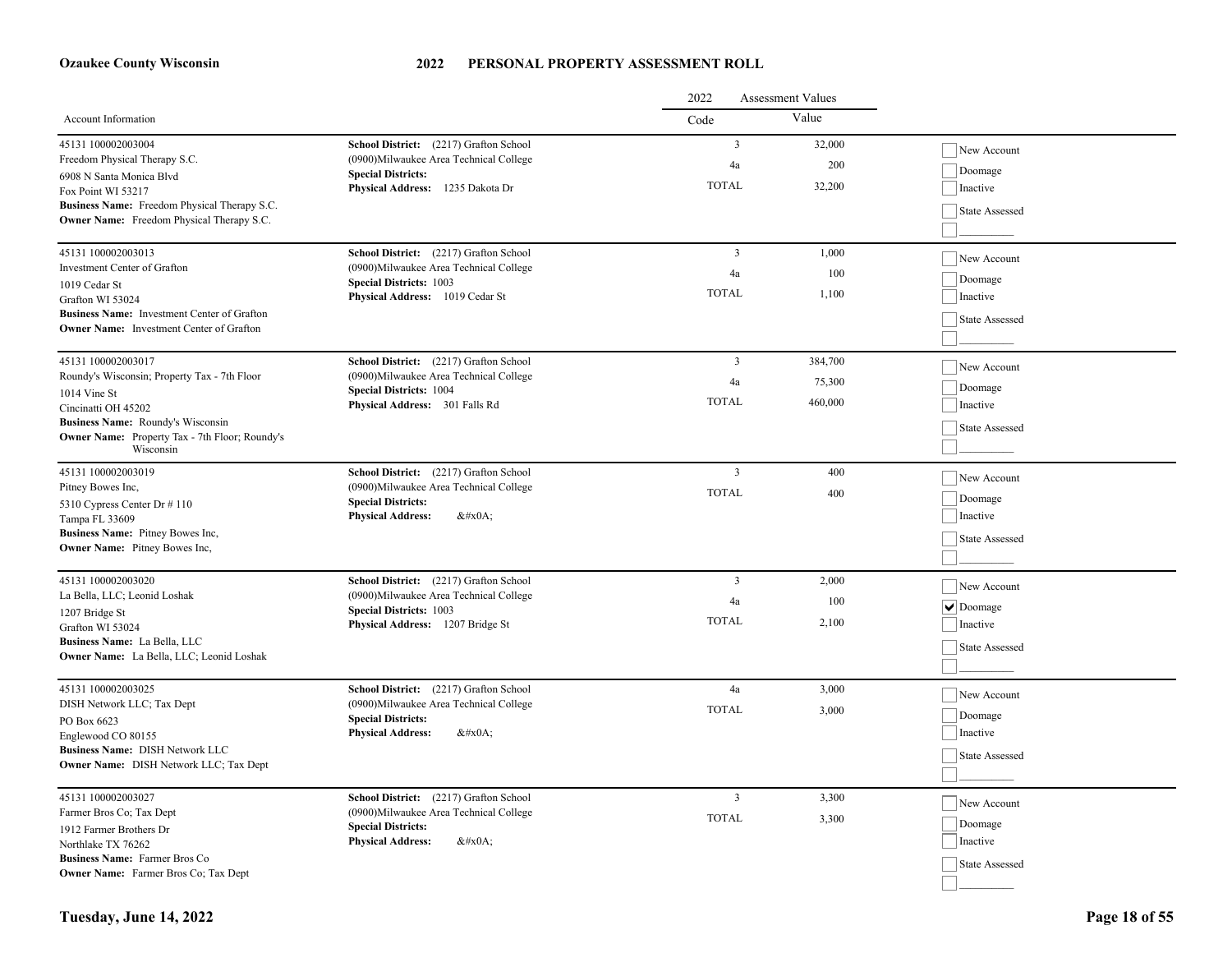**Ozaukee County Wisconsin**

# 2022 PERSONAL PROPERTY ASSESSMENT ROLL

| Account Information | | 2022 Assessment Values Code | Value | |
|---|---|---|---|---|
| 45131 100002003004<br>Freedom Physical Therapy S.C.<br>6908 N Santa Monica Blvd<br>Fox Point WI 53217<br>**Business Name:** Freedom Physical Therapy S.C.<br>**Owner Name:** Freedom Physical Therapy S.C. | **School District:** (2217) Grafton School<br>(0900)Milwaukee Area Technical College<br>**Special Districts:**<br>**Physical Address:** 1235 Dakota Dr | 3<br>4a<br>TOTAL | 32,000<br>200<br>32,200 | ☐ New Account<br>☐ Doomage<br>☐ Inactive<br>☐ State Assessed<br>☐ ________ |
| 45131 100002003013<br>Investment Center of Grafton<br>1019 Cedar St<br>Grafton WI 53024<br>**Business Name:** Investment Center of Grafton<br>**Owner Name:** Investment Center of Grafton | **School District:** (2217) Grafton School<br>(0900)Milwaukee Area Technical College<br>**Special Districts:** 1003<br>**Physical Address:** 1019 Cedar St | 3<br>4a<br>TOTAL | 1,000<br>100<br>1,100 | ☐ New Account<br>☐ Doomage<br>☐ Inactive<br>☐ State Assessed<br>☐ ________ |
| 45131 100002003017<br>Roundy's Wisconsin; Property Tax - 7th Floor<br>1014 Vine St<br>Cincinatti OH 45202<br>**Business Name:** Roundy's Wisconsin<br>**Owner Name:** Property Tax - 7th Floor; Roundy's Wisconsin | **School District:** (2217) Grafton School<br>(0900)Milwaukee Area Technical College<br>**Special Districts:** 1004<br>**Physical Address:** 301 Falls Rd | 3<br>4a<br>TOTAL | 384,700<br>75,300<br>460,000 | ☐ New Account<br>☐ Doomage<br>☐ Inactive<br>☐ State Assessed<br>☐ ________ |
| 45131 100002003019<br>Pitney Bowes Inc,<br>5310 Cypress Center Dr # 110<br>Tampa FL 33609<br>**Business Name:** Pitney Bowes Inc,<br>**Owner Name:** Pitney Bowes Inc, | **School District:** (2217) Grafton School<br>(0900)Milwaukee Area Technical College<br>**Special Districts:**<br>**Physical Address:** &#x0A; | 3<br>TOTAL | 400<br>400 | ☐ New Account<br>☐ Doomage<br>☐ Inactive<br>☐ State Assessed<br>☐ ________ |
| 45131 100002003020<br>La Bella, LLC; Leonid Loshak<br>1207 Bridge St<br>Grafton WI 53024<br>**Business Name:** La Bella, LLC<br>**Owner Name:** La Bella, LLC; Leonid Loshak | **School District:** (2217) Grafton School<br>(0900)Milwaukee Area Technical College<br>**Special Districts:** 1003<br>**Physical Address:** 1207 Bridge St | 3<br>4a<br>TOTAL | 2,000<br>100<br>2,100 | ☐ New Account<br>☑ Doomage<br>☐ Inactive<br>☐ State Assessed<br>☐ ________ |
| 45131 100002003025<br>DISH Network LLC; Tax Dept<br>PO Box 6623<br>Englewood CO 80155<br>**Business Name:** DISH Network LLC<br>**Owner Name:** DISH Network LLC; Tax Dept | **School District:** (2217) Grafton School<br>(0900)Milwaukee Area Technical College<br>**Special Districts:**<br>**Physical Address:** &#x0A; | 4a<br>TOTAL | 3,000<br>3,000 | ☐ New Account<br>☐ Doomage<br>☐ Inactive<br>☐ State Assessed<br>☐ ________ |
| 45131 100002003027<br>Farmer Bros Co; Tax Dept<br>1912 Farmer Brothers Dr<br>Northlake TX 76262<br>**Business Name:** Farmer Bros Co<br>**Owner Name:** Farmer Bros Co; Tax Dept | **School District:** (2217) Grafton School<br>(0900)Milwaukee Area Technical College<br>**Special Districts:**<br>**Physical Address:** &#x0A; | 3<br>TOTAL | 3,300<br>3,300 | ☐ New Account<br>☐ Doomage<br>☐ Inactive<br>☐ State Assessed<br>☐ ________ |

**Tuesday, June 14, 2022**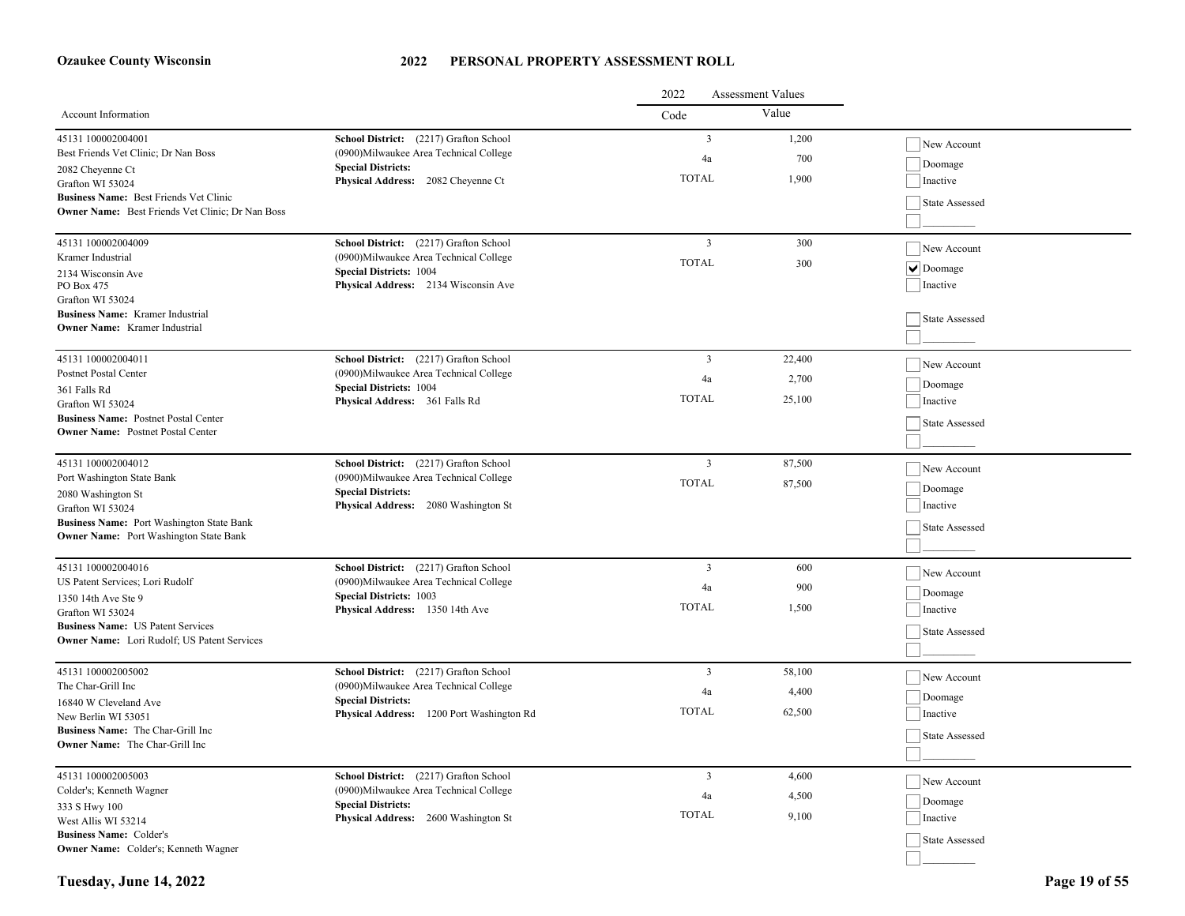**Ozaukee County Wisconsin**

# 2022 PERSONAL PROPERTY ASSESSMENT ROLL

| Account Information | | 2022 Assessment Values Code | Value | |
|---|---|---|---|---|
| 45131 100002004001<br>Best Friends Vet Clinic; Dr Nan Boss<br>2082 Cheyenne Ct<br>Grafton WI 53024<br>**Business Name:** Best Friends Vet Clinic<br>**Owner Name:** Best Friends Vet Clinic; Dr Nan Boss | **School District:** (2217) Grafton School<br>(0900)Milwaukee Area Technical College<br>**Special Districts:**<br>**Physical Address:** 2082 Cheyenne Ct | 3<br>4a<br>TOTAL | 1,200<br>700<br>1,900 | ☐ New Account<br>☐ Doomage<br>☐ Inactive<br>☐ State Assessed<br>☐ _________ |
| 45131 100002004009<br>Kramer Industrial<br>2134 Wisconsin Ave<br>PO Box 475<br>Grafton WI 53024<br>**Business Name:** Kramer Industrial<br>**Owner Name:** Kramer Industrial | **School District:** (2217) Grafton School<br>(0900)Milwaukee Area Technical College<br>**Special Districts:** 1004<br>**Physical Address:** 2134 Wisconsin Ave | 3<br>TOTAL | 300<br>300 | ☐ New Account<br>☑ Doomage<br>☐ Inactive<br>☐ State Assessed<br>☐ _________ |
| 45131 100002004011<br>Postnet Postal Center<br>361 Falls Rd<br>Grafton WI 53024<br>**Business Name:** Postnet Postal Center<br>**Owner Name:** Postnet Postal Center | **School District:** (2217) Grafton School<br>(0900)Milwaukee Area Technical College<br>**Special Districts:** 1004<br>**Physical Address:** 361 Falls Rd | 3<br>4a<br>TOTAL | 22,400<br>2,700<br>25,100 | ☐ New Account<br>☐ Doomage<br>☐ Inactive<br>☐ State Assessed<br>☐ _________ |
| 45131 100002004012<br>Port Washington State Bank<br>2080 Washington St<br>Grafton WI 53024<br>**Business Name:** Port Washington State Bank<br>**Owner Name:** Port Washington State Bank | **School District:** (2217) Grafton School<br>(0900)Milwaukee Area Technical College<br>**Special Districts:**<br>**Physical Address:** 2080 Washington St | 3<br>TOTAL | 87,500<br>87,500 | ☐ New Account<br>☐ Doomage<br>☐ Inactive<br>☐ State Assessed<br>☐ _________ |
| 45131 100002004016<br>US Patent Services; Lori Rudolf<br>1350 14th Ave Ste 9<br>Grafton WI 53024<br>**Business Name:** US Patent Services<br>**Owner Name:** Lori Rudolf; US Patent Services | **School District:** (2217) Grafton School<br>(0900)Milwaukee Area Technical College<br>**Special Districts:** 1003<br>**Physical Address:** 1350 14th Ave | 3<br>4a<br>TOTAL | 600<br>900<br>1,500 | ☐ New Account<br>☐ Doomage<br>☐ Inactive<br>☐ State Assessed<br>☐ _________ |
| 45131 100002005002<br>The Char-Grill Inc<br>16840 W Cleveland Ave<br>New Berlin WI 53051<br>**Business Name:** The Char-Grill Inc<br>**Owner Name:** The Char-Grill Inc | **School District:** (2217) Grafton School<br>(0900)Milwaukee Area Technical College<br>**Special Districts:**<br>**Physical Address:** 1200 Port Washington Rd | 3<br>4a<br>TOTAL | 58,100<br>4,400<br>62,500 | ☐ New Account<br>☐ Doomage<br>☐ Inactive<br>☐ State Assessed<br>☐ _________ |
| 45131 100002005003<br>Colder's; Kenneth Wagner<br>333 S Hwy 100<br>West Allis WI 53214<br>**Business Name:** Colder's<br>**Owner Name:** Colder's; Kenneth Wagner | **School District:** (2217) Grafton School<br>(0900)Milwaukee Area Technical College<br>**Special Districts:**<br>**Physical Address:** 2600 Washington St | 3<br>4a<br>TOTAL | 4,600<br>4,500<br>9,100 | ☐ New Account<br>☐ Doomage<br>☐ Inactive<br>☐ State Assessed<br>☐ _________ |

**Tuesday, June 14, 2022**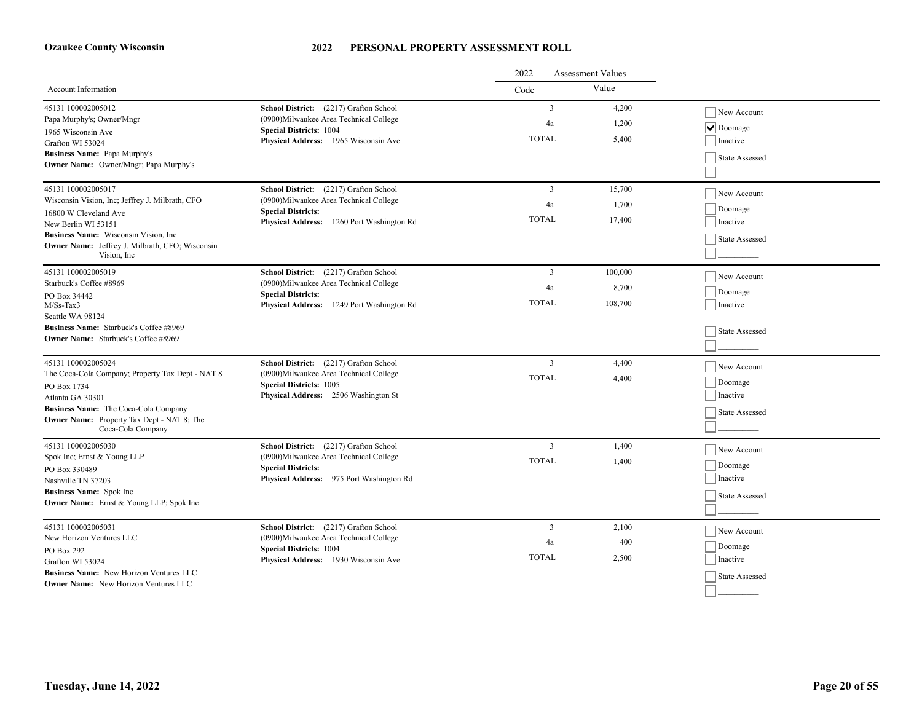**Ozaukee County Wisconsin**

# 2022 PERSONAL PROPERTY ASSESSMENT ROLL

| Account Information | | 2022 Assessment Values Code | Value | |
|---|---|---|---|---|
| 45131 100002005012<br>Papa Murphy's; Owner/Mngr<br>1965 Wisconsin Ave<br>Grafton WI 53024<br>**Business Name:** Papa Murphy's<br>**Owner Name:** Owner/Mngr; Papa Murphy's | **School District:** (2217) Grafton School<br>(0900)Milwaukee Area Technical College<br>**Special Districts:** 1004<br>**Physical Address:** 1965 Wisconsin Ave | 3<br>4a<br>TOTAL | 4,200<br>1,200<br>5,400 | ☐ New Account<br>☑ Doomage<br>☐ Inactive<br>☐ State Assessed<br>☐ ________ |
| 45131 100002005017<br>Wisconsin Vision, Inc; Jeffrey J. Milbrath, CFO<br>16800 W Cleveland Ave<br>New Berlin WI 53151<br>**Business Name:** Wisconsin Vision, Inc<br>**Owner Name:** Jeffrey J. Milbrath, CFO; Wisconsin Vision, Inc | **School District:** (2217) Grafton School<br>(0900)Milwaukee Area Technical College<br>**Special Districts:**<br>**Physical Address:** 1260 Port Washington Rd | 3<br>4a<br>TOTAL | 15,700<br>1,700<br>17,400 | ☐ New Account<br>☐ Doomage<br>☐ Inactive<br>☐ State Assessed<br>☐ ________ |
| 45131 100002005019<br>Starbuck's Coffee #8969<br>PO Box 34442<br>M/Ss-Tax3<br>Seattle WA 98124<br>**Business Name:** Starbuck's Coffee #8969<br>**Owner Name:** Starbuck's Coffee #8969 | **School District:** (2217) Grafton School<br>(0900)Milwaukee Area Technical College<br>**Special Districts:**<br>**Physical Address:** 1249 Port Washington Rd | 3<br>4a<br>TOTAL | 100,000<br>8,700<br>108,700 | ☐ New Account<br>☐ Doomage<br>☐ Inactive<br>☐ State Assessed<br>☐ ________ |
| 45131 100002005024<br>The Coca-Cola Company; Property Tax Dept - NAT 8<br>PO Box 1734<br>Atlanta GA 30301<br>**Business Name:** The Coca-Cola Company<br>**Owner Name:** Property Tax Dept - NAT 8; The Coca-Cola Company | **School District:** (2217) Grafton School<br>(0900)Milwaukee Area Technical College<br>**Special Districts:** 1005<br>**Physical Address:** 2506 Washington St | 3<br>TOTAL | 4,400<br>4,400 | ☐ New Account<br>☐ Doomage<br>☐ Inactive<br>☐ State Assessed<br>☐ ________ |
| 45131 100002005030<br>Spok Inc; Ernst & Young LLP<br>PO Box 330489<br>Nashville TN 37203<br>**Business Name:** Spok Inc<br>**Owner Name:** Ernst & Young LLP; Spok Inc | **School District:** (2217) Grafton School<br>(0900)Milwaukee Area Technical College<br>**Special Districts:**<br>**Physical Address:** 975 Port Washington Rd | 3<br>TOTAL | 1,400<br>1,400 | ☐ New Account<br>☐ Doomage<br>☐ Inactive<br>☐ State Assessed<br>☐ ________ |
| 45131 100002005031<br>New Horizon Ventures LLC<br>PO Box 292<br>Grafton WI 53024<br>**Business Name:** New Horizon Ventures LLC<br>**Owner Name:** New Horizon Ventures LLC | **School District:** (2217) Grafton School<br>(0900)Milwaukee Area Technical College<br>**Special Districts:** 1004<br>**Physical Address:** 1930 Wisconsin Ave | 3<br>4a<br>TOTAL | 2,100<br>400<br>2,500 | ☐ New Account<br>☐ Doomage<br>☐ Inactive<br>☐ State Assessed<br>☐ ________ |

**Tuesday, June 14, 2022**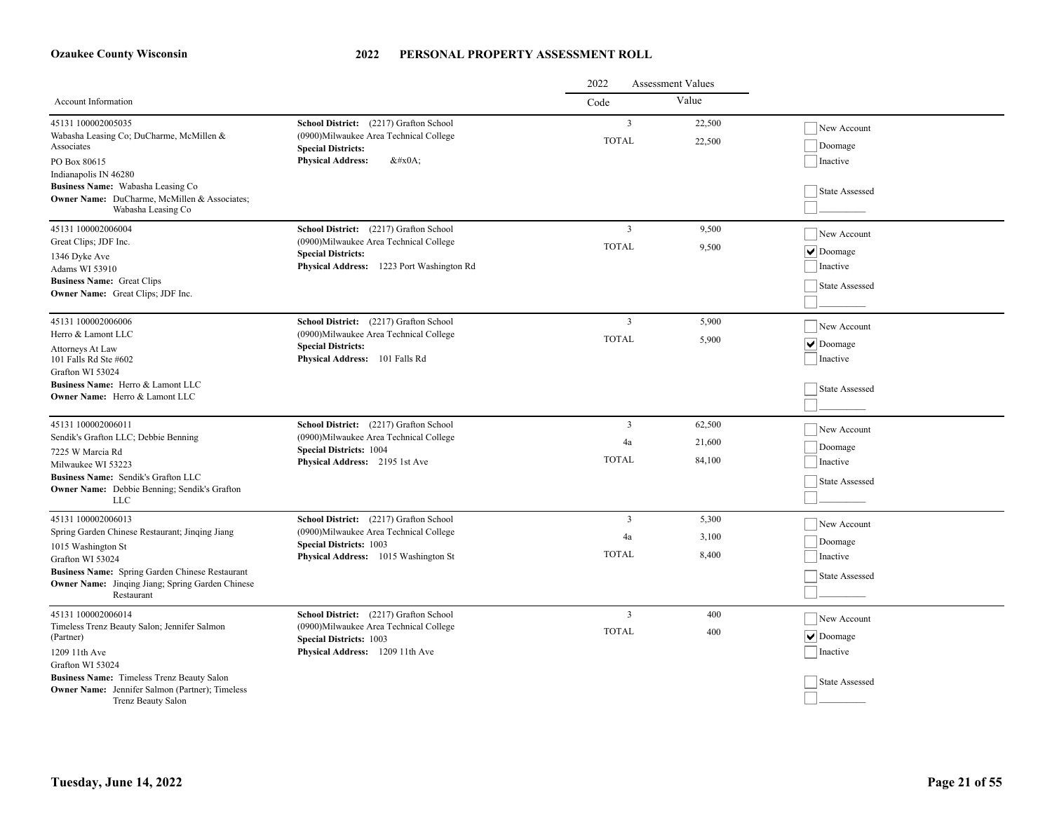# Ozaukee County Wisconsin

## 2022 PERSONAL PROPERTY ASSESSMENT ROLL

| Account Information | | 2022 Assessment Values Code | Value | |
|---|---|---|---|---|
| 45131 100002005035<br>Wabasha Leasing Co; DuCharme, McMillen & Associates<br>PO Box 80615<br>Indianapolis IN 46280<br>**Business Name:** Wabasha Leasing Co<br>**Owner Name:** DuCharme, McMillen & Associates; Wabasha Leasing Co | **School District:** (2217) Grafton School<br>(0900)Milwaukee Area Technical College<br>**Special Districts:**<br>**Physical Address:** &#x0A; | 3<br>TOTAL | 22,500<br>22,500 | ☐ New Account<br>☐ Doomage<br>☐ Inactive<br>☐ State Assessed<br>☐ _________ |
| 45131 100002006004<br>Great Clips; JDF Inc.<br>1346 Dyke Ave<br>Adams WI 53910<br>**Business Name:** Great Clips<br>**Owner Name:** Great Clips; JDF Inc. | **School District:** (2217) Grafton School<br>(0900)Milwaukee Area Technical College<br>**Special Districts:**<br>**Physical Address:** 1223 Port Washington Rd | 3<br>TOTAL | 9,500<br>9,500 | ☐ New Account<br>☑ Doomage<br>☐ Inactive<br>☐ State Assessed<br>☐ _________ |
| 45131 100002006006<br>Herro & Lamont LLC<br>Attorneys At Law<br>101 Falls Rd Ste #602<br>Grafton WI 53024<br>**Business Name:** Herro & Lamont LLC<br>**Owner Name:** Herro & Lamont LLC | **School District:** (2217) Grafton School<br>(0900)Milwaukee Area Technical College<br>**Special Districts:**<br>**Physical Address:** 101 Falls Rd | 3<br>TOTAL | 5,900<br>5,900 | ☐ New Account<br>☑ Doomage<br>☐ Inactive<br>☐ State Assessed<br>☐ _________ |
| 45131 100002006011<br>Sendik's Grafton LLC; Debbie Benning<br>7225 W Marcia Rd<br>Milwaukee WI 53223<br>**Business Name:** Sendik's Grafton LLC<br>**Owner Name:** Debbie Benning; Sendik's Grafton LLC | **School District:** (2217) Grafton School<br>(0900)Milwaukee Area Technical College<br>**Special Districts:** 1004<br>**Physical Address:** 2195 1st Ave | 3<br>4a<br>TOTAL | 62,500<br>21,600<br>84,100 | ☐ New Account<br>☐ Doomage<br>☐ Inactive<br>☐ State Assessed<br>☐ _________ |
| 45131 100002006013<br>Spring Garden Chinese Restaurant; Jinqing Jiang<br>1015 Washington St<br>Grafton WI 53024<br>**Business Name:** Spring Garden Chinese Restaurant<br>**Owner Name:** Jinqing Jiang; Spring Garden Chinese Restaurant | **School District:** (2217) Grafton School<br>(0900)Milwaukee Area Technical College<br>**Special Districts:** 1003<br>**Physical Address:** 1015 Washington St | 3<br>4a<br>TOTAL | 5,300<br>3,100<br>8,400 | ☐ New Account<br>☐ Doomage<br>☐ Inactive<br>☐ State Assessed<br>☐ _________ |
| 45131 100002006014<br>Timeless Trenz Beauty Salon; Jennifer Salmon (Partner)<br>1209 11th Ave<br>Grafton WI 53024<br>**Business Name:** Timeless Trenz Beauty Salon<br>**Owner Name:** Jennifer Salmon (Partner); Timeless Trenz Beauty Salon | **School District:** (2217) Grafton School<br>(0900)Milwaukee Area Technical College<br>**Special Districts:** 1003<br>**Physical Address:** 1209 11th Ave | 3<br>TOTAL | 400<br>400 | ☐ New Account<br>☑ Doomage<br>☐ Inactive<br>☐ State Assessed<br>☐ _________ |

Tuesday, June 14, 2022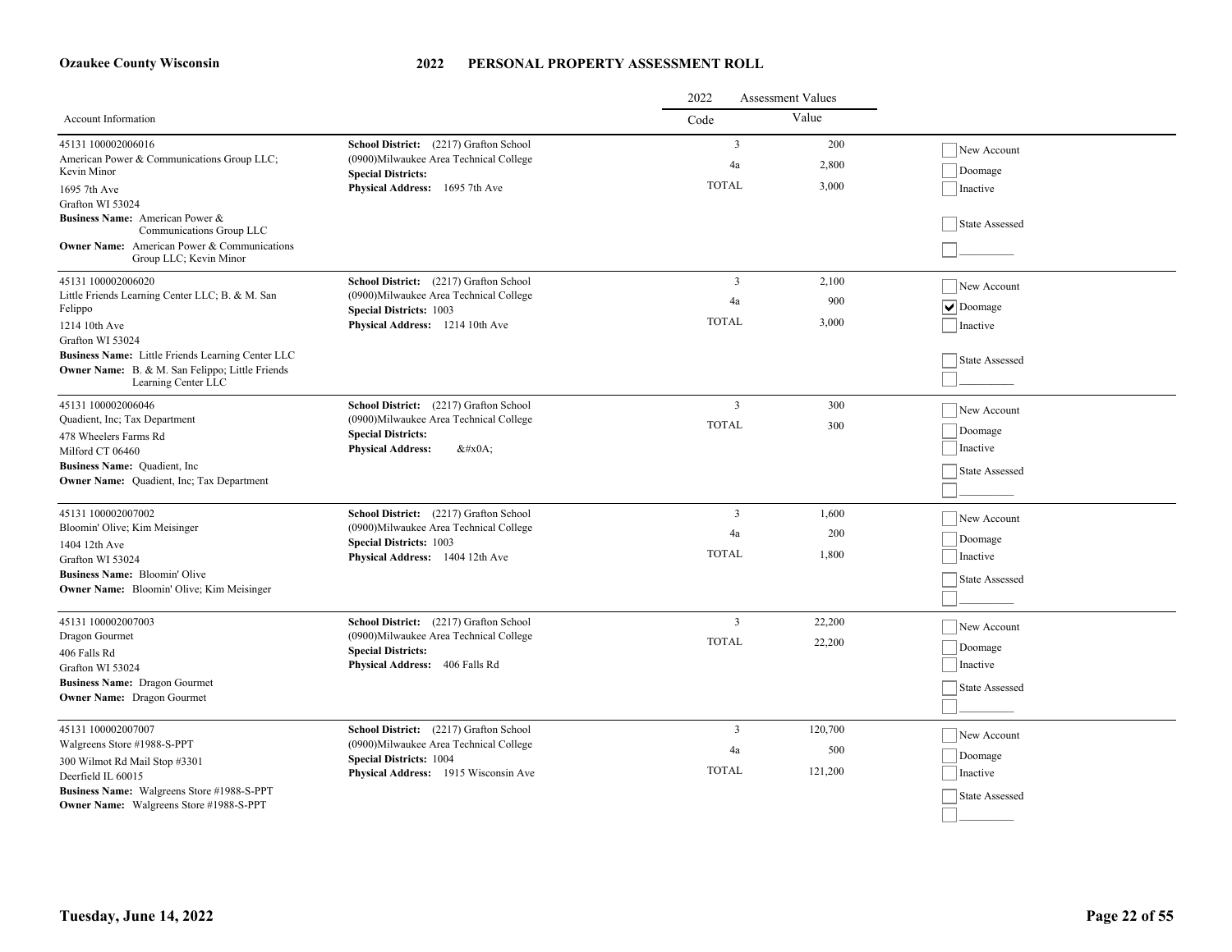**Ozaukee County Wisconsin**

# 2022 PERSONAL PROPERTY ASSESSMENT ROLL

| Account Information | | 2022 Assessment Values Code | Value | |
|---|---|---|---|---|
| 45131 100002006016<br>American Power & Communications Group LLC; Kevin Minor<br>1695 7th Ave<br>Grafton WI 53024<br>**Business Name:** American Power & Communications Group LLC<br>**Owner Name:** American Power & Communications Group LLC; Kevin Minor | **School District:** (2217) Grafton School<br>(0900)Milwaukee Area Technical College<br>**Special Districts:**<br>**Physical Address:** 1695 7th Ave | 3<br>4a<br>TOTAL | 200<br>2,800<br>3,000 | ☐ New Account<br>☐ Doomage<br>☐ Inactive<br>☐ State Assessed<br>☐ _________ |
| 45131 100002006020<br>Little Friends Learning Center LLC; B. & M. San Felippo<br>1214 10th Ave<br>Grafton WI 53024<br>**Business Name:** Little Friends Learning Center LLC<br>**Owner Name:** B. & M. San Felippo; Little Friends Learning Center LLC | **School District:** (2217) Grafton School<br>(0900)Milwaukee Area Technical College<br>**Special Districts:** 1003<br>**Physical Address:** 1214 10th Ave | 3<br>4a<br>TOTAL | 2,100<br>900<br>3,000 | ☐ New Account<br>☑ Doomage<br>☐ Inactive<br>☐ State Assessed<br>☐ _________ |
| 45131 100002006046<br>Quadient, Inc; Tax Department<br>478 Wheelers Farms Rd<br>Milford CT 06460<br>**Business Name:** Quadient, Inc<br>**Owner Name:** Quadient, Inc; Tax Department | **School District:** (2217) Grafton School<br>(0900)Milwaukee Area Technical College<br>**Special Districts:**<br>**Physical Address:** &#x0A; | 3<br>TOTAL | 300<br>300 | ☐ New Account<br>☐ Doomage<br>☐ Inactive<br>☐ State Assessed<br>☐ _________ |
| 45131 100002007002<br>Bloomin' Olive; Kim Meisinger<br>1404 12th Ave<br>Grafton WI 53024<br>**Business Name:** Bloomin' Olive<br>**Owner Name:** Bloomin' Olive; Kim Meisinger | **School District:** (2217) Grafton School<br>(0900)Milwaukee Area Technical College<br>**Special Districts:** 1003<br>**Physical Address:** 1404 12th Ave | 3<br>4a<br>TOTAL | 1,600<br>200<br>1,800 | ☐ New Account<br>☐ Doomage<br>☐ Inactive<br>☐ State Assessed<br>☐ _________ |
| 45131 100002007003<br>Dragon Gourmet<br>406 Falls Rd<br>Grafton WI 53024<br>**Business Name:** Dragon Gourmet<br>**Owner Name:** Dragon Gourmet | **School District:** (2217) Grafton School<br>(0900)Milwaukee Area Technical College<br>**Special Districts:**<br>**Physical Address:** 406 Falls Rd | 3<br>TOTAL | 22,200<br>22,200 | ☐ New Account<br>☐ Doomage<br>☐ Inactive<br>☐ State Assessed<br>☐ _________ |
| 45131 100002007007<br>Walgreens Store #1988-S-PPT<br>300 Wilmot Rd Mail Stop #3301<br>Deerfield IL 60015<br>**Business Name:** Walgreens Store #1988-S-PPT<br>**Owner Name:** Walgreens Store #1988-S-PPT | **School District:** (2217) Grafton School<br>(0900)Milwaukee Area Technical College<br>**Special Districts:** 1004<br>**Physical Address:** 1915 Wisconsin Ave | 3<br>4a<br>TOTAL | 120,700<br>500<br>121,200 | ☐ New Account<br>☐ Doomage<br>☐ Inactive<br>☐ State Assessed<br>☐ _________ |

**Tuesday, June 14, 2022**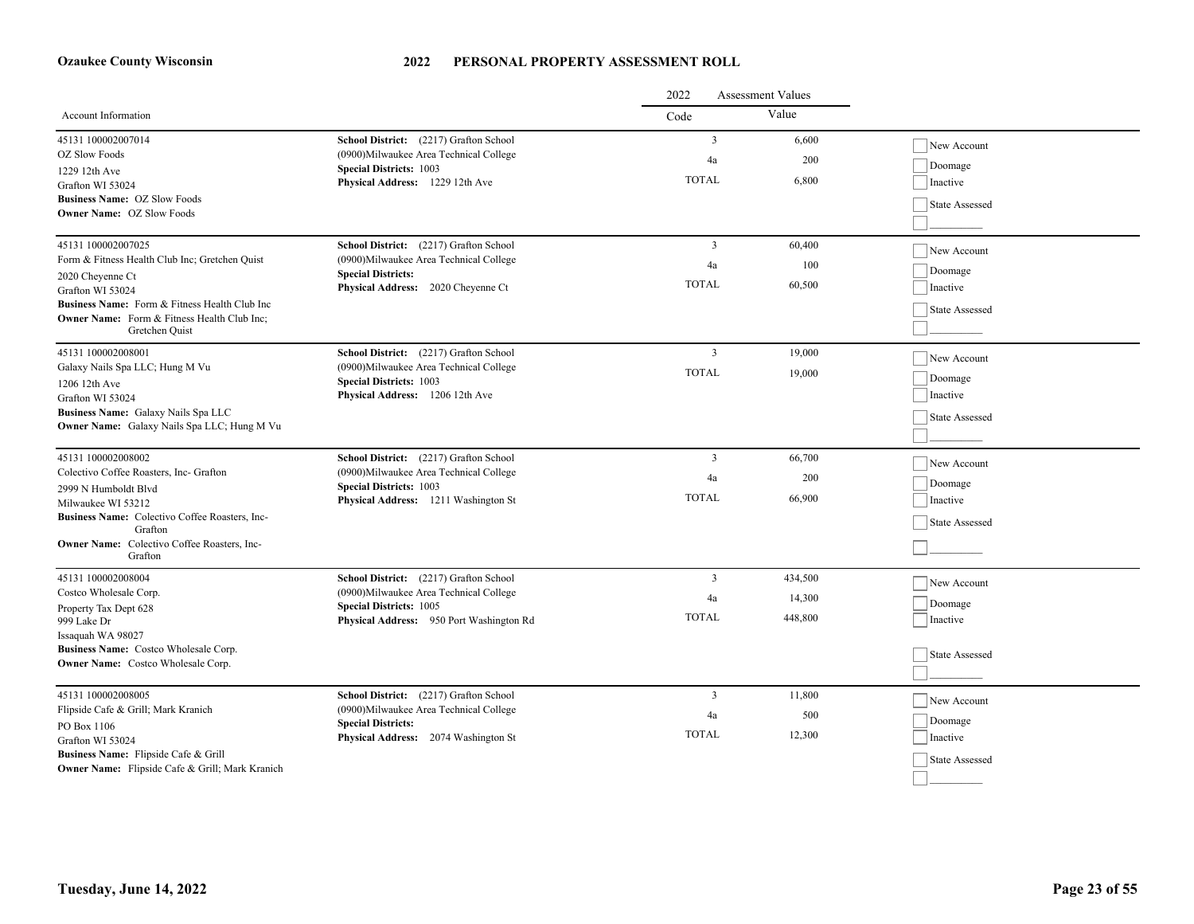**Ozaukee County Wisconsin**

# 2022 PERSONAL PROPERTY ASSESSMENT ROLL

| Account Information | | 2022 Assessment Values Code | Value | |
|---|---|---|---|---|
| 45131 100002007014<br>OZ Slow Foods<br>1229 12th Ave<br>Grafton WI 53024<br>**Business Name:** OZ Slow Foods<br>**Owner Name:** OZ Slow Foods | **School District:** (2217) Grafton School<br>(0900)Milwaukee Area Technical College<br>**Special Districts:** 1003<br>**Physical Address:** 1229 12th Ave | 3<br>4a<br>TOTAL | 6,600<br>200<br>6,800 | New Account<br>Doomage<br>Inactive<br>State Assessed |
| 45131 100002007025<br>Form & Fitness Health Club Inc; Gretchen Quist<br>2020 Cheyenne Ct<br>Grafton WI 53024<br>**Business Name:** Form & Fitness Health Club Inc<br>**Owner Name:** Form & Fitness Health Club Inc; Gretchen Quist | **School District:** (2217) Grafton School<br>(0900)Milwaukee Area Technical College<br>**Special Districts:**<br>**Physical Address:** 2020 Cheyenne Ct | 3<br>4a<br>TOTAL | 60,400<br>100<br>60,500 | New Account<br>Doomage<br>Inactive<br>State Assessed |
| 45131 100002008001<br>Galaxy Nails Spa LLC; Hung M Vu<br>1206 12th Ave<br>Grafton WI 53024<br>**Business Name:** Galaxy Nails Spa LLC<br>**Owner Name:** Galaxy Nails Spa LLC; Hung M Vu | **School District:** (2217) Grafton School<br>(0900)Milwaukee Area Technical College<br>**Special Districts:** 1003<br>**Physical Address:** 1206 12th Ave | 3<br>TOTAL | 19,000<br>19,000 | New Account<br>Doomage<br>Inactive<br>State Assessed |
| 45131 100002008002<br>Colectivo Coffee Roasters, Inc- Grafton<br>2999 N Humboldt Blvd<br>Milwaukee WI 53212<br>**Business Name:** Colectivo Coffee Roasters, Inc- Grafton<br>**Owner Name:** Colectivo Coffee Roasters, Inc- Grafton | **School District:** (2217) Grafton School<br>(0900)Milwaukee Area Technical College<br>**Special Districts:** 1003<br>**Physical Address:** 1211 Washington St | 3<br>4a<br>TOTAL | 66,700<br>200<br>66,900 | New Account<br>Doomage<br>Inactive<br>State Assessed |
| 45131 100002008004<br>Costco Wholesale Corp.<br>Property Tax Dept 628<br>999 Lake Dr<br>Issaquah WA 98027<br>**Business Name:** Costco Wholesale Corp.<br>**Owner Name:** Costco Wholesale Corp. | **School District:** (2217) Grafton School<br>(0900)Milwaukee Area Technical College<br>**Special Districts:** 1005<br>**Physical Address:** 950 Port Washington Rd | 3<br>4a<br>TOTAL | 434,500<br>14,300<br>448,800 | New Account<br>Doomage<br>Inactive<br>State Assessed |
| 45131 100002008005<br>Flipside Cafe & Grill; Mark Kranich<br>PO Box 1106<br>Grafton WI 53024<br>**Business Name:** Flipside Cafe & Grill<br>**Owner Name:** Flipside Cafe & Grill; Mark Kranich | **School District:** (2217) Grafton School<br>(0900)Milwaukee Area Technical College<br>**Special Districts:**<br>**Physical Address:** 2074 Washington St | 3<br>4a<br>TOTAL | 11,800<br>500<br>12,300 | New Account<br>Doomage<br>Inactive<br>State Assessed |

**Tuesday, June 14, 2022**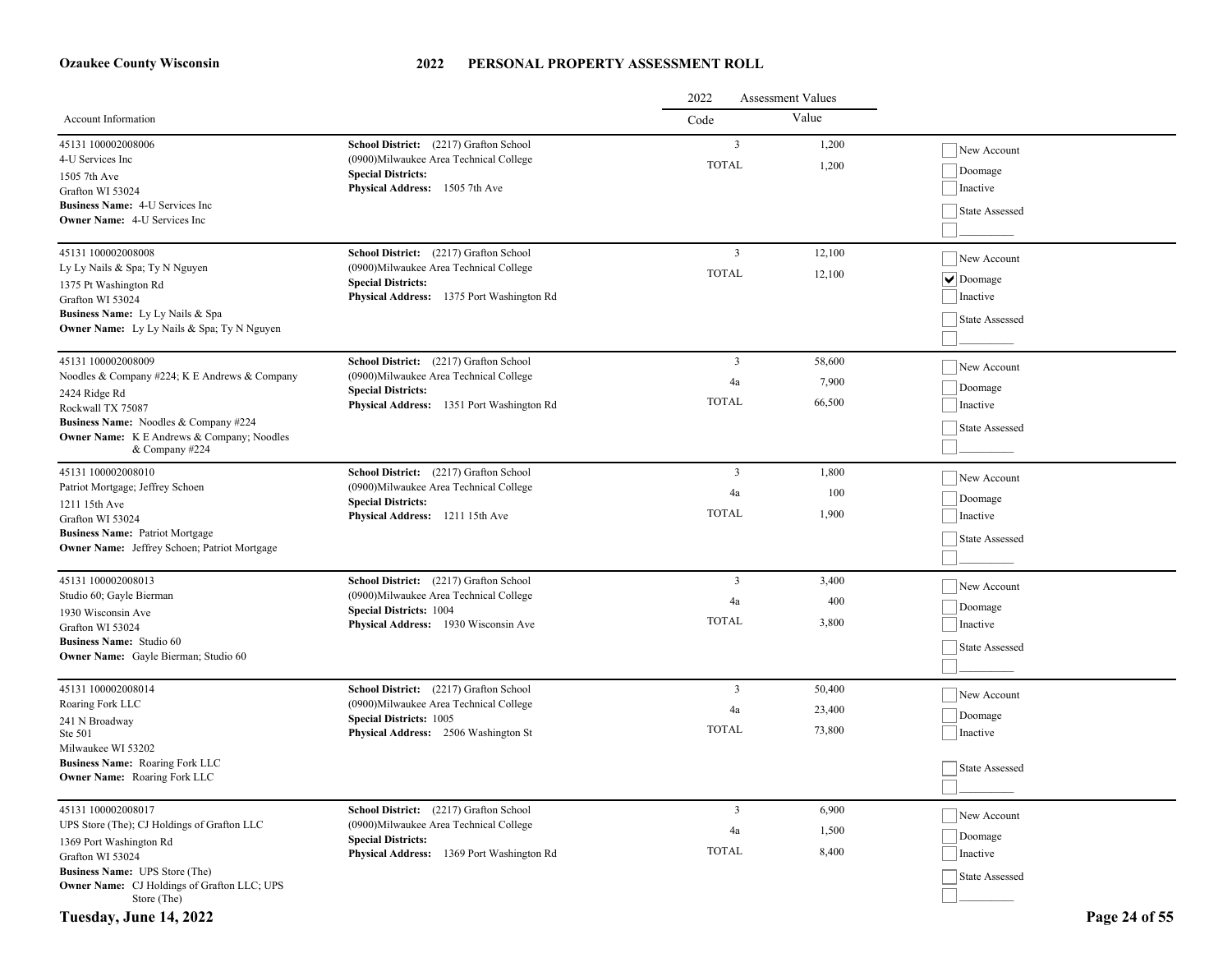**Ozaukee County Wisconsin**

# 2022 PERSONAL PROPERTY ASSESSMENT ROLL

| Account Information | | 2022 Assessment Values Code | Value | |
|---|---|---|---|---|
| 45131 100002008006<br>4-U Services Inc<br>1505 7th Ave<br>Grafton WI 53024<br>**Business Name:** 4-U Services Inc<br>**Owner Name:** 4-U Services Inc | **School District:** (2217) Grafton School<br>(0900)Milwaukee Area Technical College<br>**Special Districts:**<br>**Physical Address:** 1505 7th Ave | 3<br>TOTAL | 1,200<br>1,200 | ☐ New Account<br>☐ Doomage<br>☐ Inactive<br>☐ State Assessed<br>☐ _________ |
| 45131 100002008008<br>Ly Ly Nails & Spa; Ty N Nguyen<br>1375 Pt Washington Rd<br>Grafton WI 53024<br>**Business Name:** Ly Ly Nails & Spa<br>**Owner Name:** Ly Ly Nails & Spa; Ty N Nguyen | **School District:** (2217) Grafton School<br>(0900)Milwaukee Area Technical College<br>**Special Districts:**<br>**Physical Address:** 1375 Port Washington Rd | 3<br>TOTAL | 12,100<br>12,100 | ☐ New Account<br>☑ Doomage<br>☐ Inactive<br>☐ State Assessed<br>☐ _________ |
| 45131 100002008009<br>Noodles & Company #224; K E Andrews & Company<br>2424 Ridge Rd<br>Rockwall TX 75087<br>**Business Name:** Noodles & Company #224<br>**Owner Name:** K E Andrews & Company; Noodles & Company #224 | **School District:** (2217) Grafton School<br>(0900)Milwaukee Area Technical College<br>**Special Districts:**<br>**Physical Address:** 1351 Port Washington Rd | 3<br>4a<br>TOTAL | 58,600<br>7,900<br>66,500 | ☐ New Account<br>☐ Doomage<br>☐ Inactive<br>☐ State Assessed<br>☐ _________ |
| 45131 100002008010<br>Patriot Mortgage; Jeffrey Schoen<br>1211 15th Ave<br>Grafton WI 53024<br>**Business Name:** Patriot Mortgage<br>**Owner Name:** Jeffrey Schoen; Patriot Mortgage | **School District:** (2217) Grafton School<br>(0900)Milwaukee Area Technical College<br>**Special Districts:**<br>**Physical Address:** 1211 15th Ave | 3<br>4a<br>TOTAL | 1,800<br>100<br>1,900 | ☐ New Account<br>☐ Doomage<br>☐ Inactive<br>☐ State Assessed<br>☐ _________ |
| 45131 100002008013<br>Studio 60; Gayle Bierman<br>1930 Wisconsin Ave<br>Grafton WI 53024<br>**Business Name:** Studio 60<br>**Owner Name:** Gayle Bierman; Studio 60 | **School District:** (2217) Grafton School<br>(0900)Milwaukee Area Technical College<br>**Special Districts:** 1004<br>**Physical Address:** 1930 Wisconsin Ave | 3<br>4a<br>TOTAL | 3,400<br>400<br>3,800 | ☐ New Account<br>☐ Doomage<br>☐ Inactive<br>☐ State Assessed<br>☐ _________ |
| 45131 100002008014<br>Roaring Fork LLC<br>241 N Broadway<br>Ste 501<br>Milwaukee WI 53202<br>**Business Name:** Roaring Fork LLC<br>**Owner Name:** Roaring Fork LLC | **School District:** (2217) Grafton School<br>(0900)Milwaukee Area Technical College<br>**Special Districts:** 1005<br>**Physical Address:** 2506 Washington St | 3<br>4a<br>TOTAL | 50,400<br>23,400<br>73,800 | ☐ New Account<br>☐ Doomage<br>☐ Inactive<br>☐ State Assessed<br>☐ _________ |
| 45131 100002008017<br>UPS Store (The); CJ Holdings of Grafton LLC<br>1369 Port Washington Rd<br>Grafton WI 53024<br>**Business Name:** UPS Store (The)<br>**Owner Name:** CJ Holdings of Grafton LLC; UPS Store (The) | **School District:** (2217) Grafton School<br>(0900)Milwaukee Area Technical College<br>**Special Districts:**<br>**Physical Address:** 1369 Port Washington Rd | 3<br>4a<br>TOTAL | 6,900<br>1,500<br>8,400 | ☐ New Account<br>☐ Doomage<br>☐ Inactive<br>☐ State Assessed<br>☐ _________ |

**Tuesday, June 14, 2022**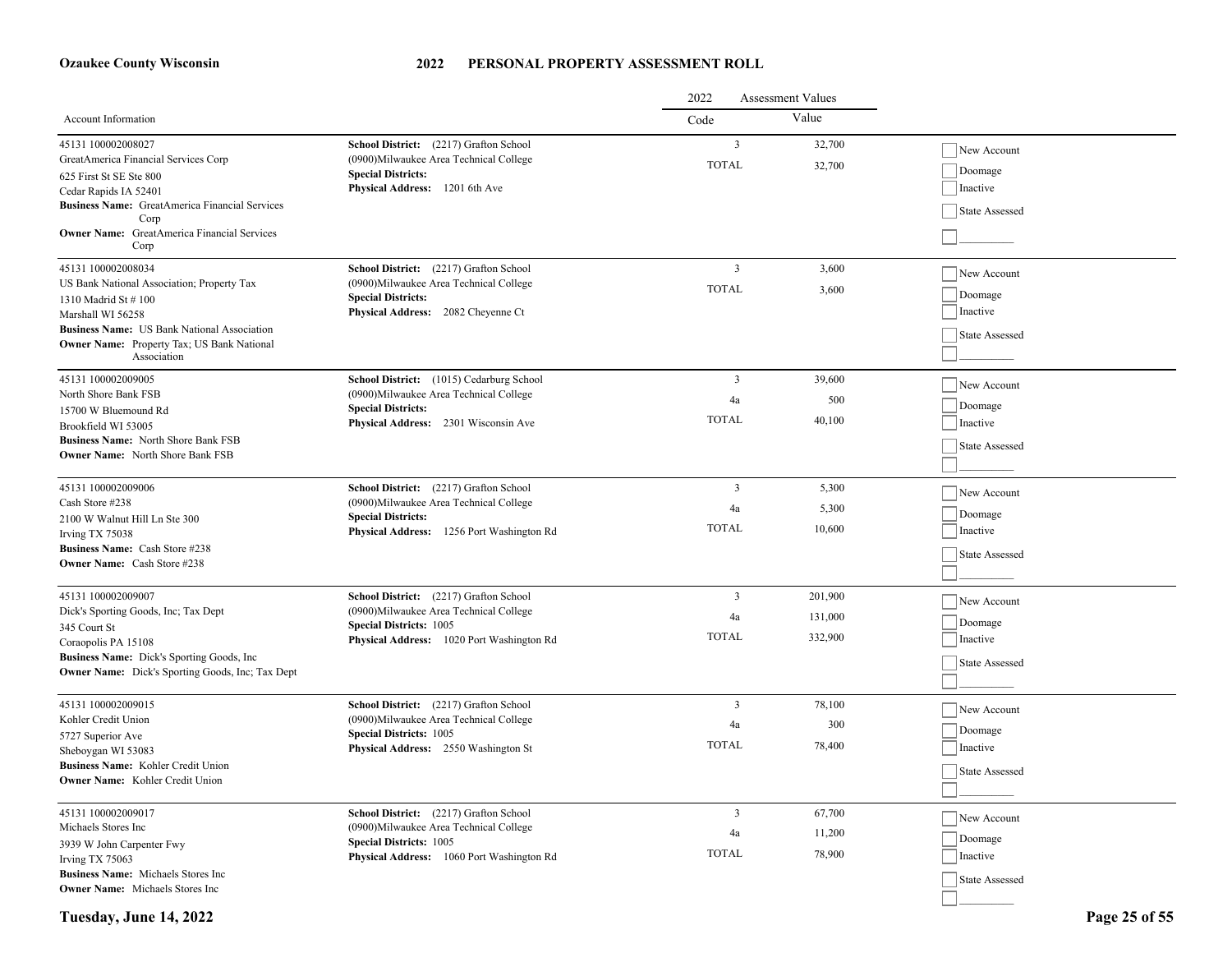# Ozaukee County Wisconsin

## 2022 PERSONAL PROPERTY ASSESSMENT ROLL

| Account Information | | 2022 Assessment Values Code | Value | |
|---|---|---|---|---|
| 45131 100002008027<br>GreatAmerica Financial Services Corp<br>625 First St SE Ste 800<br>Cedar Rapids IA 52401<br>**Business Name:** GreatAmerica Financial Services Corp<br>**Owner Name:** GreatAmerica Financial Services Corp | **School District:** (2217) Grafton School<br>(0900)Milwaukee Area Technical College<br>**Special Districts:**<br>**Physical Address:** 1201 6th Ave | 3<br>TOTAL | 32,700<br>32,700 | ☐ New Account<br>☐ Doomage<br>☐ Inactive<br>☐ State Assessed<br>☐ _________ |
| 45131 100002008034<br>US Bank National Association; Property Tax<br>1310 Madrid St # 100<br>Marshall WI 56258<br>**Business Name:** US Bank National Association<br>**Owner Name:** Property Tax; US Bank National Association | **School District:** (2217) Grafton School<br>(0900)Milwaukee Area Technical College<br>**Special Districts:**<br>**Physical Address:** 2082 Cheyenne Ct | 3<br>TOTAL | 3,600<br>3,600 | ☐ New Account<br>☐ Doomage<br>☐ Inactive<br>☐ State Assessed<br>☐ _________ |
| 45131 100002009005<br>North Shore Bank FSB<br>15700 W Bluemound Rd<br>Brookfield WI 53005<br>**Business Name:** North Shore Bank FSB<br>**Owner Name:** North Shore Bank FSB | **School District:** (1015) Cedarburg School<br>(0900)Milwaukee Area Technical College<br>**Special Districts:**<br>**Physical Address:** 2301 Wisconsin Ave | 3<br>4a<br>TOTAL | 39,600<br>500<br>40,100 | ☐ New Account<br>☐ Doomage<br>☐ Inactive<br>☐ State Assessed<br>☐ _________ |
| 45131 100002009006<br>Cash Store #238<br>2100 W Walnut Hill Ln Ste 300<br>Irving TX 75038<br>**Business Name:** Cash Store #238<br>**Owner Name:** Cash Store #238 | **School District:** (2217) Grafton School<br>(0900)Milwaukee Area Technical College<br>**Special Districts:**<br>**Physical Address:** 1256 Port Washington Rd | 3<br>4a<br>TOTAL | 5,300<br>5,300<br>10,600 | ☐ New Account<br>☐ Doomage<br>☐ Inactive<br>☐ State Assessed<br>☐ _________ |
| 45131 100002009007<br>Dick's Sporting Goods, Inc; Tax Dept<br>345 Court St<br>Coraopolis PA 15108<br>**Business Name:** Dick's Sporting Goods, Inc<br>**Owner Name:** Dick's Sporting Goods, Inc; Tax Dept | **School District:** (2217) Grafton School<br>(0900)Milwaukee Area Technical College<br>**Special Districts:** 1005<br>**Physical Address:** 1020 Port Washington Rd | 3<br>4a<br>TOTAL | 201,900<br>131,000<br>332,900 | ☐ New Account<br>☐ Doomage<br>☐ Inactive<br>☐ State Assessed<br>☐ _________ |
| 45131 100002009015<br>Kohler Credit Union<br>5727 Superior Ave<br>Sheboygan WI 53083<br>**Business Name:** Kohler Credit Union<br>**Owner Name:** Kohler Credit Union | **School District:** (2217) Grafton School<br>(0900)Milwaukee Area Technical College<br>**Special Districts:** 1005<br>**Physical Address:** 2550 Washington St | 3<br>4a<br>TOTAL | 78,100<br>300<br>78,400 | ☐ New Account<br>☐ Doomage<br>☐ Inactive<br>☐ State Assessed<br>☐ _________ |
| 45131 100002009017<br>Michaels Stores Inc<br>3939 W John Carpenter Fwy<br>Irving TX 75063<br>**Business Name:** Michaels Stores Inc<br>**Owner Name:** Michaels Stores Inc | **School District:** (2217) Grafton School<br>(0900)Milwaukee Area Technical College<br>**Special Districts:** 1005<br>**Physical Address:** 1060 Port Washington Rd | 3<br>4a<br>TOTAL | 67,700<br>11,200<br>78,900 | ☐ New Account<br>☐ Doomage<br>☐ Inactive<br>☐ State Assessed<br>☐ _________ |

Tuesday, June 14, 2022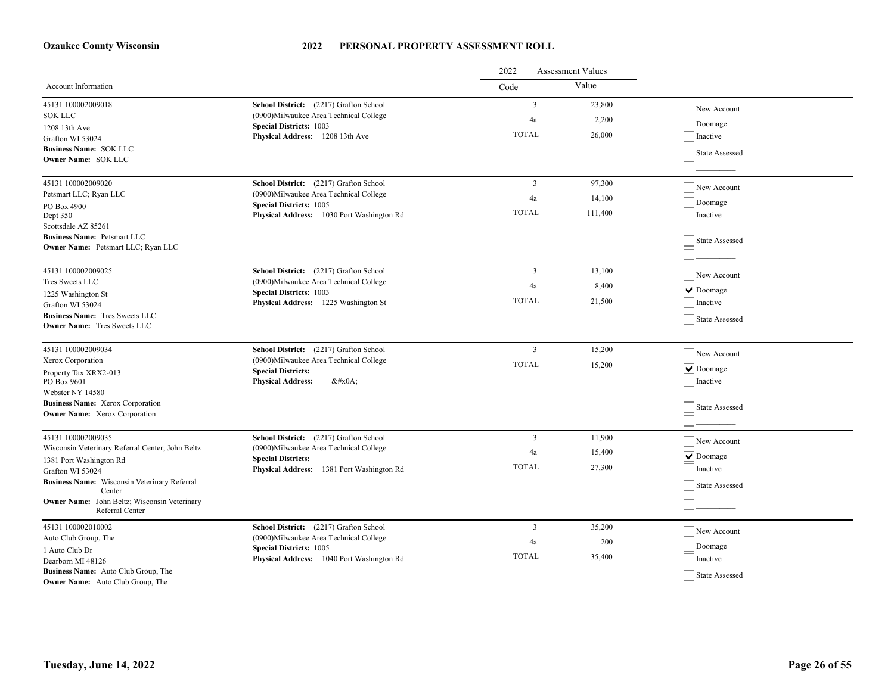# Ozaukee County Wisconsin

## 2022 PERSONAL PROPERTY ASSESSMENT ROLL

| Account Information | | 2022 Assessment Values Code | Value | |
|---|---|---|---|---|
| 45131 100002009018<br>SOK LLC<br>1208 13th Ave<br>Grafton WI 53024<br>**Business Name:** SOK LLC<br>**Owner Name:** SOK LLC | **School District:** (2217) Grafton School<br>(0900)Milwaukee Area Technical College<br>**Special Districts:** 1003<br>**Physical Address:** 1208 13th Ave | 3<br>4a<br>TOTAL | 23,800<br>2,200<br>26,000 | ☐ New Account<br>☐ Doomage<br>☐ Inactive<br>☐ State Assessed<br>☐ _________ |
| 45131 100002009020<br>Petsmart LLC; Ryan LLC<br>PO Box 4900<br>Dept 350<br>Scottsdale AZ 85261<br>**Business Name:** Petsmart LLC<br>**Owner Name:** Petsmart LLC; Ryan LLC | **School District:** (2217) Grafton School<br>(0900)Milwaukee Area Technical College<br>**Special Districts:** 1005<br>**Physical Address:** 1030 Port Washington Rd | 3<br>4a<br>TOTAL | 97,300<br>14,100<br>111,400 | ☐ New Account<br>☐ Doomage<br>☐ Inactive<br>☐ State Assessed<br>☐ _________ |
| 45131 100002009025<br>Tres Sweets LLC<br>1225 Washington St<br>Grafton WI 53024<br>**Business Name:** Tres Sweets LLC<br>**Owner Name:** Tres Sweets LLC | **School District:** (2217) Grafton School<br>(0900)Milwaukee Area Technical College<br>**Special Districts:** 1003<br>**Physical Address:** 1225 Washington St | 3<br>4a<br>TOTAL | 13,100<br>8,400<br>21,500 | ☐ New Account<br>☑ Doomage<br>☐ Inactive<br>☐ State Assessed<br>☐ _________ |
| 45131 100002009034<br>Xerox Corporation<br>Property Tax XRX2-013<br>PO Box 9601<br>Webster NY 14580<br>**Business Name:** Xerox Corporation<br>**Owner Name:** Xerox Corporation | **School District:** (2217) Grafton School<br>(0900)Milwaukee Area Technical College<br>**Special Districts:**<br>**Physical Address:** &#x0A; | 3<br>TOTAL | 15,200<br>15,200 | ☐ New Account<br>☑ Doomage<br>☐ Inactive<br>☐ State Assessed<br>☐ _________ |
| 45131 100002009035<br>Wisconsin Veterinary Referral Center; John Beltz<br>1381 Port Washington Rd<br>Grafton WI 53024<br>**Business Name:** Wisconsin Veterinary Referral Center<br>**Owner Name:** John Beltz; Wisconsin Veterinary Referral Center | **School District:** (2217) Grafton School<br>(0900)Milwaukee Area Technical College<br>**Special Districts:**<br>**Physical Address:** 1381 Port Washington Rd | 3<br>4a<br>TOTAL | 11,900<br>15,400<br>27,300 | ☐ New Account<br>☑ Doomage<br>☐ Inactive<br>☐ State Assessed<br>☐ _________ |
| 45131 100002010002<br>Auto Club Group, The<br>1 Auto Club Dr<br>Dearborn MI 48126<br>**Business Name:** Auto Club Group, The<br>**Owner Name:** Auto Club Group, The | **School District:** (2217) Grafton School<br>(0900)Milwaukee Area Technical College<br>**Special Districts:** 1005<br>**Physical Address:** 1040 Port Washington Rd | 3<br>4a<br>TOTAL | 35,200<br>200<br>35,400 | ☐ New Account<br>☐ Doomage<br>☐ Inactive<br>☐ State Assessed<br>☐ _________ |

**Tuesday, June 14, 2022**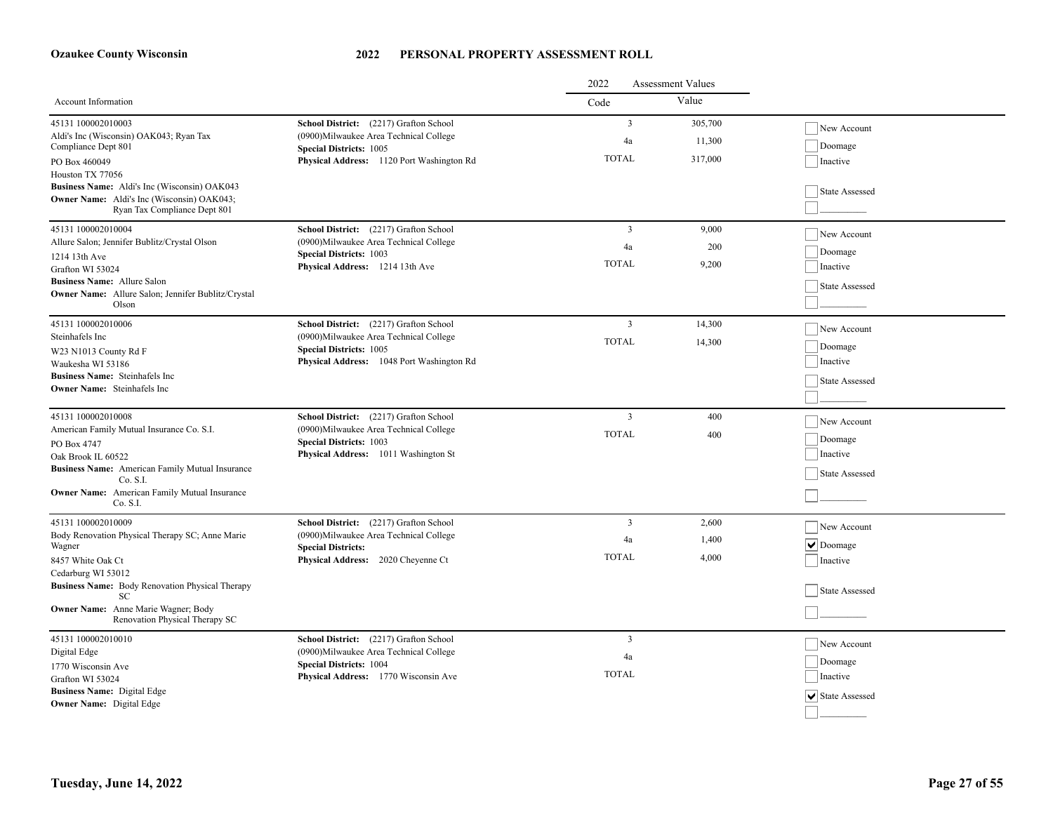# Ozaukee County Wisconsin

## 2022 PERSONAL PROPERTY ASSESSMENT ROLL

| Account Information | | 2022 Assessment Values Code | Value | |
|---|---|---|---|---|
| 45131 100002010003<br>Aldi's Inc (Wisconsin) OAK043; Ryan Tax Compliance Dept 801<br>PO Box 460049<br>Houston TX 77056<br>**Business Name:** Aldi's Inc (Wisconsin) OAK043<br>**Owner Name:** Aldi's Inc (Wisconsin) OAK043; Ryan Tax Compliance Dept 801 | **School District:** (2217) Grafton School<br>(0900)Milwaukee Area Technical College<br>**Special Districts:** 1005<br>**Physical Address:** 1120 Port Washington Rd | 3<br>4a<br>TOTAL | 305,700<br>11,300<br>317,000 | ☐ New Account<br>☐ Doomage<br>☐ Inactive<br>☐ State Assessed<br>☐ _________ |
| 45131 100002010004<br>Allure Salon; Jennifer Bublitz/Crystal Olson<br>1214 13th Ave<br>Grafton WI 53024<br>**Business Name:** Allure Salon<br>**Owner Name:** Allure Salon; Jennifer Bublitz/Crystal Olson | **School District:** (2217) Grafton School<br>(0900)Milwaukee Area Technical College<br>**Special Districts:** 1003<br>**Physical Address:** 1214 13th Ave | 3<br>4a<br>TOTAL | 9,000<br>200<br>9,200 | ☐ New Account<br>☐ Doomage<br>☐ Inactive<br>☐ State Assessed<br>☐ _________ |
| 45131 100002010006<br>Steinhafels Inc<br>W23 N1013 County Rd F<br>Waukesha WI 53186<br>**Business Name:** Steinhafels Inc<br>**Owner Name:** Steinhafels Inc | **School District:** (2217) Grafton School<br>(0900)Milwaukee Area Technical College<br>**Special Districts:** 1005<br>**Physical Address:** 1048 Port Washington Rd | 3<br>TOTAL | 14,300<br>14,300 | ☐ New Account<br>☐ Doomage<br>☐ Inactive<br>☐ State Assessed<br>☐ _________ |
| 45131 100002010008<br>American Family Mutual Insurance Co. S.I.<br>PO Box 4747<br>Oak Brook IL 60522<br>**Business Name:** American Family Mutual Insurance Co. S.I.<br>**Owner Name:** American Family Mutual Insurance Co. S.I. | **School District:** (2217) Grafton School<br>(0900)Milwaukee Area Technical College<br>**Special Districts:** 1003<br>**Physical Address:** 1011 Washington St | 3<br>TOTAL | 400<br>400 | ☐ New Account<br>☐ Doomage<br>☐ Inactive<br>☐ State Assessed<br>☐ _________ |
| 45131 100002010009<br>Body Renovation Physical Therapy SC; Anne Marie Wagner<br>8457 White Oak Ct<br>Cedarburg WI 53012<br>**Business Name:** Body Renovation Physical Therapy SC<br>**Owner Name:** Anne Marie Wagner; Body Renovation Physical Therapy SC | **School District:** (2217) Grafton School<br>(0900)Milwaukee Area Technical College<br>**Special Districts:**<br>**Physical Address:** 2020 Cheyenne Ct | 3<br>4a<br>TOTAL | 2,600<br>1,400<br>4,000 | ☐ New Account<br>☑ Doomage<br>☐ Inactive<br>☐ State Assessed<br>☐ _________ |
| 45131 100002010010<br>Digital Edge<br>1770 Wisconsin Ave<br>Grafton WI 53024<br>**Business Name:** Digital Edge<br>**Owner Name:** Digital Edge | **School District:** (2217) Grafton School<br>(0900)Milwaukee Area Technical College<br>**Special Districts:** 1004<br>**Physical Address:** 1770 Wisconsin Ave | 3<br>4a<br>TOTAL | | ☐ New Account<br>☐ Doomage<br>☐ Inactive<br>☑ State Assessed<br>☐ _________ |

**Tuesday, June 14, 2022**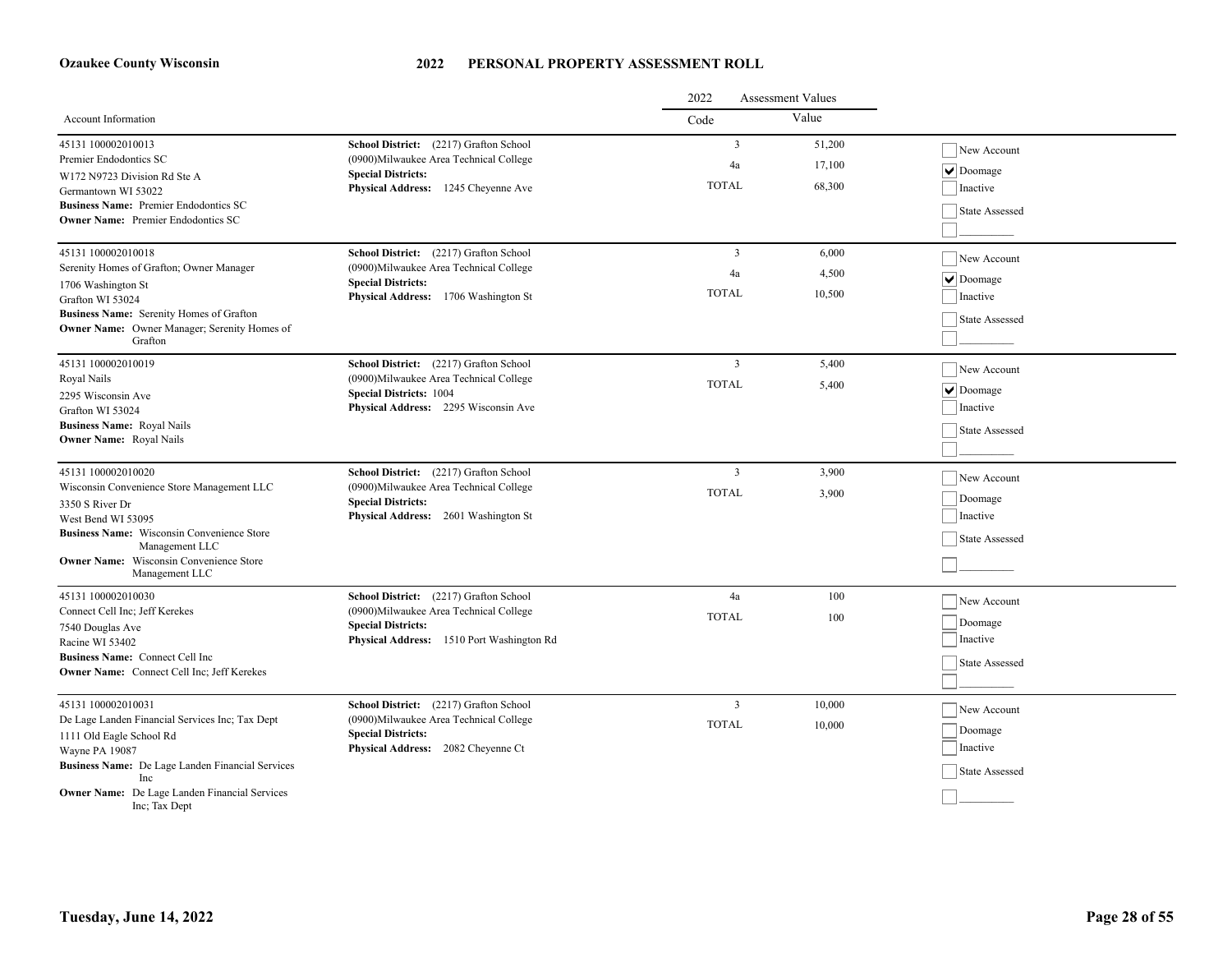**Ozaukee County Wisconsin**

# 2022 PERSONAL PROPERTY ASSESSMENT ROLL

| Account Information | | 2022 Assessment Values Code | Value | |
|---|---|---|---|---|
| 45131 100002010013<br>Premier Endodontics SC<br>W172 N9723 Division Rd Ste A<br>Germantown WI 53022<br>**Business Name:** Premier Endodontics SC<br>**Owner Name:** Premier Endodontics SC | **School District:** (2217) Grafton School<br>(0900)Milwaukee Area Technical College<br>**Special Districts:**<br>**Physical Address:** 1245 Cheyenne Ave | 3<br>4a<br>TOTAL | 51,200<br>17,100<br>68,300 | [ ] New Account<br>[x] Doomage<br>[ ] Inactive<br>[ ] State Assessed<br>[ ] _________ |
| 45131 100002010018<br>Serenity Homes of Grafton; Owner Manager<br>1706 Washington St<br>Grafton WI 53024<br>**Business Name:** Serenity Homes of Grafton<br>**Owner Name:** Owner Manager; Serenity Homes of Grafton | **School District:** (2217) Grafton School<br>(0900)Milwaukee Area Technical College<br>**Special Districts:**<br>**Physical Address:** 1706 Washington St | 3<br>4a<br>TOTAL | 6,000<br>4,500<br>10,500 | [ ] New Account<br>[x] Doomage<br>[ ] Inactive<br>[ ] State Assessed<br>[ ] _________ |
| 45131 100002010019<br>Royal Nails<br>2295 Wisconsin Ave<br>Grafton WI 53024<br>**Business Name:** Royal Nails<br>**Owner Name:** Royal Nails | **School District:** (2217) Grafton School<br>(0900)Milwaukee Area Technical College<br>**Special Districts:** 1004<br>**Physical Address:** 2295 Wisconsin Ave | 3<br>TOTAL | 5,400<br>5,400 | [ ] New Account<br>[x] Doomage<br>[ ] Inactive<br>[ ] State Assessed<br>[ ] _________ |
| 45131 100002010020<br>Wisconsin Convenience Store Management LLC<br>3350 S River Dr<br>West Bend WI 53095<br>**Business Name:** Wisconsin Convenience Store Management LLC<br>**Owner Name:** Wisconsin Convenience Store Management LLC | **School District:** (2217) Grafton School<br>(0900)Milwaukee Area Technical College<br>**Special Districts:**<br>**Physical Address:** 2601 Washington St | 3<br>TOTAL | 3,900<br>3,900 | [ ] New Account<br>[ ] Doomage<br>[ ] Inactive<br>[ ] State Assessed<br>[ ] _________ |
| 45131 100002010030<br>Connect Cell Inc; Jeff Kerekes<br>7540 Douglas Ave<br>Racine WI 53402<br>**Business Name:** Connect Cell Inc<br>**Owner Name:** Connect Cell Inc; Jeff Kerekes | **School District:** (2217) Grafton School<br>(0900)Milwaukee Area Technical College<br>**Special Districts:**<br>**Physical Address:** 1510 Port Washington Rd | 4a<br>TOTAL | 100<br>100 | [ ] New Account<br>[ ] Doomage<br>[ ] Inactive<br>[ ] State Assessed<br>[ ] _________ |
| 45131 100002010031<br>De Lage Landen Financial Services Inc; Tax Dept<br>1111 Old Eagle School Rd<br>Wayne PA 19087<br>**Business Name:** De Lage Landen Financial Services Inc<br>**Owner Name:** De Lage Landen Financial Services Inc; Tax Dept | **School District:** (2217) Grafton School<br>(0900)Milwaukee Area Technical College<br>**Special Districts:**<br>**Physical Address:** 2082 Cheyenne Ct | 3<br>TOTAL | 10,000<br>10,000 | [ ] New Account<br>[ ] Doomage<br>[ ] Inactive<br>[ ] State Assessed<br>[ ] _________ |

**Tuesday, June 14, 2022**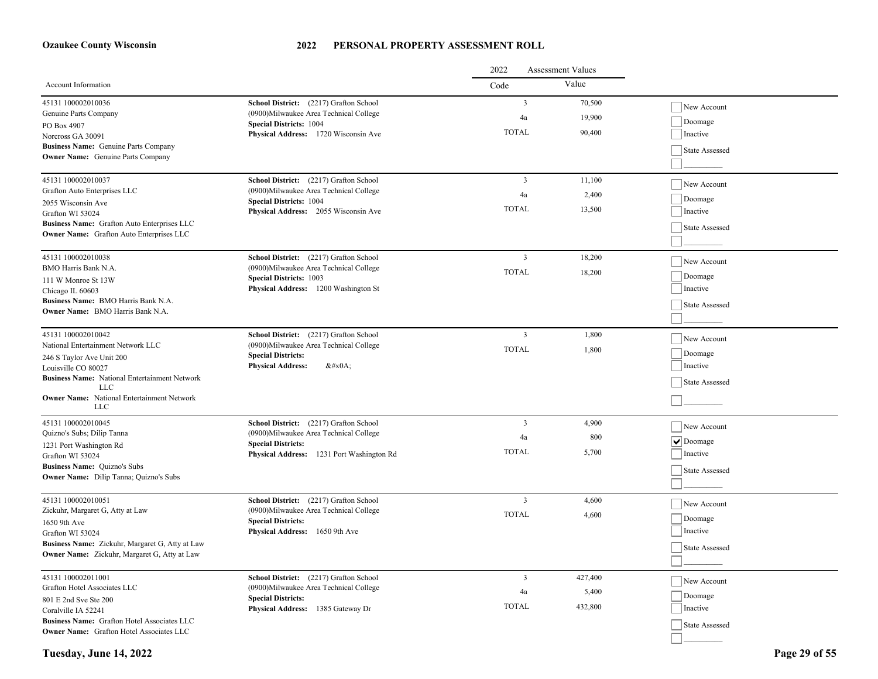**Ozaukee County Wisconsin**

# 2022 PERSONAL PROPERTY ASSESSMENT ROLL

| Account Information | | 2022 Assessment Values Code | Value | |
|---|---|---|---|---|
| 45131 100002010036<br>Genuine Parts Company<br>PO Box 4907<br>Norcross GA 30091<br>**Business Name:** Genuine Parts Company<br>**Owner Name:** Genuine Parts Company | **School District:** (2217) Grafton School<br>(0900)Milwaukee Area Technical College<br>**Special Districts:** 1004<br>**Physical Address:** 1720 Wisconsin Ave | 3<br>4a<br>TOTAL | 70,500<br>19,900<br>90,400 | ☐ New Account<br>☐ Doomage<br>☐ Inactive<br>☐ State Assessed<br>☐ _________ |
| 45131 100002010037<br>Grafton Auto Enterprises LLC<br>2055 Wisconsin Ave<br>Grafton WI 53024<br>**Business Name:** Grafton Auto Enterprises LLC<br>**Owner Name:** Grafton Auto Enterprises LLC | **School District:** (2217) Grafton School<br>(0900)Milwaukee Area Technical College<br>**Special Districts:** 1004<br>**Physical Address:** 2055 Wisconsin Ave | 3<br>4a<br>TOTAL | 11,100<br>2,400<br>13,500 | ☐ New Account<br>☐ Doomage<br>☐ Inactive<br>☐ State Assessed<br>☐ _________ |
| 45131 100002010038<br>BMO Harris Bank N.A.<br>111 W Monroe St 13W<br>Chicago IL 60603<br>**Business Name:** BMO Harris Bank N.A.<br>**Owner Name:** BMO Harris Bank N.A. | **School District:** (2217) Grafton School<br>(0900)Milwaukee Area Technical College<br>**Special Districts:** 1003<br>**Physical Address:** 1200 Washington St | 3<br>TOTAL | 18,200<br>18,200 | ☐ New Account<br>☐ Doomage<br>☐ Inactive<br>☐ State Assessed<br>☐ _________ |
| 45131 100002010042<br>National Entertainment Network LLC<br>246 S Taylor Ave Unit 200<br>Louisville CO 80027<br>**Business Name:** National Entertainment Network LLC<br>**Owner Name:** National Entertainment Network LLC | **School District:** (2217) Grafton School<br>(0900)Milwaukee Area Technical College<br>**Special Districts:**<br>**Physical Address:** &#x0A; | 3<br>TOTAL | 1,800<br>1,800 | ☐ New Account<br>☐ Doomage<br>☐ Inactive<br>☐ State Assessed<br>☐ _________ |
| 45131 100002010045<br>Quizno's Subs; Dilip Tanna<br>1231 Port Washington Rd<br>Grafton WI 53024<br>**Business Name:** Quizno's Subs<br>**Owner Name:** Dilip Tanna; Quizno's Subs | **School District:** (2217) Grafton School<br>(0900)Milwaukee Area Technical College<br>**Special Districts:**<br>**Physical Address:** 1231 Port Washington Rd | 3<br>4a<br>TOTAL | 4,900<br>800<br>5,700 | ☐ New Account<br>☑ Doomage<br>☐ Inactive<br>☐ State Assessed<br>☐ _________ |
| 45131 100002010051<br>Zickuhr, Margaret G, Atty at Law<br>1650 9th Ave<br>Grafton WI 53024<br>**Business Name:** Zickuhr, Margaret G, Atty at Law<br>**Owner Name:** Zickuhr, Margaret G, Atty at Law | **School District:** (2217) Grafton School<br>(0900)Milwaukee Area Technical College<br>**Special Districts:**<br>**Physical Address:** 1650 9th Ave | 3<br>TOTAL | 4,600<br>4,600 | ☐ New Account<br>☐ Doomage<br>☐ Inactive<br>☐ State Assessed<br>☐ _________ |
| 45131 100002011001<br>Grafton Hotel Associates LLC<br>801 E 2nd Sve Ste 200<br>Coralville IA 52241<br>**Business Name:** Grafton Hotel Associates LLC<br>**Owner Name:** Grafton Hotel Associates LLC | **School District:** (2217) Grafton School<br>(0900)Milwaukee Area Technical College<br>**Special Districts:**<br>**Physical Address:** 1385 Gateway Dr | 3<br>4a<br>TOTAL | 427,400<br>5,400<br>432,800 | ☐ New Account<br>☐ Doomage<br>☐ Inactive<br>☐ State Assessed<br>☐ _________ |

**Tuesday, June 14, 2022**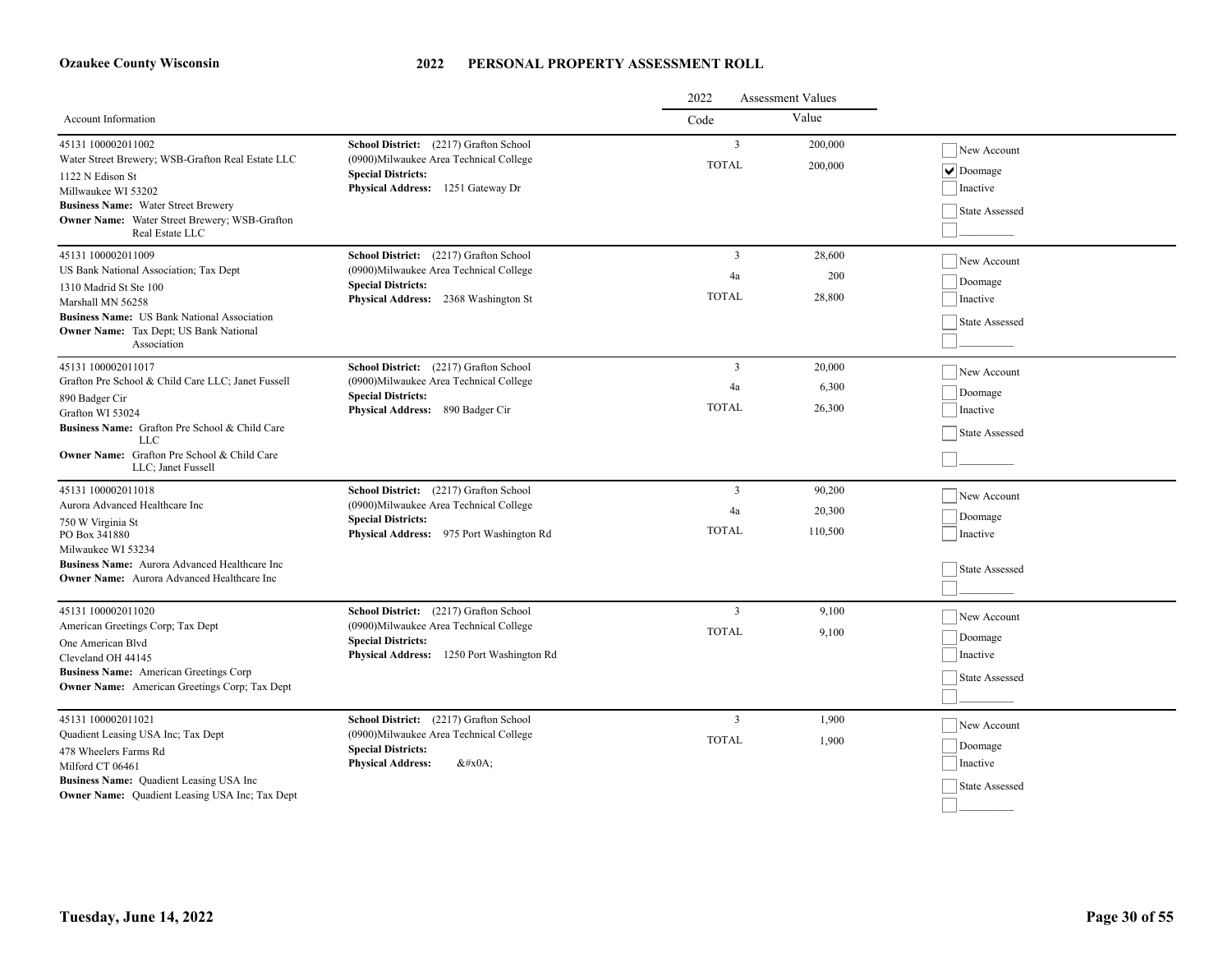**Ozaukee County Wisconsin**

# 2022 PERSONAL PROPERTY ASSESSMENT ROLL

| Account Information | | 2022 Assessment Values Code | Value | |
|---|---|---|---|---|
| 45131 100002011002<br>Water Street Brewery; WSB-Grafton Real Estate LLC<br>1122 N Edison St<br>Millwaukee WI 53202<br>**Business Name:** Water Street Brewery<br>**Owner Name:** Water Street Brewery; WSB-Grafton Real Estate LLC | **School District:** (2217) Grafton School<br>(0900)Milwaukee Area Technical College<br>**Special Districts:**<br>**Physical Address:** 1251 Gateway Dr | 3<br>TOTAL | 200,000<br>200,000 | [ ] New Account<br>[x] Doomage<br>[ ] Inactive<br>[ ] State Assessed<br>[ ] ________ |
| 45131 100002011009<br>US Bank National Association; Tax Dept<br>1310 Madrid St Ste 100<br>Marshall MN 56258<br>**Business Name:** US Bank National Association<br>**Owner Name:** Tax Dept; US Bank National Association | **School District:** (2217) Grafton School<br>(0900)Milwaukee Area Technical College<br>**Special Districts:**<br>**Physical Address:** 2368 Washington St | 3<br>4a<br>TOTAL | 28,600<br>200<br>28,800 | [ ] New Account<br>[ ] Doomage<br>[ ] Inactive<br>[ ] State Assessed<br>[ ] ________ |
| 45131 100002011017<br>Grafton Pre School & Child Care LLC; Janet Fussell<br>890 Badger Cir<br>Grafton WI 53024<br>**Business Name:** Grafton Pre School & Child Care LLC<br>**Owner Name:** Grafton Pre School & Child Care LLC; Janet Fussell | **School District:** (2217) Grafton School<br>(0900)Milwaukee Area Technical College<br>**Special Districts:**<br>**Physical Address:** 890 Badger Cir | 3<br>4a<br>TOTAL | 20,000<br>6,300<br>26,300 | [ ] New Account<br>[ ] Doomage<br>[ ] Inactive<br>[ ] State Assessed<br>[ ] ________ |
| 45131 100002011018<br>Aurora Advanced Healthcare Inc<br>750 W Virginia St<br>PO Box 341880<br>Milwaukee WI 53234<br>**Business Name:** Aurora Advanced Healthcare Inc<br>**Owner Name:** Aurora Advanced Healthcare Inc | **School District:** (2217) Grafton School<br>(0900)Milwaukee Area Technical College<br>**Special Districts:**<br>**Physical Address:** 975 Port Washington Rd | 3<br>4a<br>TOTAL | 90,200<br>20,300<br>110,500 | [ ] New Account<br>[ ] Doomage<br>[ ] Inactive<br>[ ] State Assessed<br>[ ] ________ |
| 45131 100002011020<br>American Greetings Corp; Tax Dept<br>One American Blvd<br>Cleveland OH 44145<br>**Business Name:** American Greetings Corp<br>**Owner Name:** American Greetings Corp; Tax Dept | **School District:** (2217) Grafton School<br>(0900)Milwaukee Area Technical College<br>**Special Districts:**<br>**Physical Address:** 1250 Port Washington Rd | 3<br>TOTAL | 9,100<br>9,100 | [ ] New Account<br>[ ] Doomage<br>[ ] Inactive<br>[ ] State Assessed<br>[ ] ________ |
| 45131 100002011021<br>Quadient Leasing USA Inc; Tax Dept<br>478 Wheelers Farms Rd<br>Milford CT 06461<br>**Business Name:** Quadient Leasing USA Inc<br>**Owner Name:** Quadient Leasing USA Inc; Tax Dept | **School District:** (2217) Grafton School<br>(0900)Milwaukee Area Technical College<br>**Special Districts:**<br>**Physical Address:** &#x0A; | 3<br>TOTAL | 1,900<br>1,900 | [ ] New Account<br>[ ] Doomage<br>[ ] Inactive<br>[ ] State Assessed<br>[ ] ________ |

**Tuesday, June 14, 2022**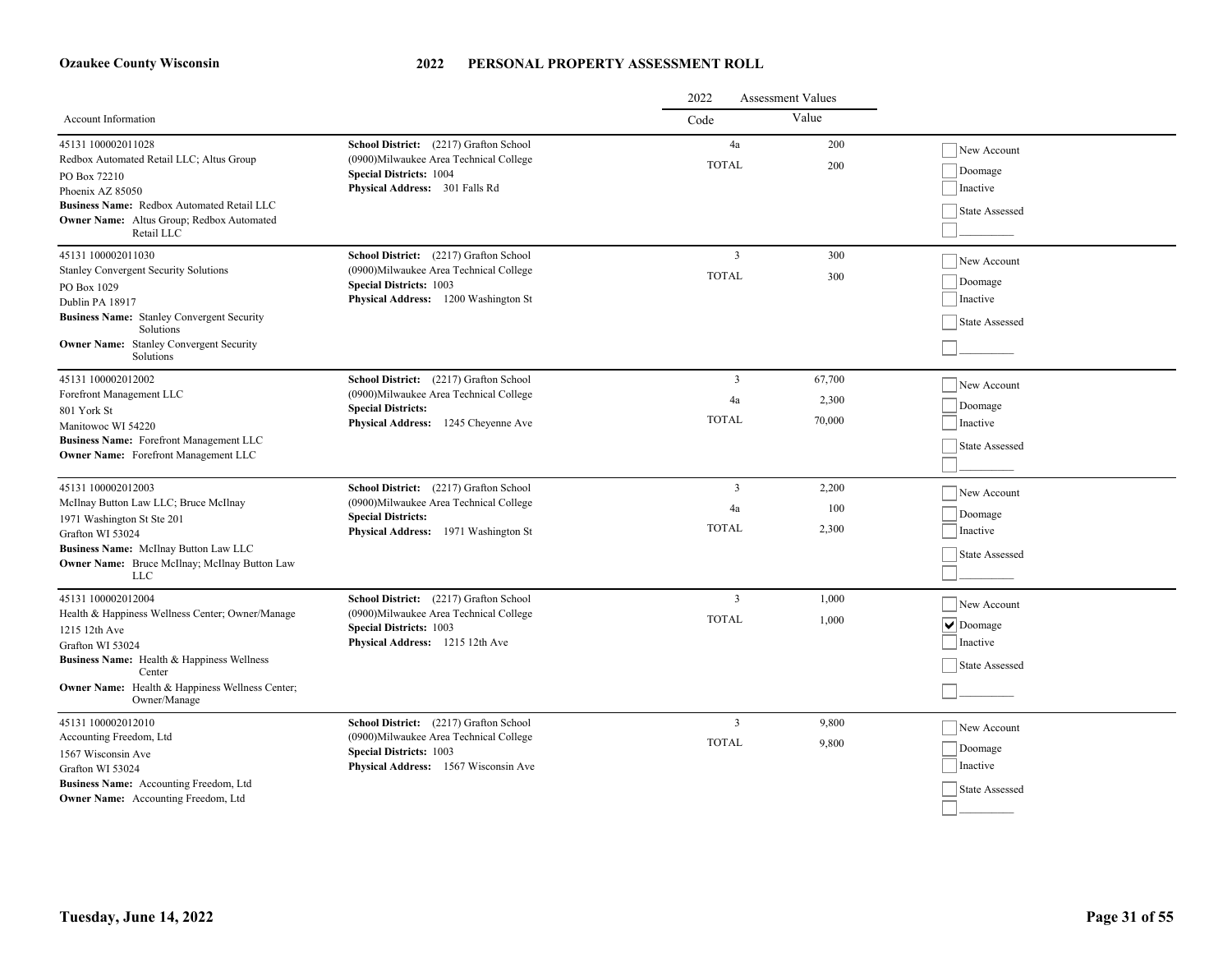**Ozaukee County Wisconsin**

# 2022 PERSONAL PROPERTY ASSESSMENT ROLL

| Account Information | | 2022 Assessment Values Code | Value | |
|---|---|---|---|---|
| 45131 100002011028<br>Redbox Automated Retail LLC; Altus Group<br>PO Box 72210<br>Phoenix AZ 85050<br>**Business Name:** Redbox Automated Retail LLC<br>**Owner Name:** Altus Group; Redbox Automated Retail LLC | **School District:** (2217) Grafton School<br>(0900)Milwaukee Area Technical College<br>**Special Districts:** 1004<br>**Physical Address:** 301 Falls Rd | 4a<br>TOTAL | 200<br>200 | ☐ New Account<br>☐ Doomage<br>☐ Inactive<br>☐ State Assessed<br>☐ _________ |
| 45131 100002011030<br>Stanley Convergent Security Solutions<br>PO Box 1029<br>Dublin PA 18917<br>**Business Name:** Stanley Convergent Security Solutions<br>**Owner Name:** Stanley Convergent Security Solutions | **School District:** (2217) Grafton School<br>(0900)Milwaukee Area Technical College<br>**Special Districts:** 1003<br>**Physical Address:** 1200 Washington St | 3<br>TOTAL | 300<br>300 | ☐ New Account<br>☐ Doomage<br>☐ Inactive<br>☐ State Assessed<br>☐ _________ |
| 45131 100002012002<br>Forefront Management LLC<br>801 York St<br>Manitowoc WI 54220<br>**Business Name:** Forefront Management LLC<br>**Owner Name:** Forefront Management LLC | **School District:** (2217) Grafton School<br>(0900)Milwaukee Area Technical College<br>**Special Districts:**<br>**Physical Address:** 1245 Cheyenne Ave | 3<br>4a<br>TOTAL | 67,700<br>2,300<br>70,000 | ☐ New Account<br>☐ Doomage<br>☐ Inactive<br>☐ State Assessed<br>☐ _________ |
| 45131 100002012003<br>McIlnay Button Law LLC; Bruce McIlnay<br>1971 Washington St Ste 201<br>Grafton WI 53024<br>**Business Name:** McIlnay Button Law LLC<br>**Owner Name:** Bruce McIlnay; McIlnay Button Law LLC | **School District:** (2217) Grafton School<br>(0900)Milwaukee Area Technical College<br>**Special Districts:**<br>**Physical Address:** 1971 Washington St | 3<br>4a<br>TOTAL | 2,200<br>100<br>2,300 | ☐ New Account<br>☐ Doomage<br>☐ Inactive<br>☐ State Assessed<br>☐ _________ |
| 45131 100002012004<br>Health & Happiness Wellness Center; Owner/Manage<br>1215 12th Ave<br>Grafton WI 53024<br>**Business Name:** Health & Happiness Wellness Center<br>**Owner Name:** Health & Happiness Wellness Center; Owner/Manage | **School District:** (2217) Grafton School<br>(0900)Milwaukee Area Technical College<br>**Special Districts:** 1003<br>**Physical Address:** 1215 12th Ave | 3<br>TOTAL | 1,000<br>1,000 | ☐ New Account<br>☑ Doomage<br>☐ Inactive<br>☐ State Assessed<br>☐ _________ |
| 45131 100002012010<br>Accounting Freedom, Ltd<br>1567 Wisconsin Ave<br>Grafton WI 53024<br>**Business Name:** Accounting Freedom, Ltd<br>**Owner Name:** Accounting Freedom, Ltd | **School District:** (2217) Grafton School<br>(0900)Milwaukee Area Technical College<br>**Special Districts:** 1003<br>**Physical Address:** 1567 Wisconsin Ave | 3<br>TOTAL | 9,800<br>9,800 | ☐ New Account<br>☐ Doomage<br>☐ Inactive<br>☐ State Assessed<br>☐ _________ |

**Tuesday, June 14, 2022**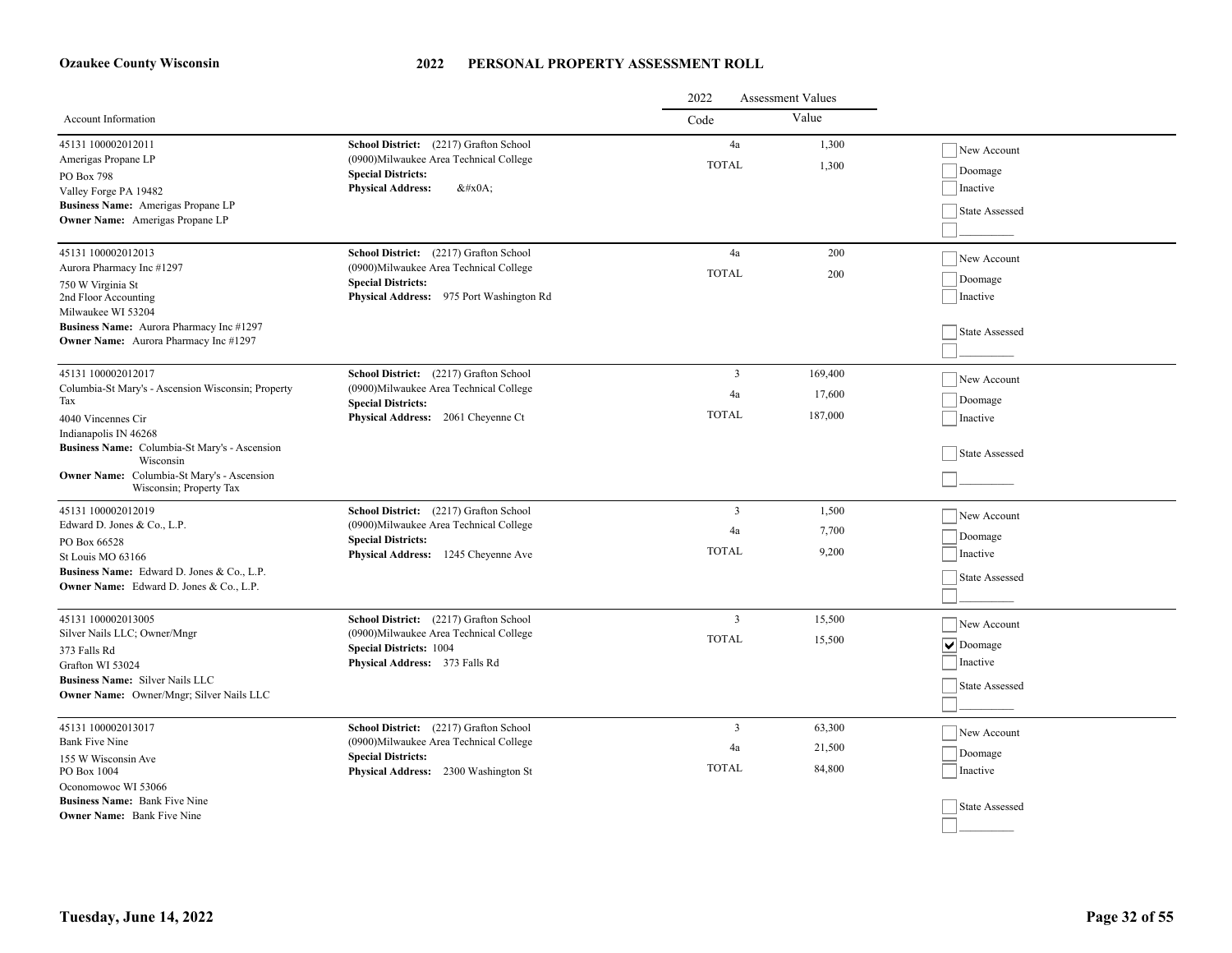**Ozaukee County Wisconsin**

# 2022 PERSONAL PROPERTY ASSESSMENT ROLL

| Account Information | | 2022 Assessment Values Code | Value | |
|---|---|---|---|---|
| 45131 100002012011<br>Amerigas Propane LP<br>PO Box 798<br>Valley Forge PA 19482<br>**Business Name:** Amerigas Propane LP<br>**Owner Name:** Amerigas Propane LP | **School District:** (2217) Grafton School<br>(0900)Milwaukee Area Technical College<br>**Special Districts:**<br>**Physical Address:** &#x0A; | 4a<br>TOTAL | 1,300<br>1,300 | ☐ New Account<br>☐ Doomage<br>☐ Inactive<br>☐ State Assessed<br>☐ _________ |
| 45131 100002012013<br>Aurora Pharmacy Inc #1297<br>750 W Virginia St<br>2nd Floor Accounting<br>Milwaukee WI 53204<br>**Business Name:** Aurora Pharmacy Inc #1297<br>**Owner Name:** Aurora Pharmacy Inc #1297 | **School District:** (2217) Grafton School<br>(0900)Milwaukee Area Technical College<br>**Special Districts:**<br>**Physical Address:** 975 Port Washington Rd | 4a<br>TOTAL | 200<br>200 | ☐ New Account<br>☐ Doomage<br>☐ Inactive<br>☐ State Assessed<br>☐ _________ |
| 45131 100002012017<br>Columbia-St Mary's - Ascension Wisconsin; Property Tax<br>4040 Vincennes Cir<br>Indianapolis IN 46268<br>**Business Name:** Columbia-St Mary's - Ascension Wisconsin<br>**Owner Name:** Columbia-St Mary's - Ascension Wisconsin; Property Tax | **School District:** (2217) Grafton School<br>(0900)Milwaukee Area Technical College<br>**Special Districts:**<br>**Physical Address:** 2061 Cheyenne Ct | 3<br>4a<br>TOTAL | 169,400<br>17,600<br>187,000 | ☐ New Account<br>☐ Doomage<br>☐ Inactive<br>☐ State Assessed<br>☐ _________ |
| 45131 100002012019<br>Edward D. Jones & Co., L.P.<br>PO Box 66528<br>St Louis MO 63166<br>**Business Name:** Edward D. Jones & Co., L.P.<br>**Owner Name:** Edward D. Jones & Co., L.P. | **School District:** (2217) Grafton School<br>(0900)Milwaukee Area Technical College<br>**Special Districts:**<br>**Physical Address:** 1245 Cheyenne Ave | 3<br>4a<br>TOTAL | 1,500<br>7,700<br>9,200 | ☐ New Account<br>☐ Doomage<br>☐ Inactive<br>☐ State Assessed<br>☐ _________ |
| 45131 100002013005<br>Silver Nails LLC; Owner/Mngr<br>373 Falls Rd<br>Grafton WI 53024<br>**Business Name:** Silver Nails LLC<br>**Owner Name:** Owner/Mngr; Silver Nails LLC | **School District:** (2217) Grafton School<br>(0900)Milwaukee Area Technical College<br>**Special Districts:** 1004<br>**Physical Address:** 373 Falls Rd | 3<br>TOTAL | 15,500<br>15,500 | ☐ New Account<br>☑ Doomage<br>☐ Inactive<br>☐ State Assessed<br>☐ _________ |
| 45131 100002013017<br>Bank Five Nine<br>155 W Wisconsin Ave<br>PO Box 1004<br>Oconomowoc WI 53066<br>**Business Name:** Bank Five Nine<br>**Owner Name:** Bank Five Nine | **School District:** (2217) Grafton School<br>(0900)Milwaukee Area Technical College<br>**Special Districts:**<br>**Physical Address:** 2300 Washington St | 3<br>4a<br>TOTAL | 63,300<br>21,500<br>84,800 | ☐ New Account<br>☐ Doomage<br>☐ Inactive<br>☐ State Assessed<br>☐ _________ |

**Tuesday, June 14, 2022**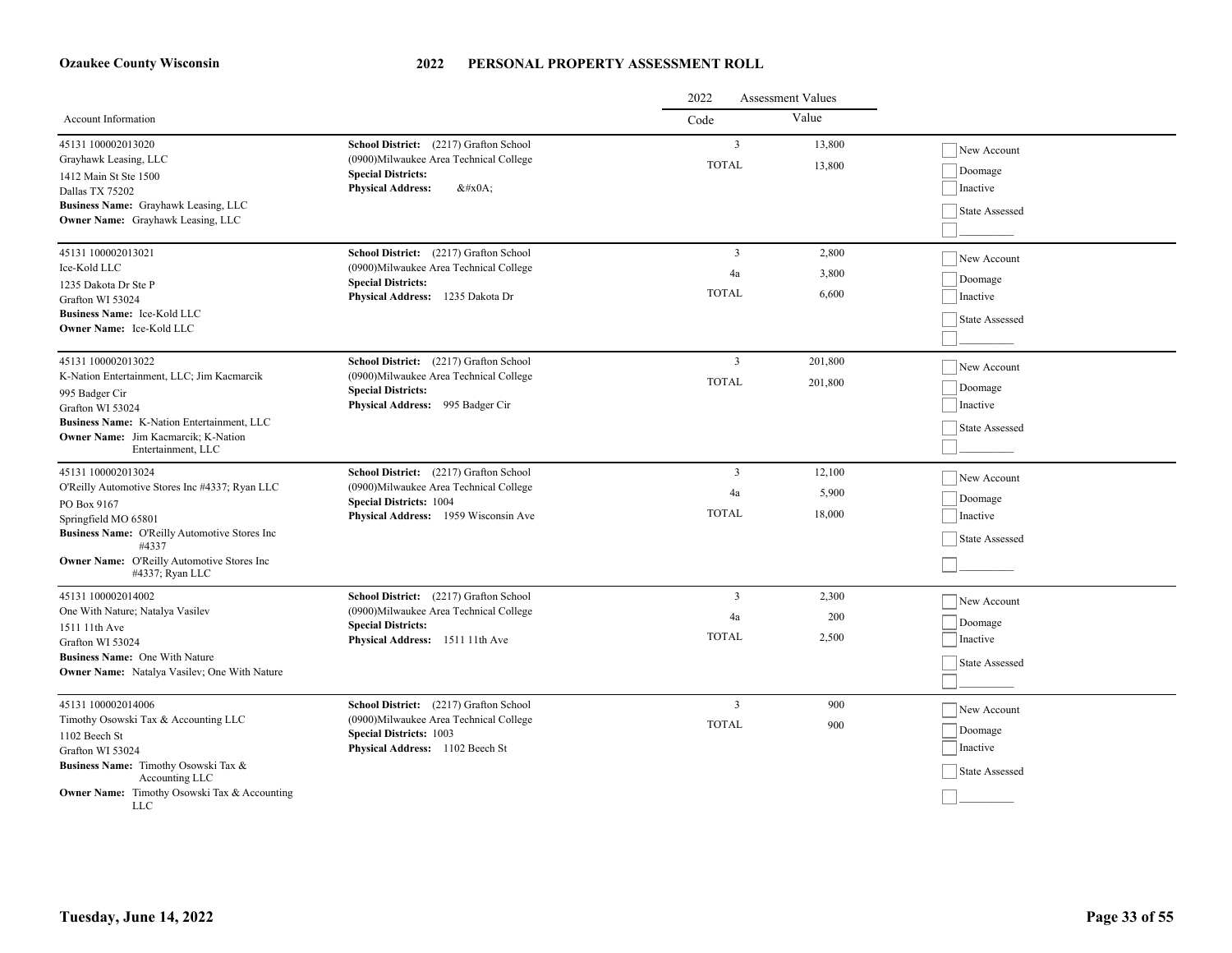**Ozaukee County Wisconsin**

# 2022 PERSONAL PROPERTY ASSESSMENT ROLL

| Account Information | | 2022 Assessment Values Code | Value | |
|---|---|---|---|---|
| 45131 100002013020<br>Grayhawk Leasing, LLC<br>1412 Main St Ste 1500<br>Dallas TX 75202<br>**Business Name:** Grayhawk Leasing, LLC<br>**Owner Name:** Grayhawk Leasing, LLC | **School District:** (2217) Grafton School<br>(0900)Milwaukee Area Technical College<br>**Special Districts:**<br>**Physical Address:** &#x0A; | 3<br>TOTAL | 13,800<br>13,800 | New Account<br>Doomage<br>Inactive<br>State Assessed |
| 45131 100002013021<br>Ice-Kold LLC<br>1235 Dakota Dr Ste P<br>Grafton WI 53024<br>**Business Name:** Ice-Kold LLC<br>**Owner Name:** Ice-Kold LLC | **School District:** (2217) Grafton School<br>(0900)Milwaukee Area Technical College<br>**Special Districts:**<br>**Physical Address:** 1235 Dakota Dr | 3<br>4a<br>TOTAL | 2,800<br>3,800<br>6,600 | New Account<br>Doomage<br>Inactive<br>State Assessed |
| 45131 100002013022<br>K-Nation Entertainment, LLC; Jim Kacmarcik<br>995 Badger Cir<br>Grafton WI 53024<br>**Business Name:** K-Nation Entertainment, LLC<br>**Owner Name:** Jim Kacmarcik; K-Nation Entertainment, LLC | **School District:** (2217) Grafton School<br>(0900)Milwaukee Area Technical College<br>**Special Districts:**<br>**Physical Address:** 995 Badger Cir | 3<br>TOTAL | 201,800<br>201,800 | New Account<br>Doomage<br>Inactive<br>State Assessed |
| 45131 100002013024<br>O'Reilly Automotive Stores Inc #4337; Ryan LLC<br>PO Box 9167<br>Springfield MO 65801<br>**Business Name:** O'Reilly Automotive Stores Inc #4337<br>**Owner Name:** O'Reilly Automotive Stores Inc #4337; Ryan LLC | **School District:** (2217) Grafton School<br>(0900)Milwaukee Area Technical College<br>**Special Districts:** 1004<br>**Physical Address:** 1959 Wisconsin Ave | 3<br>4a<br>TOTAL | 12,100<br>5,900<br>18,000 | New Account<br>Doomage<br>Inactive<br>State Assessed |
| 45131 100002014002<br>One With Nature; Natalya Vasilev<br>1511 11th Ave<br>Grafton WI 53024<br>**Business Name:** One With Nature<br>**Owner Name:** Natalya Vasilev; One With Nature | **School District:** (2217) Grafton School<br>(0900)Milwaukee Area Technical College<br>**Special Districts:**<br>**Physical Address:** 1511 11th Ave | 3<br>4a<br>TOTAL | 2,300<br>200<br>2,500 | New Account<br>Doomage<br>Inactive<br>State Assessed |
| 45131 100002014006<br>Timothy Osowski Tax & Accounting LLC<br>1102 Beech St<br>Grafton WI 53024<br>**Business Name:** Timothy Osowski Tax & Accounting LLC<br>**Owner Name:** Timothy Osowski Tax & Accounting LLC | **School District:** (2217) Grafton School<br>(0900)Milwaukee Area Technical College<br>**Special Districts:** 1003<br>**Physical Address:** 1102 Beech St | 3<br>TOTAL | 900<br>900 | New Account<br>Doomage<br>Inactive<br>State Assessed |

**Tuesday, June 14, 2022**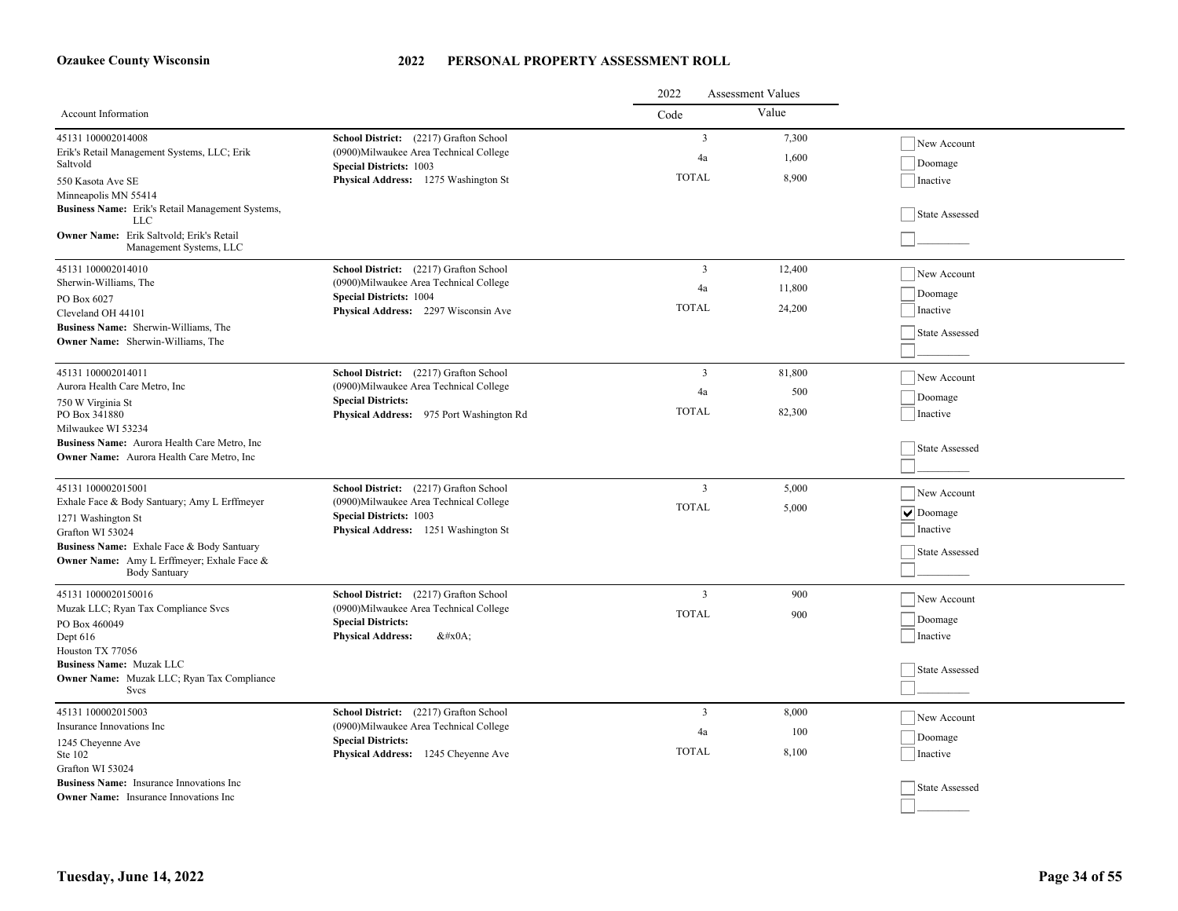**Ozaukee County Wisconsin**

# 2022 PERSONAL PROPERTY ASSESSMENT ROLL

| Account Information | | 2022 Assessment Values Code | Value | |
|---|---|---|---|---|
| 45131 100002014008<br>Erik's Retail Management Systems, LLC; Erik Saltvold<br>550 Kasota Ave SE<br>Minneapolis MN 55414<br>**Business Name:** Erik's Retail Management Systems, LLC<br>**Owner Name:** Erik Saltvold; Erik's Retail Management Systems, LLC | **School District:** (2217) Grafton School<br>(0900)Milwaukee Area Technical College<br>**Special Districts:** 1003<br>**Physical Address:** 1275 Washington St | 3<br>4a<br>TOTAL | 7,300<br>1,600<br>8,900 | ☐ New Account<br>☐ Doomage<br>☐ Inactive<br>☐ State Assessed<br>☐ _________ |
| 45131 100002014010<br>Sherwin-Williams, The<br>PO Box 6027<br>Cleveland OH 44101<br>**Business Name:** Sherwin-Williams, The<br>**Owner Name:** Sherwin-Williams, The | **School District:** (2217) Grafton School<br>(0900)Milwaukee Area Technical College<br>**Special Districts:** 1004<br>**Physical Address:** 2297 Wisconsin Ave | 3<br>4a<br>TOTAL | 12,400<br>11,800<br>24,200 | ☐ New Account<br>☐ Doomage<br>☐ Inactive<br>☐ State Assessed<br>☐ _________ |
| 45131 100002014011<br>Aurora Health Care Metro, Inc<br>750 W Virginia St<br>PO Box 341880<br>Milwaukee WI 53234<br>**Business Name:** Aurora Health Care Metro, Inc<br>**Owner Name:** Aurora Health Care Metro, Inc | **School District:** (2217) Grafton School<br>(0900)Milwaukee Area Technical College<br>**Special Districts:**<br>**Physical Address:** 975 Port Washington Rd | 3<br>4a<br>TOTAL | 81,800<br>500<br>82,300 | ☐ New Account<br>☐ Doomage<br>☐ Inactive<br>☐ State Assessed<br>☐ _________ |
| 45131 100002015001<br>Exhale Face & Body Santuary; Amy L Erffmeyer<br>1271 Washington St<br>Grafton WI 53024<br>**Business Name:** Exhale Face & Body Santuary<br>**Owner Name:** Amy L Erffmeyer; Exhale Face & Body Santuary | **School District:** (2217) Grafton School<br>(0900)Milwaukee Area Technical College<br>**Special Districts:** 1003<br>**Physical Address:** 1251 Washington St | 3<br>TOTAL | 5,000<br>5,000 | ☐ New Account<br>☑ Doomage<br>☐ Inactive<br>☐ State Assessed<br>☐ _________ |
| 45131 1000020150016<br>Muzak LLC; Ryan Tax Compliance Svcs<br>PO Box 460049<br>Dept 616<br>Houston TX 77056<br>**Business Name:** Muzak LLC<br>**Owner Name:** Muzak LLC; Ryan Tax Compliance Svcs | **School District:** (2217) Grafton School<br>(0900)Milwaukee Area Technical College<br>**Special Districts:**<br>**Physical Address:** &#x0A; | 3<br>TOTAL | 900<br>900 | ☐ New Account<br>☐ Doomage<br>☐ Inactive<br>☐ State Assessed<br>☐ _________ |
| 45131 100002015003<br>Insurance Innovations Inc<br>1245 Cheyenne Ave<br>Ste 102<br>Grafton WI 53024<br>**Business Name:** Insurance Innovations Inc<br>**Owner Name:** Insurance Innovations Inc | **School District:** (2217) Grafton School<br>(0900)Milwaukee Area Technical College<br>**Special Districts:**<br>**Physical Address:** 1245 Cheyenne Ave | 3<br>4a<br>TOTAL | 8,000<br>100<br>8,100 | ☐ New Account<br>☐ Doomage<br>☐ Inactive<br>☐ State Assessed<br>☐ _________ |

**Tuesday, June 14, 2022**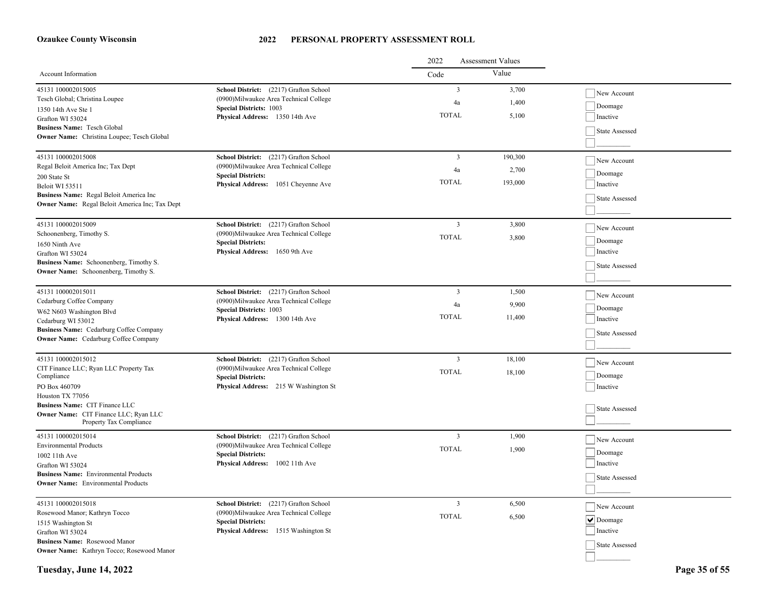**Ozaukee County Wisconsin**

# 2022 PERSONAL PROPERTY ASSESSMENT ROLL

| Account Information | | 2022 Assessment Values Code | Value | |
|---|---|---|---|---|
| 45131 100002015005<br>Tesch Global; Christina Loupee<br>1350 14th Ave Ste 1<br>Grafton WI 53024<br>**Business Name:** Tesch Global<br>**Owner Name:** Christina Loupee; Tesch Global | **School District:** (2217) Grafton School<br>(0900)Milwaukee Area Technical College<br>**Special Districts:** 1003<br>**Physical Address:** 1350 14th Ave | 3<br>4a<br>TOTAL | 3,700<br>1,400<br>5,100 | ☐ New Account<br>☐ Doomage<br>☐ Inactive<br>☐ State Assessed<br>☐ _________ |
| 45131 100002015008<br>Regal Beloit America Inc; Tax Dept<br>200 State St<br>Beloit WI 53511<br>**Business Name:** Regal Beloit America Inc<br>**Owner Name:** Regal Beloit America Inc; Tax Dept | **School District:** (2217) Grafton School<br>(0900)Milwaukee Area Technical College<br>**Special Districts:**<br>**Physical Address:** 1051 Cheyenne Ave | 3<br>4a<br>TOTAL | 190,300<br>2,700<br>193,000 | ☐ New Account<br>☐ Doomage<br>☐ Inactive<br>☐ State Assessed<br>☐ _________ |
| 45131 100002015009<br>Schoonenberg, Timothy S.<br>1650 Ninth Ave<br>Grafton WI 53024<br>**Business Name:** Schoonenberg, Timothy S.<br>**Owner Name:** Schoonenberg, Timothy S. | **School District:** (2217) Grafton School<br>(0900)Milwaukee Area Technical College<br>**Special Districts:**<br>**Physical Address:** 1650 9th Ave | 3<br>TOTAL | 3,800<br>3,800 | ☐ New Account<br>☐ Doomage<br>☐ Inactive<br>☐ State Assessed<br>☐ _________ |
| 45131 100002015011<br>Cedarburg Coffee Company<br>W62 N603 Washington Blvd<br>Cedarburg WI 53012<br>**Business Name:** Cedarburg Coffee Company<br>**Owner Name:** Cedarburg Coffee Company | **School District:** (2217) Grafton School<br>(0900)Milwaukee Area Technical College<br>**Special Districts:** 1003<br>**Physical Address:** 1300 14th Ave | 3<br>4a<br>TOTAL | 1,500<br>9,900<br>11,400 | ☐ New Account<br>☐ Doomage<br>☐ Inactive<br>☐ State Assessed<br>☐ _________ |
| 45131 100002015012<br>CIT Finance LLC; Ryan LLC Property Tax Compliance<br>PO Box 460709<br>Houston TX 77056<br>**Business Name:** CIT Finance LLC<br>**Owner Name:** CIT Finance LLC; Ryan LLC Property Tax Compliance | **School District:** (2217) Grafton School<br>(0900)Milwaukee Area Technical College<br>**Special Districts:**<br>**Physical Address:** 215 W Washington St | 3<br>TOTAL | 18,100<br>18,100 | ☐ New Account<br>☐ Doomage<br>☐ Inactive<br>☐ State Assessed<br>☐ _________ |
| 45131 100002015014<br>Environmental Products<br>1002 11th Ave<br>Grafton WI 53024<br>**Business Name:** Environmental Products<br>**Owner Name:** Environmental Products | **School District:** (2217) Grafton School<br>(0900)Milwaukee Area Technical College<br>**Special Districts:**<br>**Physical Address:** 1002 11th Ave | 3<br>TOTAL | 1,900<br>1,900 | ☐ New Account<br>☐ Doomage<br>☐ Inactive<br>☐ State Assessed<br>☐ _________ |
| 45131 100002015018<br>Rosewood Manor; Kathryn Tocco<br>1515 Washington St<br>Grafton WI 53024<br>**Business Name:** Rosewood Manor<br>**Owner Name:** Kathryn Tocco; Rosewood Manor | **School District:** (2217) Grafton School<br>(0900)Milwaukee Area Technical College<br>**Special Districts:**<br>**Physical Address:** 1515 Washington St | 3<br>TOTAL | 6,500<br>6,500 | ☐ New Account<br>☑ Doomage<br>☐ Inactive<br>☐ State Assessed<br>☐ _________ |

**Tuesday, June 14, 2022**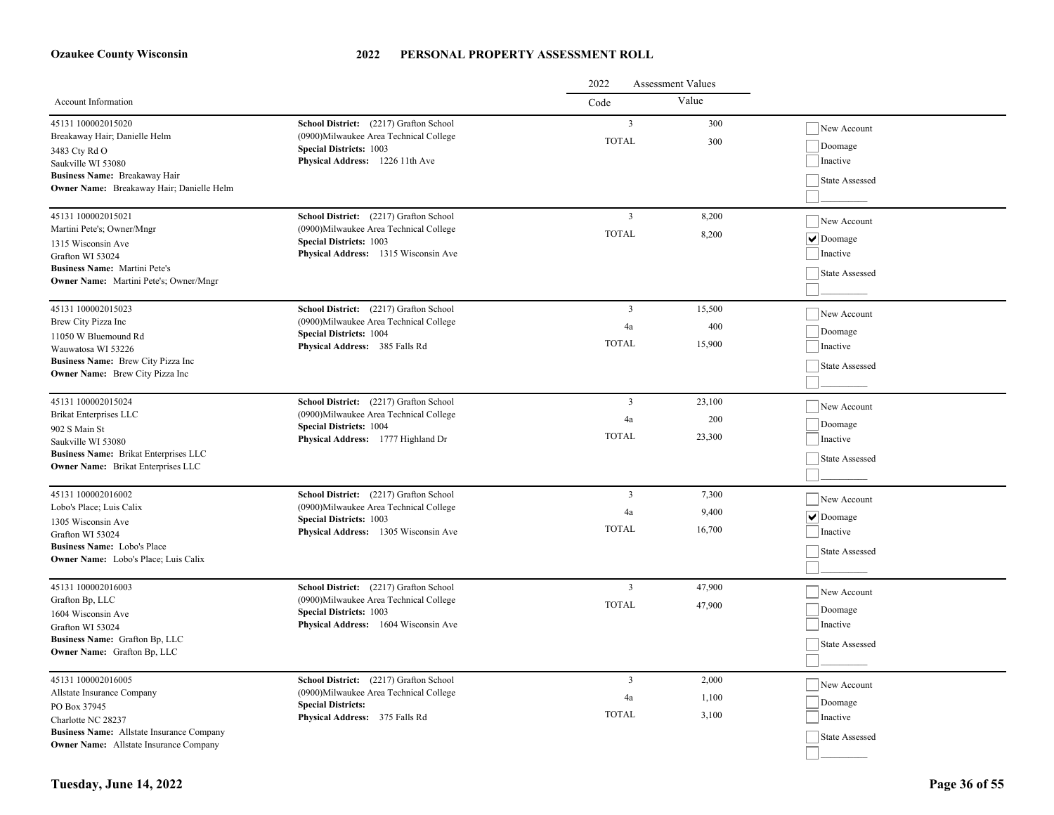# 2022 PERSONAL PROPERTY ASSESSMENT ROLL

**Ozaukee County Wisconsin**

| Account Information | | 2022 Assessment Values Code | Value | |
|---|---|---|---|---|
| 45131 100002015020<br>Breakaway Hair; Danielle Helm<br>3483 Cty Rd O<br>Saukville WI 53080<br>**Business Name:** Breakaway Hair<br>**Owner Name:** Breakaway Hair; Danielle Helm | **School District:** (2217) Grafton School<br>(0900)Milwaukee Area Technical College<br>**Special Districts:** 1003<br>**Physical Address:** 1226 11th Ave | 3<br>TOTAL | 300<br>300 | ☐ New Account<br>☐ Doomage<br>☐ Inactive<br>☐ State Assessed<br>☐ ________ |
| 45131 100002015021<br>Martini Pete's; Owner/Mngr<br>1315 Wisconsin Ave<br>Grafton WI 53024<br>**Business Name:** Martini Pete's<br>**Owner Name:** Martini Pete's; Owner/Mngr | **School District:** (2217) Grafton School<br>(0900)Milwaukee Area Technical College<br>**Special Districts:** 1003<br>**Physical Address:** 1315 Wisconsin Ave | 3<br>TOTAL | 8,200<br>8,200 | ☐ New Account<br>☑ Doomage<br>☐ Inactive<br>☐ State Assessed<br>☐ ________ |
| 45131 100002015023<br>Brew City Pizza Inc<br>11050 W Bluemound Rd<br>Wauwatosa WI 53226<br>**Business Name:** Brew City Pizza Inc<br>**Owner Name:** Brew City Pizza Inc | **School District:** (2217) Grafton School<br>(0900)Milwaukee Area Technical College<br>**Special Districts:** 1004<br>**Physical Address:** 385 Falls Rd | 3<br>4a<br>TOTAL | 15,500<br>400<br>15,900 | ☐ New Account<br>☐ Doomage<br>☐ Inactive<br>☐ State Assessed<br>☐ ________ |
| 45131 100002015024<br>Brikat Enterprises LLC<br>902 S Main St<br>Saukville WI 53080<br>**Business Name:** Brikat Enterprises LLC<br>**Owner Name:** Brikat Enterprises LLC | **School District:** (2217) Grafton School<br>(0900)Milwaukee Area Technical College<br>**Special Districts:** 1004<br>**Physical Address:** 1777 Highland Dr | 3<br>4a<br>TOTAL | 23,100<br>200<br>23,300 | ☐ New Account<br>☐ Doomage<br>☐ Inactive<br>☐ State Assessed<br>☐ ________ |
| 45131 100002016002<br>Lobo's Place; Luis Calix<br>1305 Wisconsin Ave<br>Grafton WI 53024<br>**Business Name:** Lobo's Place<br>**Owner Name:** Lobo's Place; Luis Calix | **School District:** (2217) Grafton School<br>(0900)Milwaukee Area Technical College<br>**Special Districts:** 1003<br>**Physical Address:** 1305 Wisconsin Ave | 3<br>4a<br>TOTAL | 7,300<br>9,400<br>16,700 | ☐ New Account<br>☑ Doomage<br>☐ Inactive<br>☐ State Assessed<br>☐ ________ |
| 45131 100002016003<br>Grafton Bp, LLC<br>1604 Wisconsin Ave<br>Grafton WI 53024<br>**Business Name:** Grafton Bp, LLC<br>**Owner Name:** Grafton Bp, LLC | **School District:** (2217) Grafton School<br>(0900)Milwaukee Area Technical College<br>**Special Districts:** 1003<br>**Physical Address:** 1604 Wisconsin Ave | 3<br>TOTAL | 47,900<br>47,900 | ☐ New Account<br>☐ Doomage<br>☐ Inactive<br>☐ State Assessed<br>☐ ________ |
| 45131 100002016005<br>Allstate Insurance Company<br>PO Box 37945<br>Charlotte NC 28237<br>**Business Name:** Allstate Insurance Company<br>**Owner Name:** Allstate Insurance Company | **School District:** (2217) Grafton School<br>(0900)Milwaukee Area Technical College<br>**Special Districts:**<br>**Physical Address:** 375 Falls Rd | 3<br>4a<br>TOTAL | 2,000<br>1,100<br>3,100 | ☐ New Account<br>☐ Doomage<br>☐ Inactive<br>☐ State Assessed<br>☐ ________ |

**Tuesday, June 14, 2022**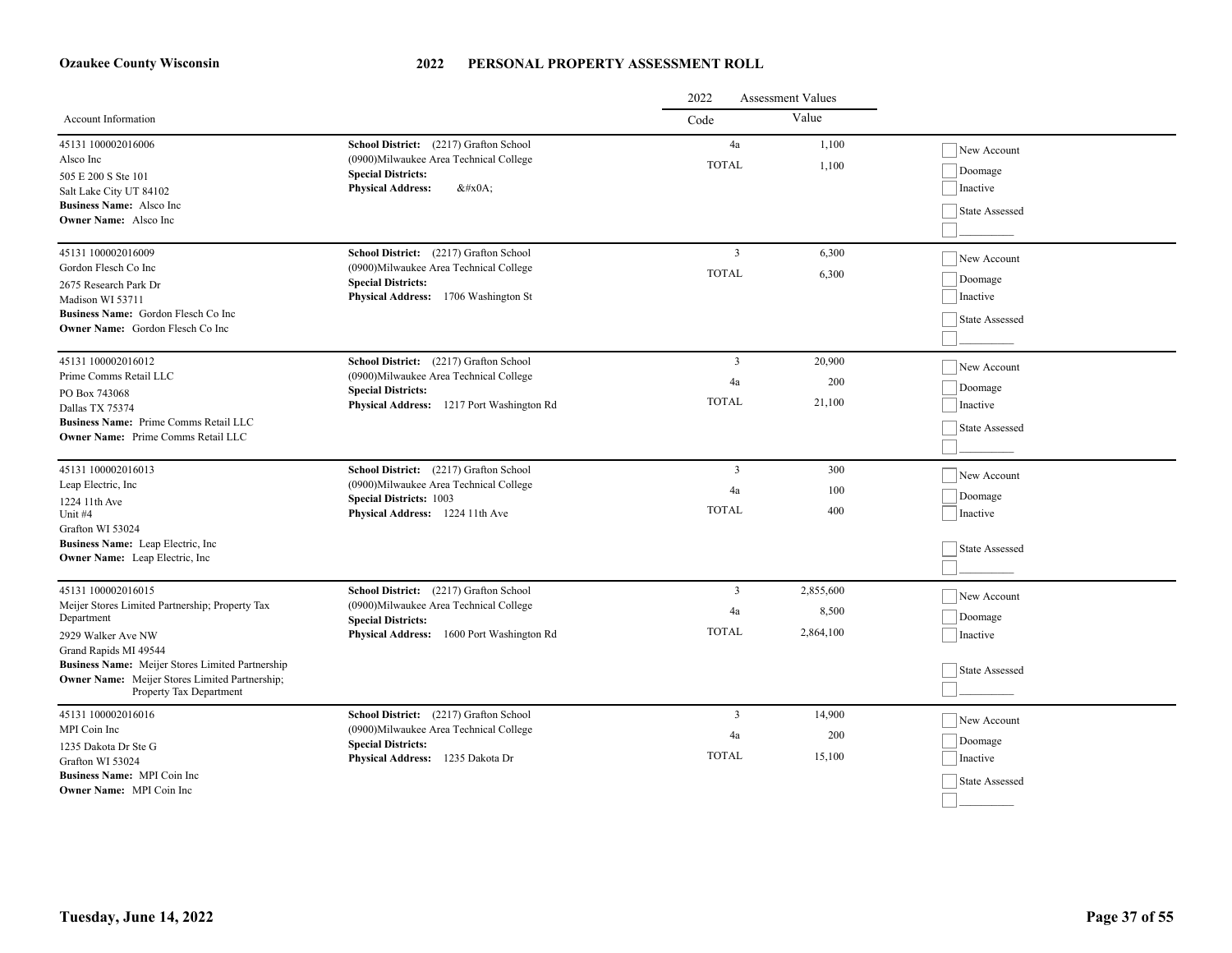**Ozaukee County Wisconsin**

# 2022 PERSONAL PROPERTY ASSESSMENT ROLL

| Account Information | | 2022 Assessment Values Code | Value | |
|---|---|---|---|---|
| 45131 100002016006<br>Alsco Inc<br>505 E 200 S Ste 101<br>Salt Lake City UT 84102<br>**Business Name:** Alsco Inc<br>**Owner Name:** Alsco Inc | **School District:** (2217) Grafton School<br>(0900)Milwaukee Area Technical College<br>**Special Districts:**<br>**Physical Address:** &#x0A; | 4a<br>TOTAL | 1,100<br>1,100 | New Account<br>Doomage<br>Inactive<br>State Assessed |
| 45131 100002016009<br>Gordon Flesch Co Inc<br>2675 Research Park Dr<br>Madison WI 53711<br>**Business Name:** Gordon Flesch Co Inc<br>**Owner Name:** Gordon Flesch Co Inc | **School District:** (2217) Grafton School<br>(0900)Milwaukee Area Technical College<br>**Special Districts:**<br>**Physical Address:** 1706 Washington St | 3<br>TOTAL | 6,300<br>6,300 | New Account<br>Doomage<br>Inactive<br>State Assessed |
| 45131 100002016012<br>Prime Comms Retail LLC<br>PO Box 743068<br>Dallas TX 75374<br>**Business Name:** Prime Comms Retail LLC<br>**Owner Name:** Prime Comms Retail LLC | **School District:** (2217) Grafton School<br>(0900)Milwaukee Area Technical College<br>**Special Districts:**<br>**Physical Address:** 1217 Port Washington Rd | 3<br>4a<br>TOTAL | 20,900<br>200<br>21,100 | New Account<br>Doomage<br>Inactive<br>State Assessed |
| 45131 100002016013<br>Leap Electric, Inc<br>1224 11th Ave<br>Unit #4<br>Grafton WI 53024<br>**Business Name:** Leap Electric, Inc<br>**Owner Name:** Leap Electric, Inc | **School District:** (2217) Grafton School<br>(0900)Milwaukee Area Technical College<br>**Special Districts:** 1003<br>**Physical Address:** 1224 11th Ave | 3<br>4a<br>TOTAL | 300<br>100<br>400 | New Account<br>Doomage<br>Inactive<br>State Assessed |
| 45131 100002016015<br>Meijer Stores Limited Partnership; Property Tax Department<br>2929 Walker Ave NW<br>Grand Rapids MI 49544<br>**Business Name:** Meijer Stores Limited Partnership<br>**Owner Name:** Meijer Stores Limited Partnership; Property Tax Department | **School District:** (2217) Grafton School<br>(0900)Milwaukee Area Technical College<br>**Special Districts:**<br>**Physical Address:** 1600 Port Washington Rd | 3<br>4a<br>TOTAL | 2,855,600<br>8,500<br>2,864,100 | New Account<br>Doomage<br>Inactive<br>State Assessed |
| 45131 100002016016<br>MPI Coin Inc<br>1235 Dakota Dr Ste G<br>Grafton WI 53024<br>**Business Name:** MPI Coin Inc<br>**Owner Name:** MPI Coin Inc | **School District:** (2217) Grafton School<br>(0900)Milwaukee Area Technical College<br>**Special Districts:**<br>**Physical Address:** 1235 Dakota Dr | 3<br>4a<br>TOTAL | 14,900<br>200<br>15,100 | New Account<br>Doomage<br>Inactive<br>State Assessed |

**Tuesday, June 14, 2022**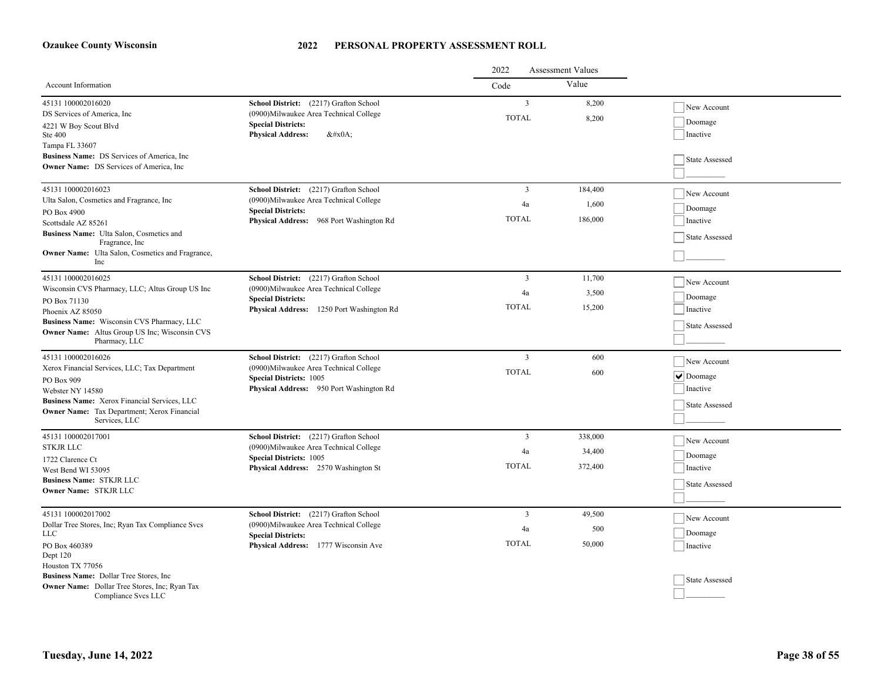**Ozaukee County Wisconsin**

# 2022 PERSONAL PROPERTY ASSESSMENT ROLL

| Account Information | | 2022 Assessment Values Code | Value | |
|---|---|---|---|---|
| 45131 100002016020<br>DS Services of America, Inc<br>4221 W Boy Scout Blvd<br>Ste 400<br>Tampa FL 33607<br>**Business Name:** DS Services of America, Inc<br>**Owner Name:** DS Services of America, Inc | **School District:** (2217) Grafton School<br>(0900)Milwaukee Area Technical College<br>**Special Districts:**<br>**Physical Address:** &#x0A; | 3<br>TOTAL | 8,200<br>8,200 | ☐ New Account<br>☐ Doomage<br>☐ Inactive<br>☐ State Assessed<br>☐ _________ |
| 45131 100002016023<br>Ulta Salon, Cosmetics and Fragrance, Inc<br>PO Box 4900<br>Scottsdale AZ 85261<br>**Business Name:** Ulta Salon, Cosmetics and Fragrance, Inc<br>**Owner Name:** Ulta Salon, Cosmetics and Fragrance, Inc | **School District:** (2217) Grafton School<br>(0900)Milwaukee Area Technical College<br>**Special Districts:**<br>**Physical Address:** 968 Port Washington Rd | 3<br>4a<br>TOTAL | 184,400<br>1,600<br>186,000 | ☐ New Account<br>☐ Doomage<br>☐ Inactive<br>☐ State Assessed<br>☐ _________ |
| 45131 100002016025<br>Wisconsin CVS Pharmacy, LLC; Altus Group US Inc<br>PO Box 71130<br>Phoenix AZ 85050<br>**Business Name:** Wisconsin CVS Pharmacy, LLC<br>**Owner Name:** Altus Group US Inc; Wisconsin CVS Pharmacy, LLC | **School District:** (2217) Grafton School<br>(0900)Milwaukee Area Technical College<br>**Special Districts:**<br>**Physical Address:** 1250 Port Washington Rd | 3<br>4a<br>TOTAL | 11,700<br>3,500<br>15,200 | ☐ New Account<br>☐ Doomage<br>☐ Inactive<br>☐ State Assessed<br>☐ _________ |
| 45131 100002016026<br>Xerox Financial Services, LLC; Tax Department<br>PO Box 909<br>Webster NY 14580<br>**Business Name:** Xerox Financial Services, LLC<br>**Owner Name:** Tax Department; Xerox Financial Services, LLC | **School District:** (2217) Grafton School<br>(0900)Milwaukee Area Technical College<br>**Special Districts:** 1005<br>**Physical Address:** 950 Port Washington Rd | 3<br>TOTAL | 600<br>600 | ☐ New Account<br>☑ Doomage<br>☐ Inactive<br>☐ State Assessed<br>☐ _________ |
| 45131 100002017001<br>STKJR LLC<br>1722 Clarence Ct<br>West Bend WI 53095<br>**Business Name:** STKJR LLC<br>**Owner Name:** STKJR LLC | **School District:** (2217) Grafton School<br>(0900)Milwaukee Area Technical College<br>**Special Districts:** 1005<br>**Physical Address:** 2570 Washington St | 3<br>4a<br>TOTAL | 338,000<br>34,400<br>372,400 | ☐ New Account<br>☐ Doomage<br>☐ Inactive<br>☐ State Assessed<br>☐ _________ |
| 45131 100002017002<br>Dollar Tree Stores, Inc; Ryan Tax Compliance Svcs LLC<br>PO Box 460389<br>Dept 120<br>Houston TX 77056<br>**Business Name:** Dollar Tree Stores, Inc<br>**Owner Name:** Dollar Tree Stores, Inc; Ryan Tax Compliance Svcs LLC | **School District:** (2217) Grafton School<br>(0900)Milwaukee Area Technical College<br>**Special Districts:**<br>**Physical Address:** 1777 Wisconsin Ave | 3<br>4a<br>TOTAL | 49,500<br>500<br>50,000 | ☐ New Account<br>☐ Doomage<br>☐ Inactive<br>☐ State Assessed<br>☐ _________ |

**Tuesday, June 14, 2022**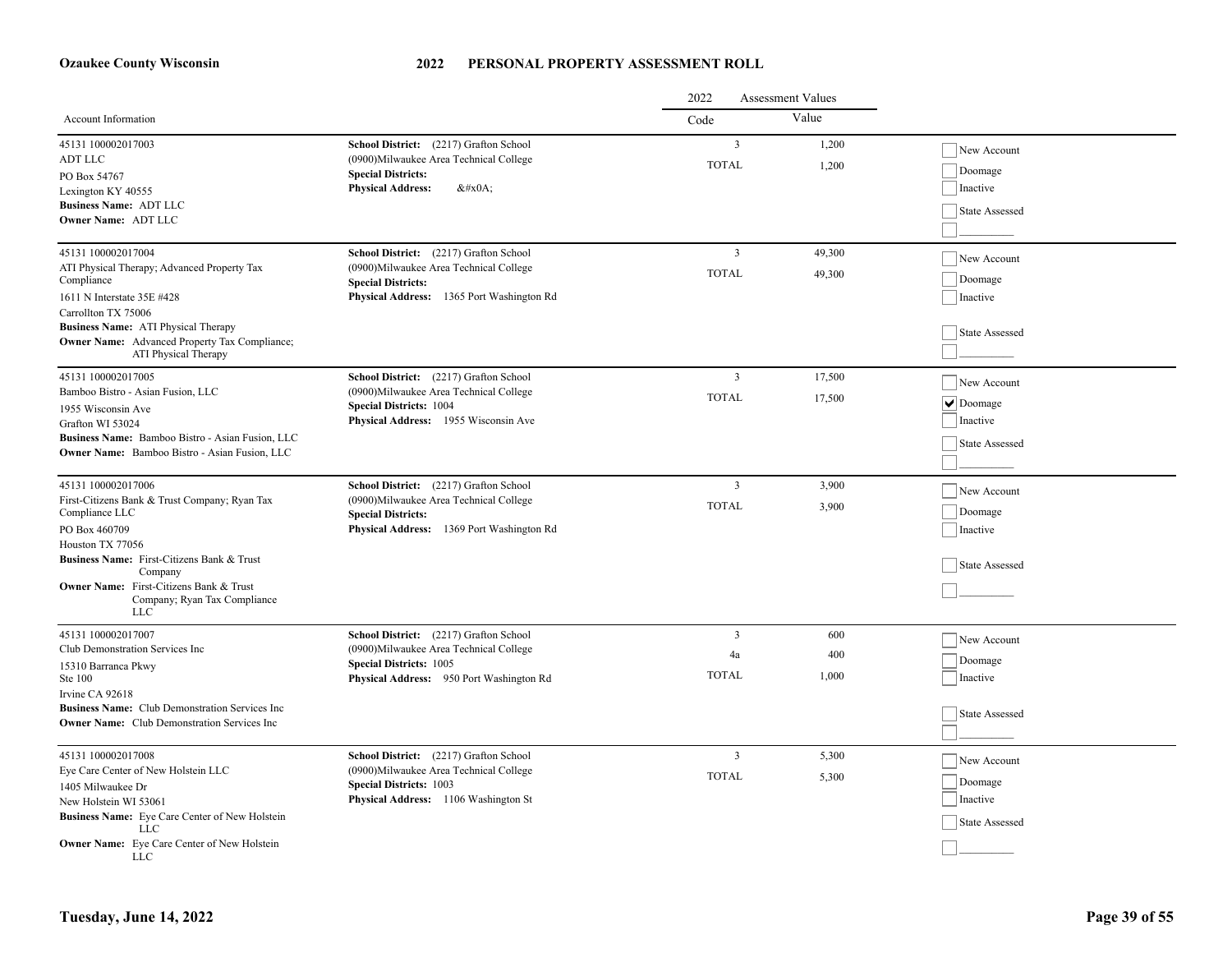## Ozaukee County Wisconsin

## 2022 PERSONAL PROPERTY ASSESSMENT ROLL

| Account Information | | 2022 Assessment Values Code | Value | |
|---|---|---|---|---|
| 45131 100002017003<br>ADT LLC<br>PO Box 54767<br>Lexington KY 40555<br>**Business Name:** ADT LLC<br>**Owner Name:** ADT LLC | **School District:** (2217) Grafton School<br>(0900)Milwaukee Area Technical College<br>**Special Districts:**<br>**Physical Address:** &#x0A; | 3<br>TOTAL | 1,200<br>1,200 | ☐ New Account<br>☐ Doomage<br>☐ Inactive<br>☐ State Assessed<br>☐ _________ |
| 45131 100002017004<br>ATI Physical Therapy; Advanced Property Tax Compliance<br>1611 N Interstate 35E #428<br>Carrollton TX 75006<br>**Business Name:** ATI Physical Therapy<br>**Owner Name:** Advanced Property Tax Compliance; ATI Physical Therapy | **School District:** (2217) Grafton School<br>(0900)Milwaukee Area Technical College<br>**Special Districts:**<br>**Physical Address:** 1365 Port Washington Rd | 3<br>TOTAL | 49,300<br>49,300 | ☐ New Account<br>☐ Doomage<br>☐ Inactive<br>☐ State Assessed<br>☐ _________ |
| 45131 100002017005<br>Bamboo Bistro - Asian Fusion, LLC<br>1955 Wisconsin Ave<br>Grafton WI 53024<br>**Business Name:** Bamboo Bistro - Asian Fusion, LLC<br>**Owner Name:** Bamboo Bistro - Asian Fusion, LLC | **School District:** (2217) Grafton School<br>(0900)Milwaukee Area Technical College<br>**Special Districts:** 1004<br>**Physical Address:** 1955 Wisconsin Ave | 3<br>TOTAL | 17,500<br>17,500 | ☐ New Account<br>☑ Doomage<br>☐ Inactive<br>☐ State Assessed<br>☐ _________ |
| 45131 100002017006<br>First-Citizens Bank & Trust Company; Ryan Tax Compliance LLC<br>PO Box 460709<br>Houston TX 77056<br>**Business Name:** First-Citizens Bank & Trust Company<br>**Owner Name:** First-Citizens Bank & Trust Company; Ryan Tax Compliance LLC | **School District:** (2217) Grafton School<br>(0900)Milwaukee Area Technical College<br>**Special Districts:**<br>**Physical Address:** 1369 Port Washington Rd | 3<br>TOTAL | 3,900<br>3,900 | ☐ New Account<br>☐ Doomage<br>☐ Inactive<br>☐ State Assessed<br>☐ _________ |
| 45131 100002017007<br>Club Demonstration Services Inc<br>15310 Barranca Pkwy<br>Ste 100<br>Irvine CA 92618<br>**Business Name:** Club Demonstration Services Inc<br>**Owner Name:** Club Demonstration Services Inc | **School District:** (2217) Grafton School<br>(0900)Milwaukee Area Technical College<br>**Special Districts:** 1005<br>**Physical Address:** 950 Port Washington Rd | 3<br>4a<br>TOTAL | 600<br>400<br>1,000 | ☐ New Account<br>☐ Doomage<br>☐ Inactive<br>☐ State Assessed<br>☐ _________ |
| 45131 100002017008<br>Eye Care Center of New Holstein LLC<br>1405 Milwaukee Dr<br>New Holstein WI 53061<br>**Business Name:** Eye Care Center of New Holstein LLC<br>**Owner Name:** Eye Care Center of New Holstein LLC | **School District:** (2217) Grafton School<br>(0900)Milwaukee Area Technical College<br>**Special Districts:** 1003<br>**Physical Address:** 1106 Washington St | 3<br>TOTAL | 5,300<br>5,300 | ☐ New Account<br>☐ Doomage<br>☐ Inactive<br>☐ State Assessed<br>☐ _________ |

Tuesday, June 14, 2022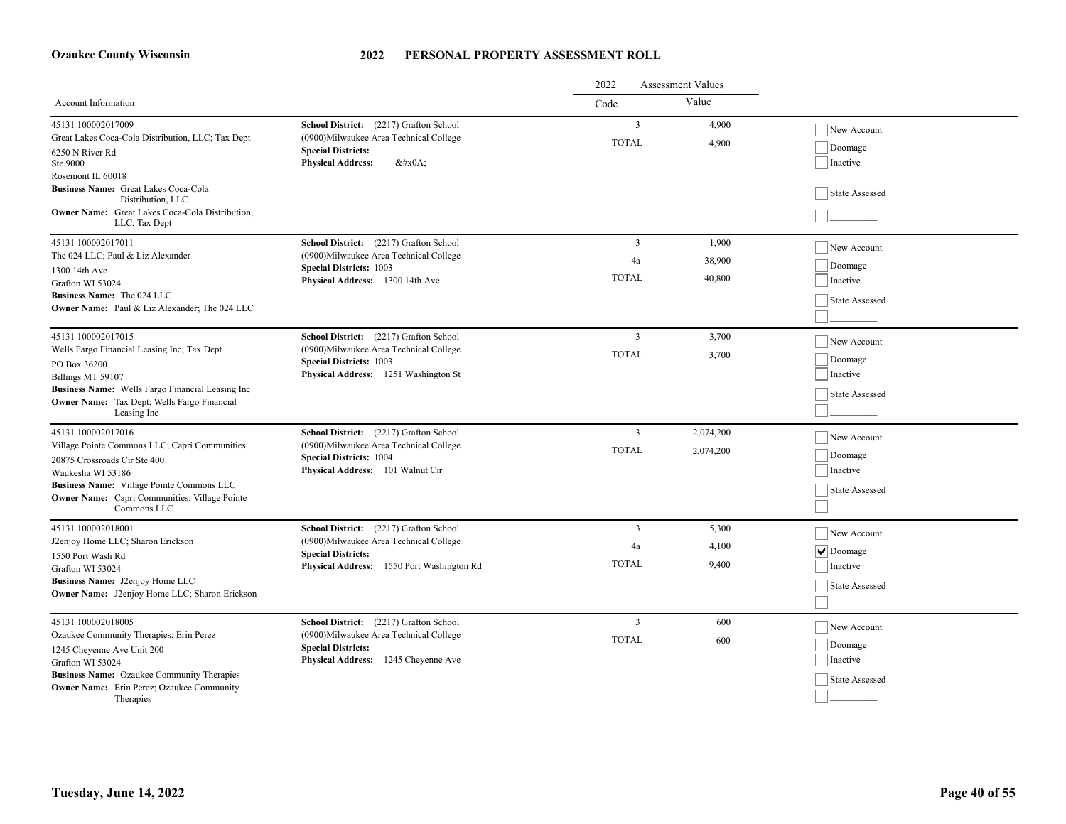**Ozaukee County Wisconsin**

# 2022 PERSONAL PROPERTY ASSESSMENT ROLL

| Account Information | | 2022 Assessment Values Code | Value | |
|---|---|---|---|---|
| 45131 100002017009<br>Great Lakes Coca-Cola Distribution, LLC; Tax Dept<br>6250 N River Rd<br>Ste 9000<br>Rosemont IL 60018<br>**Business Name:** Great Lakes Coca-Cola Distribution, LLC<br>**Owner Name:** Great Lakes Coca-Cola Distribution, LLC; Tax Dept | **School District:** (2217) Grafton School<br>(0900)Milwaukee Area Technical College<br>**Special Districts:**<br>**Physical Address:** &#x0A; | 3<br>TOTAL | 4,900<br>4,900 | ☐ New Account<br>☐ Doomage<br>☐ Inactive<br>☐ State Assessed<br>☐ _________ |
| 45131 100002017011<br>The 024 LLC; Paul & Liz Alexander<br>1300 14th Ave<br>Grafton WI 53024<br>**Business Name:** The 024 LLC<br>**Owner Name:** Paul & Liz Alexander; The 024 LLC | **School District:** (2217) Grafton School<br>(0900)Milwaukee Area Technical College<br>**Special Districts:** 1003<br>**Physical Address:** 1300 14th Ave | 3<br>4a<br>TOTAL | 1,900<br>38,900<br>40,800 | ☐ New Account<br>☐ Doomage<br>☐ Inactive<br>☐ State Assessed<br>☐ _________ |
| 45131 100002017015<br>Wells Fargo Financial Leasing Inc; Tax Dept<br>PO Box 36200<br>Billings MT 59107<br>**Business Name:** Wells Fargo Financial Leasing Inc<br>**Owner Name:** Tax Dept; Wells Fargo Financial Leasing Inc | **School District:** (2217) Grafton School<br>(0900)Milwaukee Area Technical College<br>**Special Districts:** 1003<br>**Physical Address:** 1251 Washington St | 3<br>TOTAL | 3,700<br>3,700 | ☐ New Account<br>☐ Doomage<br>☐ Inactive<br>☐ State Assessed<br>☐ _________ |
| 45131 100002017016<br>Village Pointe Commons LLC; Capri Communities<br>20875 Crossroads Cir Ste 400<br>Waukesha WI 53186<br>**Business Name:** Village Pointe Commons LLC<br>**Owner Name:** Capri Communities; Village Pointe Commons LLC | **School District:** (2217) Grafton School<br>(0900)Milwaukee Area Technical College<br>**Special Districts:** 1004<br>**Physical Address:** 101 Walnut Cir | 3<br>TOTAL | 2,074,200<br>2,074,200 | ☐ New Account<br>☐ Doomage<br>☐ Inactive<br>☐ State Assessed<br>☐ _________ |
| 45131 100002018001<br>J2enjoy Home LLC; Sharon Erickson<br>1550 Port Wash Rd<br>Grafton WI 53024<br>**Business Name:** J2enjoy Home LLC<br>**Owner Name:** J2enjoy Home LLC; Sharon Erickson | **School District:** (2217) Grafton School<br>(0900)Milwaukee Area Technical College<br>**Special Districts:**<br>**Physical Address:** 1550 Port Washington Rd | 3<br>4a<br>TOTAL | 5,300<br>4,100<br>9,400 | ☐ New Account<br>☑ Doomage<br>☐ Inactive<br>☐ State Assessed<br>☐ _________ |
| 45131 100002018005<br>Ozaukee Community Therapies; Erin Perez<br>1245 Cheyenne Ave Unit 200<br>Grafton WI 53024<br>**Business Name:** Ozaukee Community Therapies<br>**Owner Name:** Erin Perez; Ozaukee Community Therapies | **School District:** (2217) Grafton School<br>(0900)Milwaukee Area Technical College<br>**Special Districts:**<br>**Physical Address:** 1245 Cheyenne Ave | 3<br>TOTAL | 600<br>600 | ☐ New Account<br>☐ Doomage<br>☐ Inactive<br>☐ State Assessed<br>☐ _________ |

**Tuesday, June 14, 2022**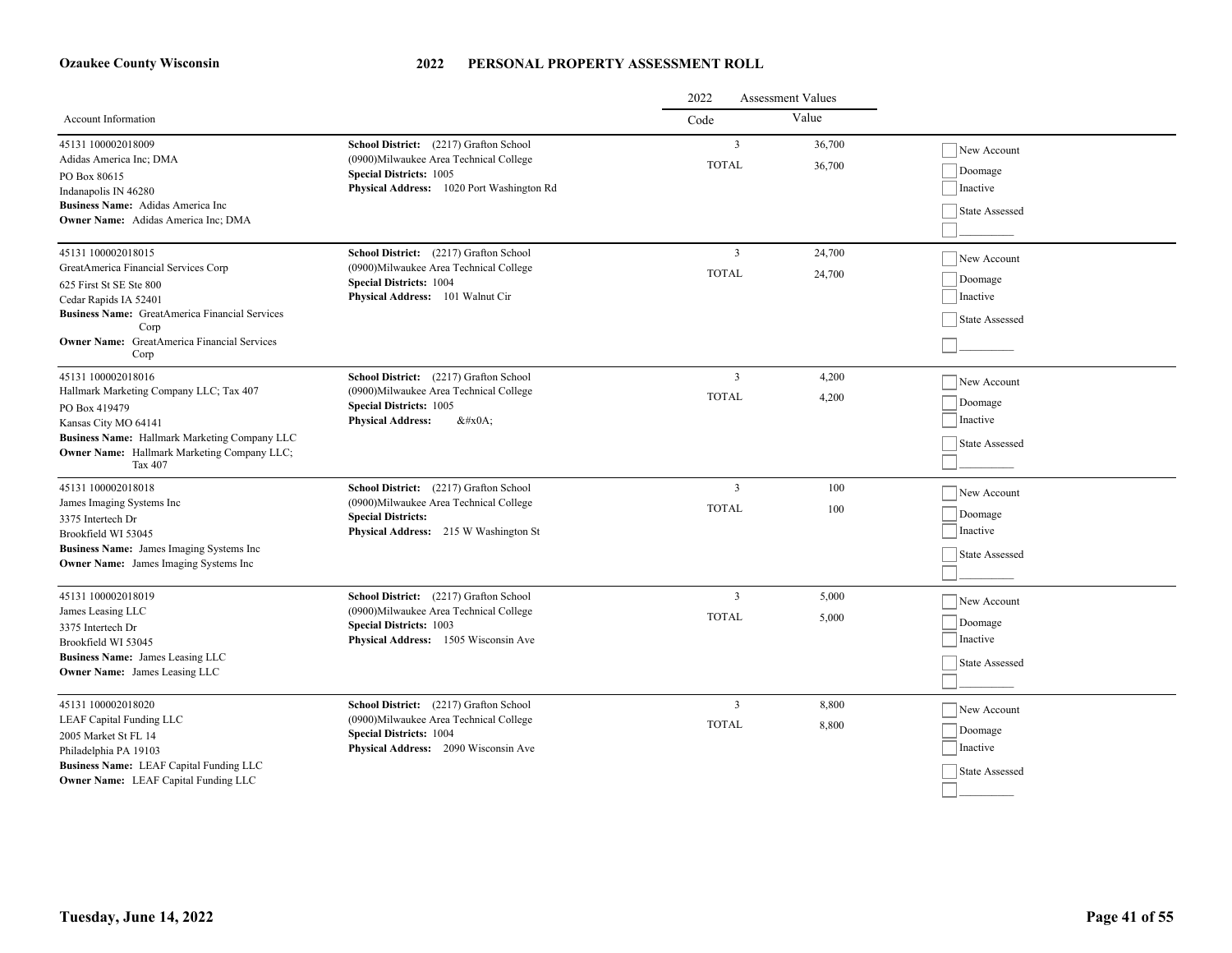**Ozaukee County Wisconsin**

# 2022 PERSONAL PROPERTY ASSESSMENT ROLL

| Account Information | | 2022 Assessment Values Code | Value | |
|---|---|---|---|---|
| 45131 100002018009<br>Adidas America Inc; DMA<br>PO Box 80615<br>Indanapolis IN 46280<br>**Business Name:** Adidas America Inc<br>**Owner Name:** Adidas America Inc; DMA | **School District:** (2217) Grafton School<br>(0900)Milwaukee Area Technical College<br>**Special Districts:** 1005<br>**Physical Address:** 1020 Port Washington Rd | 3<br>TOTAL | 36,700<br>36,700 | New Account<br>Doomage<br>Inactive<br>State Assessed<br>_________ |
| 45131 100002018015<br>GreatAmerica Financial Services Corp<br>625 First St SE Ste 800<br>Cedar Rapids IA 52401<br>**Business Name:** GreatAmerica Financial Services Corp<br>**Owner Name:** GreatAmerica Financial Services Corp | **School District:** (2217) Grafton School<br>(0900)Milwaukee Area Technical College<br>**Special Districts:** 1004<br>**Physical Address:** 101 Walnut Cir | 3<br>TOTAL | 24,700<br>24,700 | New Account<br>Doomage<br>Inactive<br>State Assessed<br>_________ |
| 45131 100002018016<br>Hallmark Marketing Company LLC; Tax 407<br>PO Box 419479<br>Kansas City MO 64141<br>**Business Name:** Hallmark Marketing Company LLC<br>**Owner Name:** Hallmark Marketing Company LLC; Tax 407 | **School District:** (2217) Grafton School<br>(0900)Milwaukee Area Technical College<br>**Special Districts:** 1005<br>**Physical Address:** &#x0A; | 3<br>TOTAL | 4,200<br>4,200 | New Account<br>Doomage<br>Inactive<br>State Assessed<br>_________ |
| 45131 100002018018<br>James Imaging Systems Inc<br>3375 Intertech Dr<br>Brookfield WI 53045<br>**Business Name:** James Imaging Systems Inc<br>**Owner Name:** James Imaging Systems Inc | **School District:** (2217) Grafton School<br>(0900)Milwaukee Area Technical College<br>**Special Districts:**<br>**Physical Address:** 215 W Washington St | 3<br>TOTAL | 100<br>100 | New Account<br>Doomage<br>Inactive<br>State Assessed<br>_________ |
| 45131 100002018019<br>James Leasing LLC<br>3375 Intertech Dr<br>Brookfield WI 53045<br>**Business Name:** James Leasing LLC<br>**Owner Name:** James Leasing LLC | **School District:** (2217) Grafton School<br>(0900)Milwaukee Area Technical College<br>**Special Districts:** 1003<br>**Physical Address:** 1505 Wisconsin Ave | 3<br>TOTAL | 5,000<br>5,000 | New Account<br>Doomage<br>Inactive<br>State Assessed<br>_________ |
| 45131 100002018020<br>LEAF Capital Funding LLC<br>2005 Market St FL 14<br>Philadelphia PA 19103<br>**Business Name:** LEAF Capital Funding LLC<br>**Owner Name:** LEAF Capital Funding LLC | **School District:** (2217) Grafton School<br>(0900)Milwaukee Area Technical College<br>**Special Districts:** 1004<br>**Physical Address:** 2090 Wisconsin Ave | 3<br>TOTAL | 8,800<br>8,800 | New Account<br>Doomage<br>Inactive<br>State Assessed<br>_________ |

**Tuesday, June 14, 2022**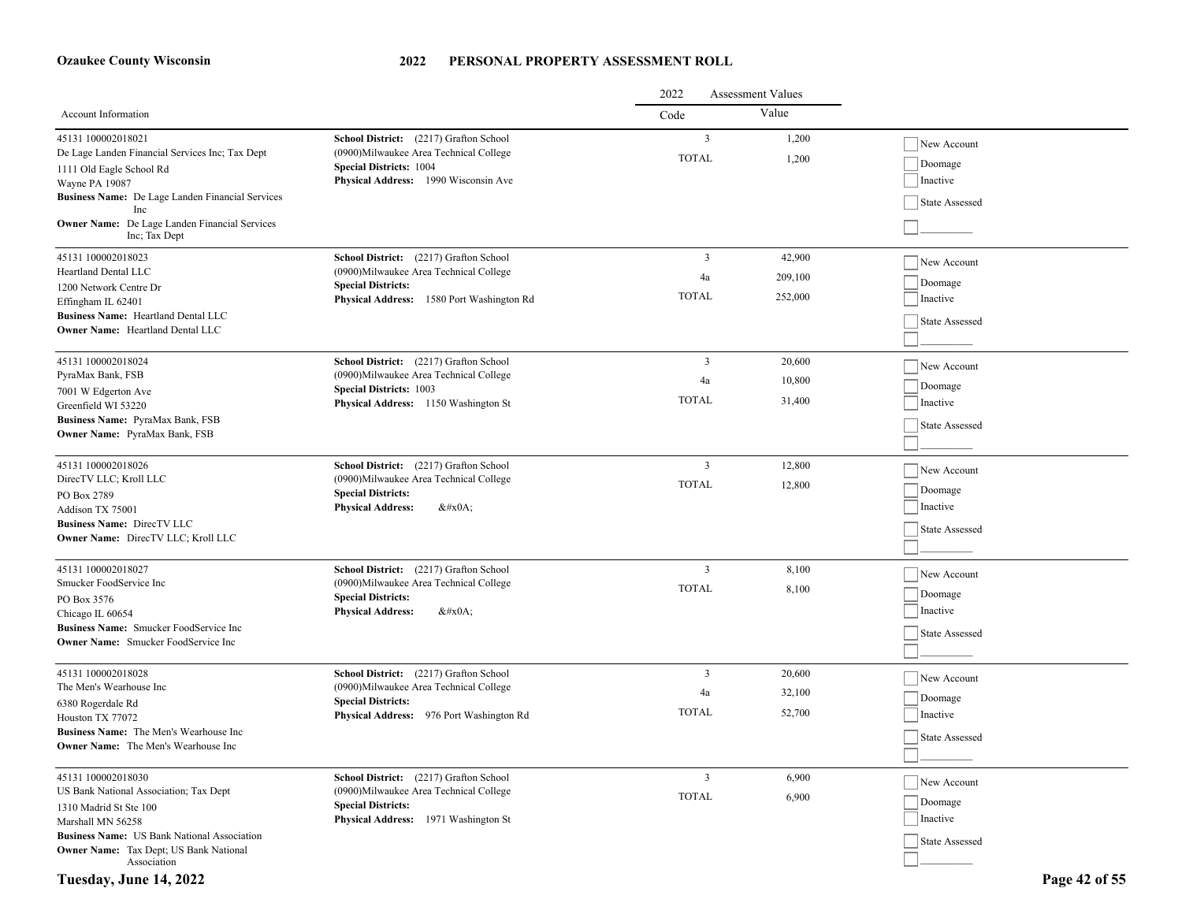**Ozaukee County Wisconsin**

# 2022 PERSONAL PROPERTY ASSESSMENT ROLL

| Account Information | | 2022 Assessment Values Code | Value | |
|---|---|---|---|---|
| 45131 100002018021<br>De Lage Landen Financial Services Inc; Tax Dept<br>1111 Old Eagle School Rd<br>Wayne PA 19087<br>**Business Name:** De Lage Landen Financial Services Inc<br>**Owner Name:** De Lage Landen Financial Services Inc; Tax Dept | **School District:** (2217) Grafton School<br>(0900)Milwaukee Area Technical College<br>**Special Districts:** 1004<br>**Physical Address:** 1990 Wisconsin Ave | 3<br>TOTAL | 1,200<br>1,200 | New Account<br>Doomage<br>Inactive<br>State Assessed |
| 45131 100002018023<br>Heartland Dental LLC<br>1200 Network Centre Dr<br>Effingham IL 62401<br>**Business Name:** Heartland Dental LLC<br>**Owner Name:** Heartland Dental LLC | **School District:** (2217) Grafton School<br>(0900)Milwaukee Area Technical College<br>**Special Districts:**<br>**Physical Address:** 1580 Port Washington Rd | 3<br>4a<br>TOTAL | 42,900<br>209,100<br>252,000 | New Account<br>Doomage<br>Inactive<br>State Assessed |
| 45131 100002018024<br>PyraMax Bank, FSB<br>7001 W Edgerton Ave<br>Greenfield WI 53220<br>**Business Name:** PyraMax Bank, FSB<br>**Owner Name:** PyraMax Bank, FSB | **School District:** (2217) Grafton School<br>(0900)Milwaukee Area Technical College<br>**Special Districts:** 1003<br>**Physical Address:** 1150 Washington St | 3<br>4a<br>TOTAL | 20,600<br>10,800<br>31,400 | New Account<br>Doomage<br>Inactive<br>State Assessed |
| 45131 100002018026<br>DirecTV LLC; Kroll LLC<br>PO Box 2789<br>Addison TX 75001<br>**Business Name:** DirecTV LLC<br>**Owner Name:** DirecTV LLC; Kroll LLC | **School District:** (2217) Grafton School<br>(0900)Milwaukee Area Technical College<br>**Special Districts:**<br>**Physical Address:** &#x0A; | 3<br>TOTAL | 12,800<br>12,800 | New Account<br>Doomage<br>Inactive<br>State Assessed |
| 45131 100002018027<br>Smucker FoodService Inc<br>PO Box 3576<br>Chicago IL 60654<br>**Business Name:** Smucker FoodService Inc<br>**Owner Name:** Smucker FoodService Inc | **School District:** (2217) Grafton School<br>(0900)Milwaukee Area Technical College<br>**Special Districts:**<br>**Physical Address:** &#x0A; | 3<br>TOTAL | 8,100<br>8,100 | New Account<br>Doomage<br>Inactive<br>State Assessed |
| 45131 100002018028<br>The Men's Wearhouse Inc<br>6380 Rogerdale Rd<br>Houston TX 77072<br>**Business Name:** The Men's Wearhouse Inc<br>**Owner Name:** The Men's Wearhouse Inc | **School District:** (2217) Grafton School<br>(0900)Milwaukee Area Technical College<br>**Special Districts:**<br>**Physical Address:** 976 Port Washington Rd | 3<br>4a<br>TOTAL | 20,600<br>32,100<br>52,700 | New Account<br>Doomage<br>Inactive<br>State Assessed |
| 45131 100002018030<br>US Bank National Association; Tax Dept<br>1310 Madrid St Ste 100<br>Marshall MN 56258<br>**Business Name:** US Bank National Association<br>**Owner Name:** Tax Dept; US Bank National Association | **School District:** (2217) Grafton School<br>(0900)Milwaukee Area Technical College<br>**Special Districts:**<br>**Physical Address:** 1971 Washington St | 3<br>TOTAL | 6,900<br>6,900 | New Account<br>Doomage<br>Inactive<br>State Assessed |

**Tuesday, June 14, 2022**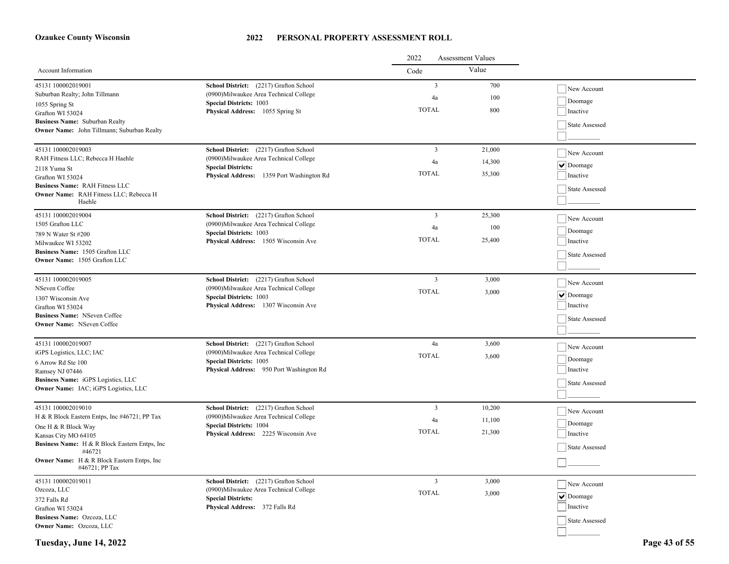**Ozaukee County Wisconsin**

# 2022 PERSONAL PROPERTY ASSESSMENT ROLL

| Account Information | | 2022 Assessment Values Code | Value | |
|---|---|---|---|---|
| 45131 100002019001<br>Suburban Realty; John Tillmann<br>1055 Spring St<br>Grafton WI 53024<br>**Business Name:** Suburban Realty<br>**Owner Name:** John Tillmann; Suburban Realty | **School District:** (2217) Grafton School<br>(0900)Milwaukee Area Technical College<br>**Special Districts:** 1003<br>**Physical Address:** 1055 Spring St | 3<br>4a<br>TOTAL | 700<br>100<br>800 | ☐ New Account<br>☐ Doomage<br>☐ Inactive<br>☐ State Assessed<br>☐ ________ |
| 45131 100002019003<br>RAH Fitness LLC; Rebecca H Haehle<br>2118 Yuma St<br>Grafton WI 53024<br>**Business Name:** RAH Fitness LLC<br>**Owner Name:** RAH Fitness LLC; Rebecca H Haehle | **School District:** (2217) Grafton School<br>(0900)Milwaukee Area Technical College<br>**Special Districts:**<br>**Physical Address:** 1359 Port Washington Rd | 3<br>4a<br>TOTAL | 21,000<br>14,300<br>35,300 | ☐ New Account<br>☑ Doomage<br>☐ Inactive<br>☐ State Assessed<br>☐ ________ |
| 45131 100002019004<br>1505 Grafton LLC<br>789 N Water St #200<br>Milwaukee WI 53202<br>**Business Name:** 1505 Grafton LLC<br>**Owner Name:** 1505 Grafton LLC | **School District:** (2217) Grafton School<br>(0900)Milwaukee Area Technical College<br>**Special Districts:** 1003<br>**Physical Address:** 1505 Wisconsin Ave | 3<br>4a<br>TOTAL | 25,300<br>100<br>25,400 | ☐ New Account<br>☐ Doomage<br>☐ Inactive<br>☐ State Assessed<br>☐ ________ |
| 45131 100002019005<br>NSeven Coffee<br>1307 Wisconsin Ave<br>Grafton WI 53024<br>**Business Name:** NSeven Coffee<br>**Owner Name:** NSeven Coffee | **School District:** (2217) Grafton School<br>(0900)Milwaukee Area Technical College<br>**Special Districts:** 1003<br>**Physical Address:** 1307 Wisconsin Ave | 3<br>TOTAL | 3,000<br>3,000 | ☐ New Account<br>☑ Doomage<br>☐ Inactive<br>☐ State Assessed<br>☐ ________ |
| 45131 100002019007<br>iGPS Logistics, LLC; IAC<br>6 Arrow Rd Ste 100<br>Ramsey NJ 07446<br>**Business Name:** iGPS Logistics, LLC<br>**Owner Name:** IAC; iGPS Logistics, LLC | **School District:** (2217) Grafton School<br>(0900)Milwaukee Area Technical College<br>**Special Districts:** 1005<br>**Physical Address:** 950 Port Washington Rd | 4a<br>TOTAL | 3,600<br>3,600 | ☐ New Account<br>☐ Doomage<br>☐ Inactive<br>☐ State Assessed<br>☐ ________ |
| 45131 100002019010<br>H & R Block Eastern Entps, Inc #46721; PP Tax<br>One H & R Block Way<br>Kansas City MO 64105<br>**Business Name:** H & R Block Eastern Entps, Inc #46721<br>**Owner Name:** H & R Block Eastern Entps, Inc #46721; PP Tax | **School District:** (2217) Grafton School<br>(0900)Milwaukee Area Technical College<br>**Special Districts:** 1004<br>**Physical Address:** 2225 Wisconsin Ave | 3<br>4a<br>TOTAL | 10,200<br>11,100<br>21,300 | ☐ New Account<br>☐ Doomage<br>☐ Inactive<br>☐ State Assessed<br>☐ ________ |
| 45131 100002019011<br>Ozcoza, LLC<br>372 Falls Rd<br>Grafton WI 53024<br>**Business Name:** Ozcoza, LLC<br>**Owner Name:** Ozcoza, LLC | **School District:** (2217) Grafton School<br>(0900)Milwaukee Area Technical College<br>**Special Districts:**<br>**Physical Address:** 372 Falls Rd | 3<br>TOTAL | 3,000<br>3,000 | ☐ New Account<br>☑ Doomage<br>☐ Inactive<br>☐ State Assessed<br>☐ ________ |

**Tuesday, June 14, 2022**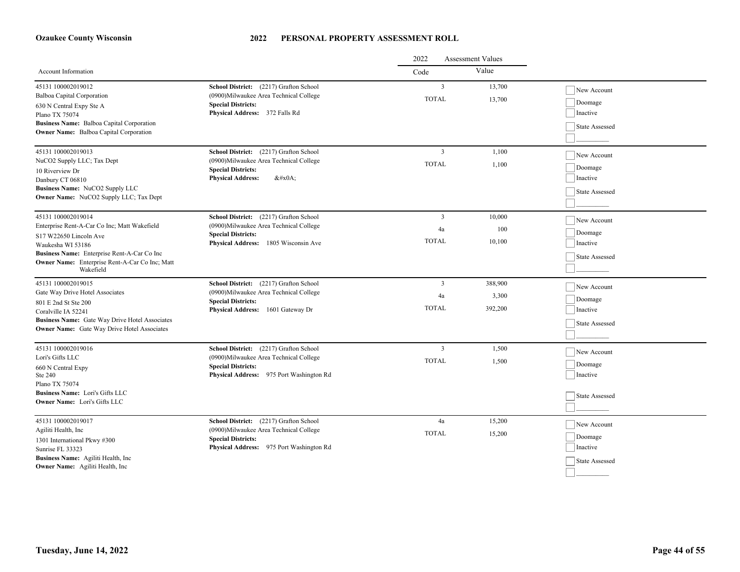**Ozaukee County Wisconsin**

# 2022 PERSONAL PROPERTY ASSESSMENT ROLL

| Account Information | | 2022 Assessment Values Code | Value | |
|---|---|---|---|---|
| 45131 100002019012<br>Balboa Capital Corporation<br>630 N Central Expy Ste A<br>Plano TX 75074<br>**Business Name:** Balboa Capital Corporation<br>**Owner Name:** Balboa Capital Corporation | **School District:** (2217) Grafton School<br>(0900)Milwaukee Area Technical College<br>**Special Districts:**<br>**Physical Address:** 372 Falls Rd | 3<br>TOTAL | 13,700<br>13,700 | ☐ New Account<br>☐ Doomage<br>☐ Inactive<br>☐ State Assessed<br>☐ _________ |
| 45131 100002019013<br>NuCO2 Supply LLC; Tax Dept<br>10 Riverview Dr<br>Danbury CT 06810<br>**Business Name:** NuCO2 Supply LLC<br>**Owner Name:** NuCO2 Supply LLC; Tax Dept | **School District:** (2217) Grafton School<br>(0900)Milwaukee Area Technical College<br>**Special Districts:**<br>**Physical Address:** &#x0A; | 3<br>TOTAL | 1,100<br>1,100 | ☐ New Account<br>☐ Doomage<br>☐ Inactive<br>☐ State Assessed<br>☐ _________ |
| 45131 100002019014<br>Enterprise Rent-A-Car Co Inc; Matt Wakefield<br>S17 W22650 Lincoln Ave<br>Waukesha WI 53186<br>**Business Name:** Enterprise Rent-A-Car Co Inc<br>**Owner Name:** Enterprise Rent-A-Car Co Inc; Matt Wakefield | **School District:** (2217) Grafton School<br>(0900)Milwaukee Area Technical College<br>**Special Districts:**<br>**Physical Address:** 1805 Wisconsin Ave | 3<br>4a<br>TOTAL | 10,000<br>100<br>10,100 | ☐ New Account<br>☐ Doomage<br>☐ Inactive<br>☐ State Assessed<br>☐ _________ |
| 45131 100002019015<br>Gate Way Drive Hotel Associates<br>801 E 2nd St Ste 200<br>Coralville IA 52241<br>**Business Name:** Gate Way Drive Hotel Associates<br>**Owner Name:** Gate Way Drive Hotel Associates | **School District:** (2217) Grafton School<br>(0900)Milwaukee Area Technical College<br>**Special Districts:**<br>**Physical Address:** 1601 Gateway Dr | 3<br>4a<br>TOTAL | 388,900<br>3,300<br>392,200 | ☐ New Account<br>☐ Doomage<br>☐ Inactive<br>☐ State Assessed<br>☐ _________ |
| 45131 100002019016<br>Lori's Gifts LLC<br>660 N Central Expy<br>Ste 240<br>Plano TX 75074<br>**Business Name:** Lori's Gifts LLC<br>**Owner Name:** Lori's Gifts LLC | **School District:** (2217) Grafton School<br>(0900)Milwaukee Area Technical College<br>**Special Districts:**<br>**Physical Address:** 975 Port Washington Rd | 3<br>TOTAL | 1,500<br>1,500 | ☐ New Account<br>☐ Doomage<br>☐ Inactive<br>☐ State Assessed<br>☐ _________ |
| 45131 100002019017<br>Agiliti Health, Inc<br>1301 International Pkwy #300<br>Sunrise FL 33323<br>**Business Name:** Agiliti Health, Inc<br>**Owner Name:** Agiliti Health, Inc | **School District:** (2217) Grafton School<br>(0900)Milwaukee Area Technical College<br>**Special Districts:**<br>**Physical Address:** 975 Port Washington Rd | 4a<br>TOTAL | 15,200<br>15,200 | ☐ New Account<br>☐ Doomage<br>☐ Inactive<br>☐ State Assessed<br>☐ _________ |

**Tuesday, June 14, 2022**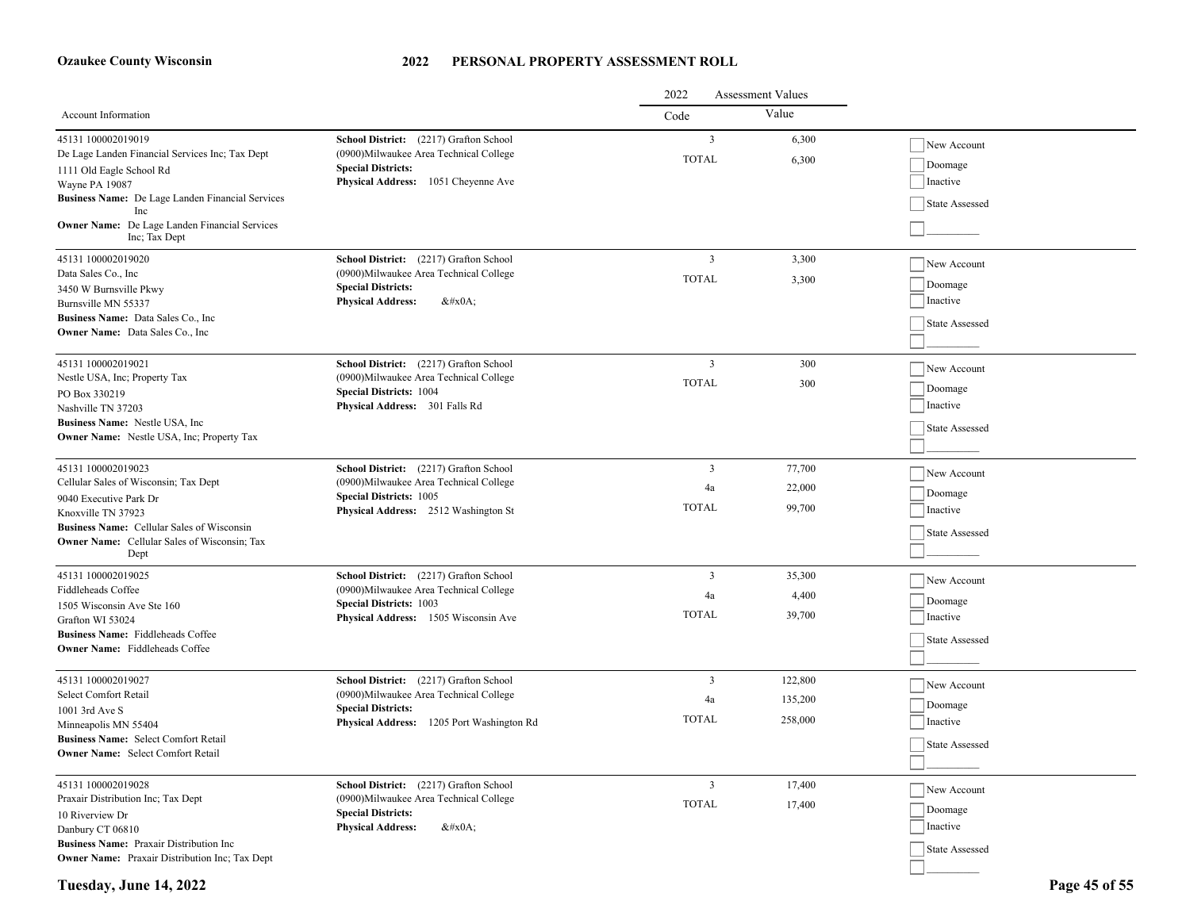**Ozaukee County Wisconsin**

# 2022 PERSONAL PROPERTY ASSESSMENT ROLL

| Account Information | | 2022 Assessment Values Code | Value | |
|---|---|---|---|---|
| 45131 100002019019<br>De Lage Landen Financial Services Inc; Tax Dept<br>1111 Old Eagle School Rd<br>Wayne PA 19087<br>**Business Name:** De Lage Landen Financial Services Inc<br>**Owner Name:** De Lage Landen Financial Services Inc; Tax Dept | **School District:** (2217) Grafton School<br>(0900)Milwaukee Area Technical College<br>**Special Districts:**<br>**Physical Address:** 1051 Cheyenne Ave | 3<br>TOTAL | 6,300<br>6,300 | New Account<br>Doomage<br>Inactive<br>State Assessed |
| 45131 100002019020<br>Data Sales Co., Inc<br>3450 W Burnsville Pkwy<br>Burnsville MN 55337<br>**Business Name:** Data Sales Co., Inc<br>**Owner Name:** Data Sales Co., Inc | **School District:** (2217) Grafton School<br>(0900)Milwaukee Area Technical College<br>**Special Districts:**<br>**Physical Address:** &#x0A; | 3<br>TOTAL | 3,300<br>3,300 | New Account<br>Doomage<br>Inactive<br>State Assessed |
| 45131 100002019021<br>Nestle USA, Inc; Property Tax<br>PO Box 330219<br>Nashville TN 37203<br>**Business Name:** Nestle USA, Inc<br>**Owner Name:** Nestle USA, Inc; Property Tax | **School District:** (2217) Grafton School<br>(0900)Milwaukee Area Technical College<br>**Special Districts:** 1004<br>**Physical Address:** 301 Falls Rd | 3<br>TOTAL | 300<br>300 | New Account<br>Doomage<br>Inactive<br>State Assessed |
| 45131 100002019023<br>Cellular Sales of Wisconsin; Tax Dept<br>9040 Executive Park Dr<br>Knoxville TN 37923<br>**Business Name:** Cellular Sales of Wisconsin<br>**Owner Name:** Cellular Sales of Wisconsin; Tax Dept | **School District:** (2217) Grafton School<br>(0900)Milwaukee Area Technical College<br>**Special Districts:** 1005<br>**Physical Address:** 2512 Washington St | 3<br>4a<br>TOTAL | 77,700<br>22,000<br>99,700 | New Account<br>Doomage<br>Inactive<br>State Assessed |
| 45131 100002019025<br>Fiddleheads Coffee<br>1505 Wisconsin Ave Ste 160<br>Grafton WI 53024<br>**Business Name:** Fiddleheads Coffee<br>**Owner Name:** Fiddleheads Coffee | **School District:** (2217) Grafton School<br>(0900)Milwaukee Area Technical College<br>**Special Districts:** 1003<br>**Physical Address:** 1505 Wisconsin Ave | 3<br>4a<br>TOTAL | 35,300<br>4,400<br>39,700 | New Account<br>Doomage<br>Inactive<br>State Assessed |
| 45131 100002019027<br>Select Comfort Retail<br>1001 3rd Ave S<br>Minneapolis MN 55404<br>**Business Name:** Select Comfort Retail<br>**Owner Name:** Select Comfort Retail | **School District:** (2217) Grafton School<br>(0900)Milwaukee Area Technical College<br>**Special Districts:**<br>**Physical Address:** 1205 Port Washington Rd | 3<br>4a<br>TOTAL | 122,800<br>135,200<br>258,000 | New Account<br>Doomage<br>Inactive<br>State Assessed |
| 45131 100002019028<br>Praxair Distribution Inc; Tax Dept<br>10 Riverview Dr<br>Danbury CT 06810<br>**Business Name:** Praxair Distribution Inc<br>**Owner Name:** Praxair Distribution Inc; Tax Dept | **School District:** (2217) Grafton School<br>(0900)Milwaukee Area Technical College<br>**Special Districts:**<br>**Physical Address:** &#x0A; | 3<br>TOTAL | 17,400<br>17,400 | New Account<br>Doomage<br>Inactive<br>State Assessed |

**Tuesday, June 14, 2022**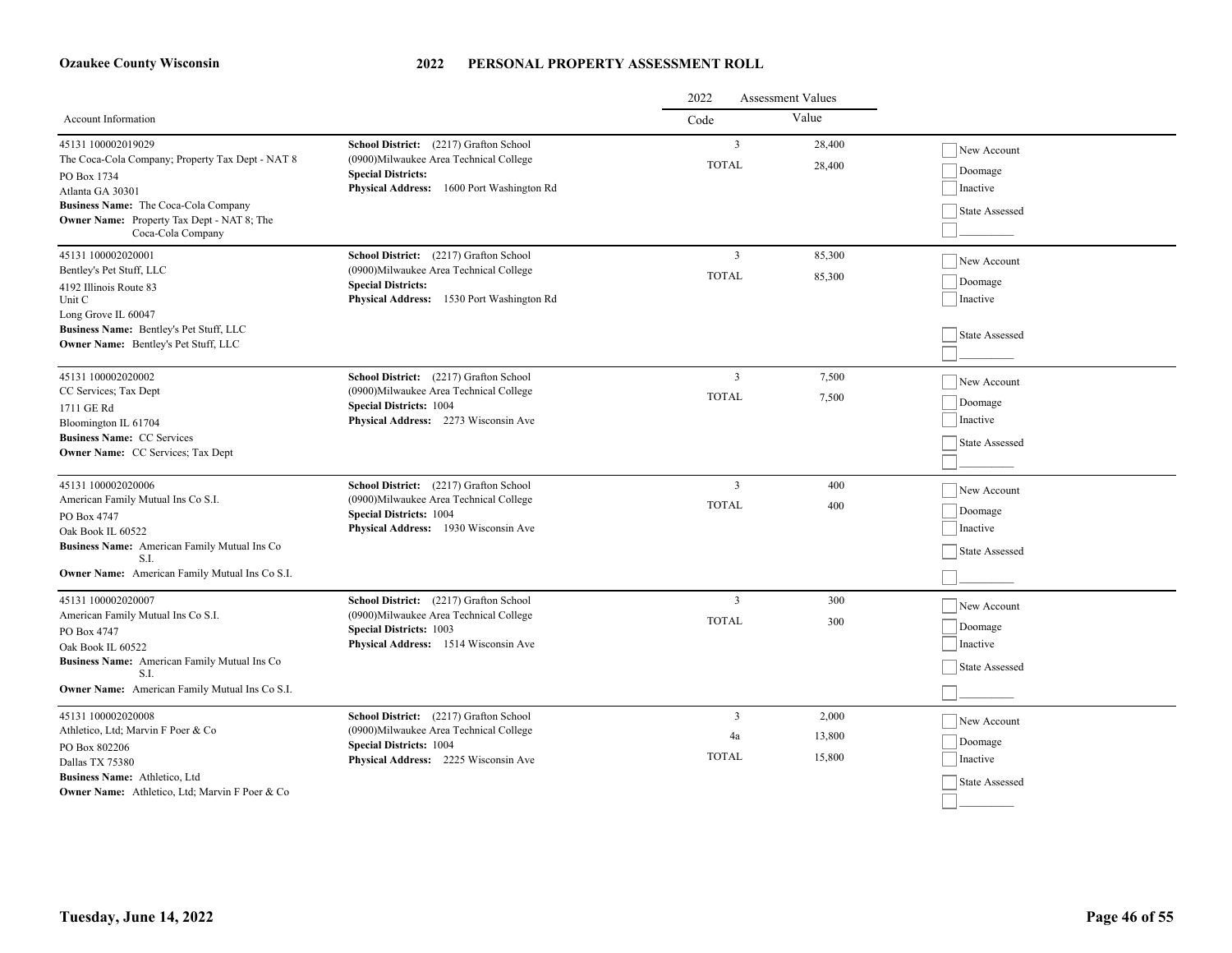**Ozaukee County Wisconsin**

# 2022 PERSONAL PROPERTY ASSESSMENT ROLL

| Account Information | | 2022 Assessment Values Code | Value | |
|---|---|---|---|---|
| 45131 100002019029<br>The Coca-Cola Company; Property Tax Dept - NAT 8<br>PO Box 1734<br>Atlanta GA 30301<br>**Business Name:** The Coca-Cola Company<br>**Owner Name:** Property Tax Dept - NAT 8; The Coca-Cola Company | **School District:** (2217) Grafton School<br>(0900)Milwaukee Area Technical College<br>**Special Districts:**<br>**Physical Address:** 1600 Port Washington Rd | 3<br>TOTAL | 28,400<br>28,400 | New Account<br>Doomage<br>Inactive<br>State Assessed |
| 45131 100002020001<br>Bentley's Pet Stuff, LLC<br>4192 Illinois Route 83<br>Unit C<br>Long Grove IL 60047<br>**Business Name:** Bentley's Pet Stuff, LLC<br>**Owner Name:** Bentley's Pet Stuff, LLC | **School District:** (2217) Grafton School<br>(0900)Milwaukee Area Technical College<br>**Special Districts:**<br>**Physical Address:** 1530 Port Washington Rd | 3<br>TOTAL | 85,300<br>85,300 | New Account<br>Doomage<br>Inactive<br>State Assessed |
| 45131 100002020002<br>CC Services; Tax Dept<br>1711 GE Rd<br>Bloomington IL 61704<br>**Business Name:** CC Services<br>**Owner Name:** CC Services; Tax Dept | **School District:** (2217) Grafton School<br>(0900)Milwaukee Area Technical College<br>**Special Districts:** 1004<br>**Physical Address:** 2273 Wisconsin Ave | 3<br>TOTAL | 7,500<br>7,500 | New Account<br>Doomage<br>Inactive<br>State Assessed |
| 45131 100002020006<br>American Family Mutual Ins Co S.I.<br>PO Box 4747<br>Oak Book IL 60522<br>**Business Name:** American Family Mutual Ins Co S.I.<br>**Owner Name:** American Family Mutual Ins Co S.I. | **School District:** (2217) Grafton School<br>(0900)Milwaukee Area Technical College<br>**Special Districts:** 1004<br>**Physical Address:** 1930 Wisconsin Ave | 3<br>TOTAL | 400<br>400 | New Account<br>Doomage<br>Inactive<br>State Assessed |
| 45131 100002020007<br>American Family Mutual Ins Co S.I.<br>PO Box 4747<br>Oak Book IL 60522<br>**Business Name:** American Family Mutual Ins Co S.I.<br>**Owner Name:** American Family Mutual Ins Co S.I. | **School District:** (2217) Grafton School<br>(0900)Milwaukee Area Technical College<br>**Special Districts:** 1003<br>**Physical Address:** 1514 Wisconsin Ave | 3<br>TOTAL | 300<br>300 | New Account<br>Doomage<br>Inactive<br>State Assessed |
| 45131 100002020008<br>Athletico, Ltd; Marvin F Poer & Co<br>PO Box 802206<br>Dallas TX 75380<br>**Business Name:** Athletico, Ltd<br>**Owner Name:** Athletico, Ltd; Marvin F Poer & Co | **School District:** (2217) Grafton School<br>(0900)Milwaukee Area Technical College<br>**Special Districts:** 1004<br>**Physical Address:** 2225 Wisconsin Ave | 3<br>4a<br>TOTAL | 2,000<br>13,800<br>15,800 | New Account<br>Doomage<br>Inactive<br>State Assessed |

**Tuesday, June 14, 2022**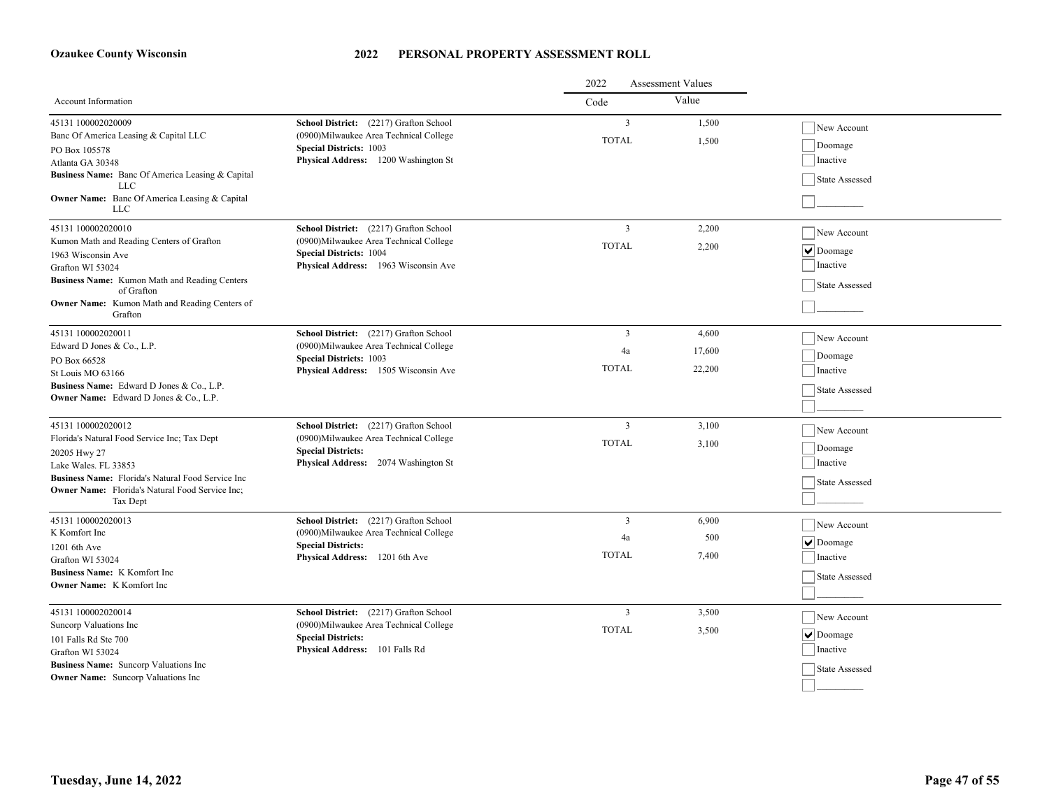**Ozaukee County Wisconsin**

# 2022 PERSONAL PROPERTY ASSESSMENT ROLL

| Account Information | | 2022 Assessment Values Code | Value | |
|---|---|---|---|---|
| 45131 100002020009<br>Banc Of America Leasing & Capital LLC<br>PO Box 105578<br>Atlanta GA 30348<br>**Business Name:** Banc Of America Leasing & Capital LLC<br>**Owner Name:** Banc Of America Leasing & Capital LLC | **School District:** (2217) Grafton School<br>(0900)Milwaukee Area Technical College<br>**Special Districts:** 1003<br>**Physical Address:** 1200 Washington St | 3<br>TOTAL | 1,500<br>1,500 | ☐ New Account<br>☐ Doomage<br>☐ Inactive<br>☐ State Assessed<br>☐ ________ |
| 45131 100002020010<br>Kumon Math and Reading Centers of Grafton<br>1963 Wisconsin Ave<br>Grafton WI 53024<br>**Business Name:** Kumon Math and Reading Centers of Grafton<br>**Owner Name:** Kumon Math and Reading Centers of Grafton | **School District:** (2217) Grafton School<br>(0900)Milwaukee Area Technical College<br>**Special Districts:** 1004<br>**Physical Address:** 1963 Wisconsin Ave | 3<br>TOTAL | 2,200<br>2,200 | ☐ New Account<br>☑ Doomage<br>☐ Inactive<br>☐ State Assessed<br>☐ ________ |
| 45131 100002020011<br>Edward D Jones & Co., L.P.<br>PO Box 66528<br>St Louis MO 63166<br>**Business Name:** Edward D Jones & Co., L.P.<br>**Owner Name:** Edward D Jones & Co., L.P. | **School District:** (2217) Grafton School<br>(0900)Milwaukee Area Technical College<br>**Special Districts:** 1003<br>**Physical Address:** 1505 Wisconsin Ave | 3<br>4a<br>TOTAL | 4,600<br>17,600<br>22,200 | ☐ New Account<br>☐ Doomage<br>☐ Inactive<br>☐ State Assessed<br>☐ ________ |
| 45131 100002020012<br>Florida's Natural Food Service Inc; Tax Dept<br>20205 Hwy 27<br>Lake Wales. FL 33853<br>**Business Name:** Florida's Natural Food Service Inc<br>**Owner Name:** Florida's Natural Food Service Inc; Tax Dept | **School District:** (2217) Grafton School<br>(0900)Milwaukee Area Technical College<br>**Special Districts:**<br>**Physical Address:** 2074 Washington St | 3<br>TOTAL | 3,100<br>3,100 | ☐ New Account<br>☐ Doomage<br>☐ Inactive<br>☐ State Assessed<br>☐ ________ |
| 45131 100002020013<br>K Komfort Inc<br>1201 6th Ave<br>Grafton WI 53024<br>**Business Name:** K Komfort Inc<br>**Owner Name:** K Komfort Inc | **School District:** (2217) Grafton School<br>(0900)Milwaukee Area Technical College<br>**Special Districts:**<br>**Physical Address:** 1201 6th Ave | 3<br>4a<br>TOTAL | 6,900<br>500<br>7,400 | ☐ New Account<br>☑ Doomage<br>☐ Inactive<br>☐ State Assessed<br>☐ ________ |
| 45131 100002020014<br>Suncorp Valuations Inc<br>101 Falls Rd Ste 700<br>Grafton WI 53024<br>**Business Name:** Suncorp Valuations Inc<br>**Owner Name:** Suncorp Valuations Inc | **School District:** (2217) Grafton School<br>(0900)Milwaukee Area Technical College<br>**Special Districts:**<br>**Physical Address:** 101 Falls Rd | 3<br>TOTAL | 3,500<br>3,500 | ☐ New Account<br>☑ Doomage<br>☐ Inactive<br>☐ State Assessed<br>☐ ________ |

**Tuesday, June 14, 2022**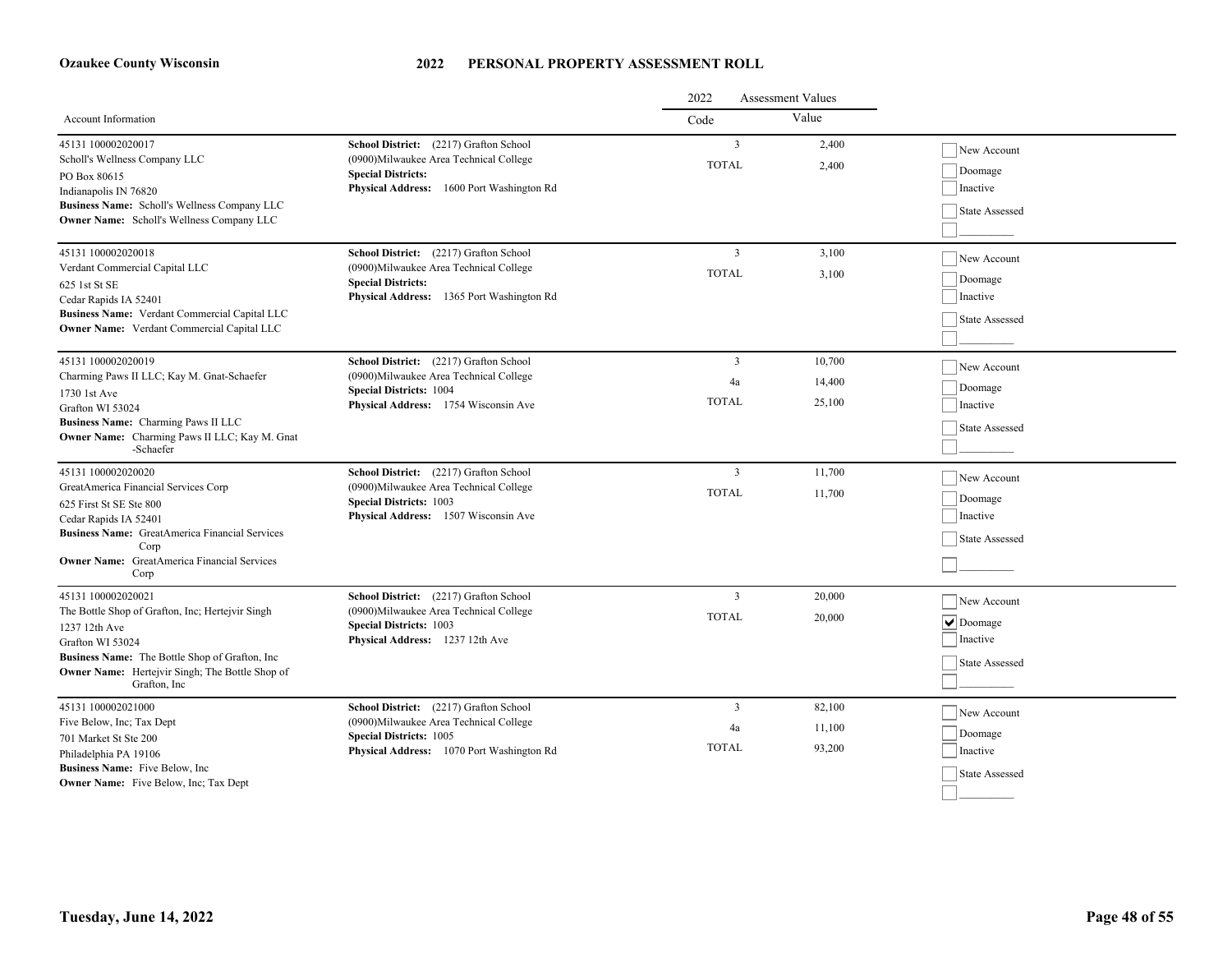**Ozaukee County Wisconsin**

# 2022 PERSONAL PROPERTY ASSESSMENT ROLL

| Account Information | | 2022 Assessment Values Code | Value | |
|---|---|---|---|---|
| 45131 100002020017<br>Scholl's Wellness Company LLC<br>PO Box 80615<br>Indianapolis IN 76820<br>**Business Name:** Scholl's Wellness Company LLC<br>**Owner Name:** Scholl's Wellness Company LLC | **School District:** (2217) Grafton School<br>(0900)Milwaukee Area Technical College<br>**Special Districts:**<br>**Physical Address:** 1600 Port Washington Rd | 3<br>TOTAL | 2,400<br>2,400 | ☐ New Account<br>☐ Doomage<br>☐ Inactive<br>☐ State Assessed<br>☐ _________ |
| 45131 100002020018<br>Verdant Commercial Capital LLC<br>625 1st St SE<br>Cedar Rapids IA 52401<br>**Business Name:** Verdant Commercial Capital LLC<br>**Owner Name:** Verdant Commercial Capital LLC | **School District:** (2217) Grafton School<br>(0900)Milwaukee Area Technical College<br>**Special Districts:**<br>**Physical Address:** 1365 Port Washington Rd | 3<br>TOTAL | 3,100<br>3,100 | ☐ New Account<br>☐ Doomage<br>☐ Inactive<br>☐ State Assessed<br>☐ _________ |
| 45131 100002020019<br>Charming Paws II LLC; Kay M. Gnat-Schaefer<br>1730 1st Ave<br>Grafton WI 53024<br>**Business Name:** Charming Paws II LLC<br>**Owner Name:** Charming Paws II LLC; Kay M. Gnat -Schaefer | **School District:** (2217) Grafton School<br>(0900)Milwaukee Area Technical College<br>**Special Districts:** 1004<br>**Physical Address:** 1754 Wisconsin Ave | 3<br>4a<br>TOTAL | 10,700<br>14,400<br>25,100 | ☐ New Account<br>☐ Doomage<br>☐ Inactive<br>☐ State Assessed<br>☐ _________ |
| 45131 100002020020<br>GreatAmerica Financial Services Corp<br>625 First St SE Ste 800<br>Cedar Rapids IA 52401<br>**Business Name:** GreatAmerica Financial Services Corp<br>**Owner Name:** GreatAmerica Financial Services Corp | **School District:** (2217) Grafton School<br>(0900)Milwaukee Area Technical College<br>**Special Districts:** 1003<br>**Physical Address:** 1507 Wisconsin Ave | 3<br>TOTAL | 11,700<br>11,700 | ☐ New Account<br>☐ Doomage<br>☐ Inactive<br>☐ State Assessed<br>☐ _________ |
| 45131 100002020021<br>The Bottle Shop of Grafton, Inc; Hertejvir Singh<br>1237 12th Ave<br>Grafton WI 53024<br>**Business Name:** The Bottle Shop of Grafton, Inc<br>**Owner Name:** Hertejvir Singh; The Bottle Shop of Grafton, Inc | **School District:** (2217) Grafton School<br>(0900)Milwaukee Area Technical College<br>**Special Districts:** 1003<br>**Physical Address:** 1237 12th Ave | 3<br>TOTAL | 20,000<br>20,000 | ☐ New Account<br>☑ Doomage<br>☐ Inactive<br>☐ State Assessed<br>☐ _________ |
| 45131 100002021000<br>Five Below, Inc; Tax Dept<br>701 Market St Ste 200<br>Philadelphia PA 19106<br>**Business Name:** Five Below, Inc<br>**Owner Name:** Five Below, Inc; Tax Dept | **School District:** (2217) Grafton School<br>(0900)Milwaukee Area Technical College<br>**Special Districts:** 1005<br>**Physical Address:** 1070 Port Washington Rd | 3<br>4a<br>TOTAL | 82,100<br>11,100<br>93,200 | ☐ New Account<br>☐ Doomage<br>☐ Inactive<br>☐ State Assessed<br>☐ _________ |

**Tuesday, June 14, 2022**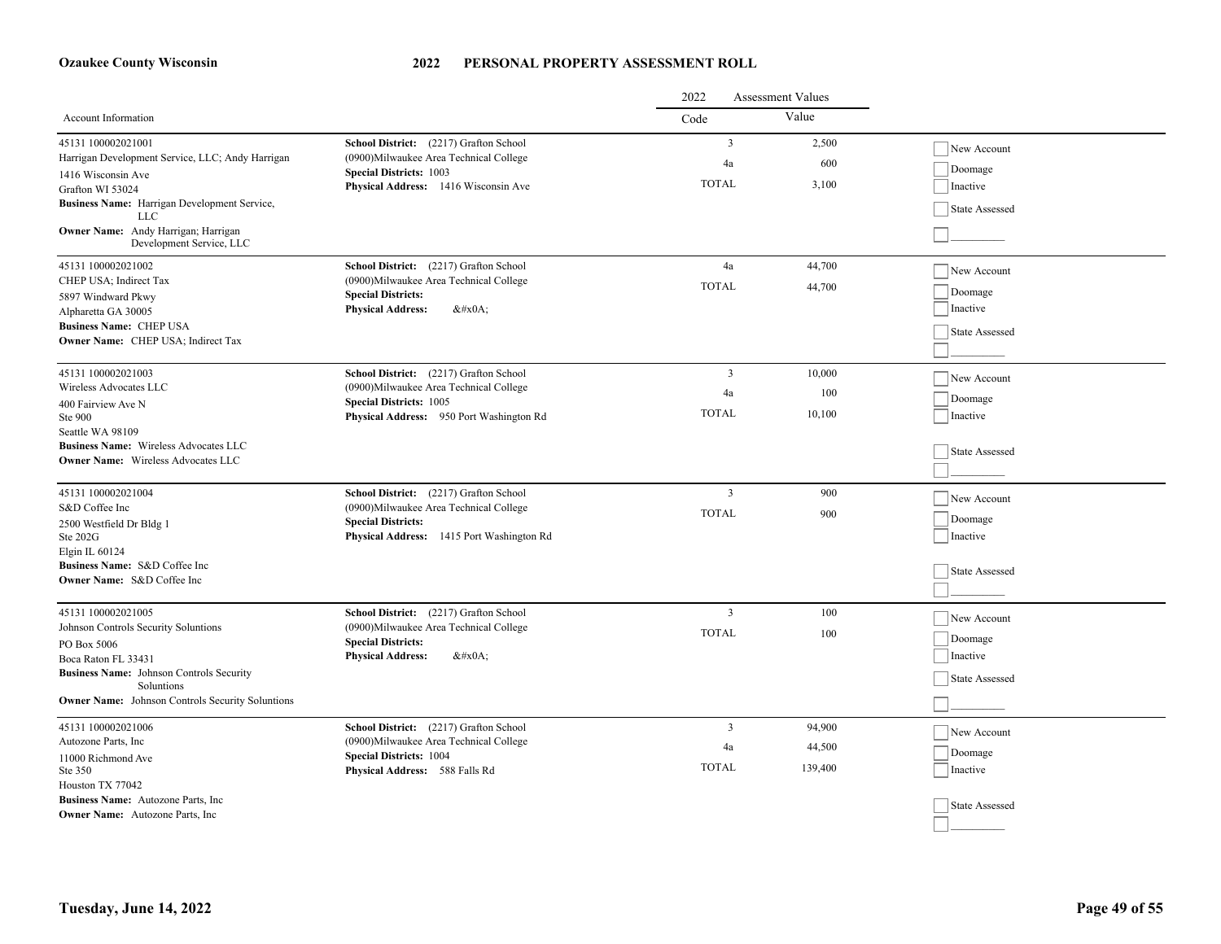**Ozaukee County Wisconsin**

# 2022 PERSONAL PROPERTY ASSESSMENT ROLL

| Account Information | | 2022 Assessment Values Code | Value | |
|---|---|---|---|---|
| 45131 100002021001<br>Harrigan Development Service, LLC; Andy Harrigan<br>1416 Wisconsin Ave<br>Grafton WI 53024<br>**Business Name:** Harrigan Development Service, LLC<br>**Owner Name:** Andy Harrigan; Harrigan Development Service, LLC | **School District:** (2217) Grafton School<br>(0900)Milwaukee Area Technical College<br>**Special Districts:** 1003<br>**Physical Address:** 1416 Wisconsin Ave | 3<br>4a<br>TOTAL | 2,500<br>600<br>3,100 | New Account<br>Doomage<br>Inactive<br>State Assessed<br>_________ |
| 45131 100002021002<br>CHEP USA; Indirect Tax<br>5897 Windward Pkwy<br>Alpharetta GA 30005<br>**Business Name:** CHEP USA<br>**Owner Name:** CHEP USA; Indirect Tax | **School District:** (2217) Grafton School<br>(0900)Milwaukee Area Technical College<br>**Special Districts:**<br>**Physical Address:** &#x0A; | 4a<br>TOTAL | 44,700<br>44,700 | New Account<br>Doomage<br>Inactive<br>State Assessed<br>_________ |
| 45131 100002021003<br>Wireless Advocates LLC<br>400 Fairview Ave N<br>Ste 900<br>Seattle WA 98109<br>**Business Name:** Wireless Advocates LLC<br>**Owner Name:** Wireless Advocates LLC | **School District:** (2217) Grafton School<br>(0900)Milwaukee Area Technical College<br>**Special Districts:** 1005<br>**Physical Address:** 950 Port Washington Rd | 3<br>4a<br>TOTAL | 10,000<br>100<br>10,100 | New Account<br>Doomage<br>Inactive<br>State Assessed<br>_________ |
| 45131 100002021004<br>S&D Coffee Inc<br>2500 Westfield Dr Bldg 1<br>Ste 202G<br>Elgin IL 60124<br>**Business Name:** S&D Coffee Inc<br>**Owner Name:** S&D Coffee Inc | **School District:** (2217) Grafton School<br>(0900)Milwaukee Area Technical College<br>**Special Districts:**<br>**Physical Address:** 1415 Port Washington Rd | 3<br>TOTAL | 900<br>900 | New Account<br>Doomage<br>Inactive<br>State Assessed<br>_________ |
| 45131 100002021005<br>Johnson Controls Security Soluntions<br>PO Box 5006<br>Boca Raton FL 33431<br>**Business Name:** Johnson Controls Security Soluntions<br>**Owner Name:** Johnson Controls Security Soluntions | **School District:** (2217) Grafton School<br>(0900)Milwaukee Area Technical College<br>**Special Districts:**<br>**Physical Address:** &#x0A; | 3<br>TOTAL | 100<br>100 | New Account<br>Doomage<br>Inactive<br>State Assessed<br>_________ |
| 45131 100002021006<br>Autozone Parts, Inc<br>11000 Richmond Ave<br>Ste 350<br>Houston TX 77042<br>**Business Name:** Autozone Parts, Inc<br>**Owner Name:** Autozone Parts, Inc | **School District:** (2217) Grafton School<br>(0900)Milwaukee Area Technical College<br>**Special Districts:** 1004<br>**Physical Address:** 588 Falls Rd | 3<br>4a<br>TOTAL | 94,900<br>44,500<br>139,400 | New Account<br>Doomage<br>Inactive<br>State Assessed<br>_________ |

**Tuesday, June 14, 2022**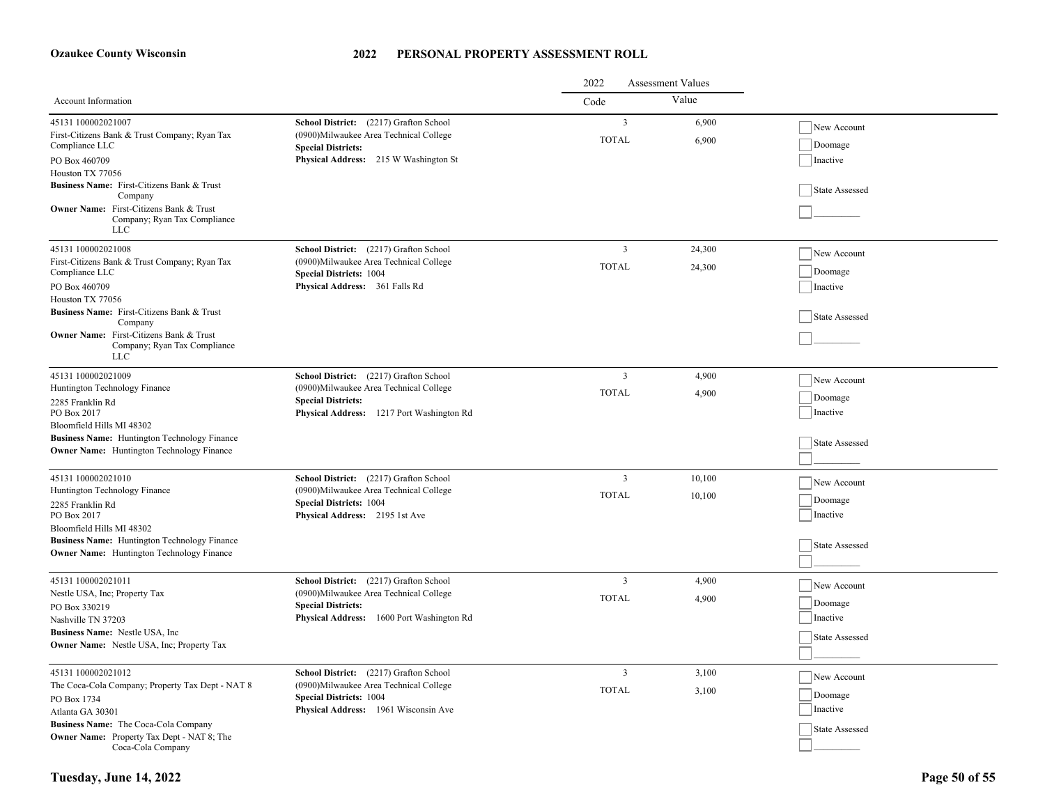**Ozaukee County Wisconsin**

# 2022 PERSONAL PROPERTY ASSESSMENT ROLL

| Account Information | | 2022 Assessment Values Code | Value | |
|---|---|---|---|---|
| 45131 100002021007<br>First-Citizens Bank & Trust Company; Ryan Tax Compliance LLC<br>PO Box 460709<br>Houston TX 77056<br>**Business Name:** First-Citizens Bank & Trust Company<br>**Owner Name:** First-Citizens Bank & Trust Company; Ryan Tax Compliance LLC | **School District:** (2217) Grafton School<br>(0900)Milwaukee Area Technical College<br>**Special Districts:**<br>**Physical Address:** 215 W Washington St | 3<br>TOTAL | 6,900<br>6,900 | New Account<br>Doomage<br>Inactive<br>State Assessed |
| 45131 100002021008<br>First-Citizens Bank & Trust Company; Ryan Tax Compliance LLC<br>PO Box 460709<br>Houston TX 77056<br>**Business Name:** First-Citizens Bank & Trust Company<br>**Owner Name:** First-Citizens Bank & Trust Company; Ryan Tax Compliance LLC | **School District:** (2217) Grafton School<br>(0900)Milwaukee Area Technical College<br>**Special Districts:** 1004<br>**Physical Address:** 361 Falls Rd | 3<br>TOTAL | 24,300<br>24,300 | New Account<br>Doomage<br>Inactive<br>State Assessed |
| 45131 100002021009<br>Huntington Technology Finance<br>2285 Franklin Rd<br>PO Box 2017<br>Bloomfield Hills MI 48302<br>**Business Name:** Huntington Technology Finance<br>**Owner Name:** Huntington Technology Finance | **School District:** (2217) Grafton School<br>(0900)Milwaukee Area Technical College<br>**Special Districts:**<br>**Physical Address:** 1217 Port Washington Rd | 3<br>TOTAL | 4,900<br>4,900 | New Account<br>Doomage<br>Inactive<br>State Assessed |
| 45131 100002021010<br>Huntington Technology Finance<br>2285 Franklin Rd<br>PO Box 2017<br>Bloomfield Hills MI 48302<br>**Business Name:** Huntington Technology Finance<br>**Owner Name:** Huntington Technology Finance | **School District:** (2217) Grafton School<br>(0900)Milwaukee Area Technical College<br>**Special Districts:** 1004<br>**Physical Address:** 2195 1st Ave | 3<br>TOTAL | 10,100<br>10,100 | New Account<br>Doomage<br>Inactive<br>State Assessed |
| 45131 100002021011<br>Nestle USA, Inc; Property Tax<br>PO Box 330219<br>Nashville TN 37203<br>**Business Name:** Nestle USA, Inc<br>**Owner Name:** Nestle USA, Inc; Property Tax | **School District:** (2217) Grafton School<br>(0900)Milwaukee Area Technical College<br>**Special Districts:**<br>**Physical Address:** 1600 Port Washington Rd | 3<br>TOTAL | 4,900<br>4,900 | New Account<br>Doomage<br>Inactive<br>State Assessed |
| 45131 100002021012<br>The Coca-Cola Company; Property Tax Dept - NAT 8<br>PO Box 1734<br>Atlanta GA 30301<br>**Business Name:** The Coca-Cola Company<br>**Owner Name:** Property Tax Dept - NAT 8; The Coca-Cola Company | **School District:** (2217) Grafton School<br>(0900)Milwaukee Area Technical College<br>**Special Districts:** 1004<br>**Physical Address:** 1961 Wisconsin Ave | 3<br>TOTAL | 3,100<br>3,100 | New Account<br>Doomage<br>Inactive<br>State Assessed |

**Tuesday, June 14, 2022**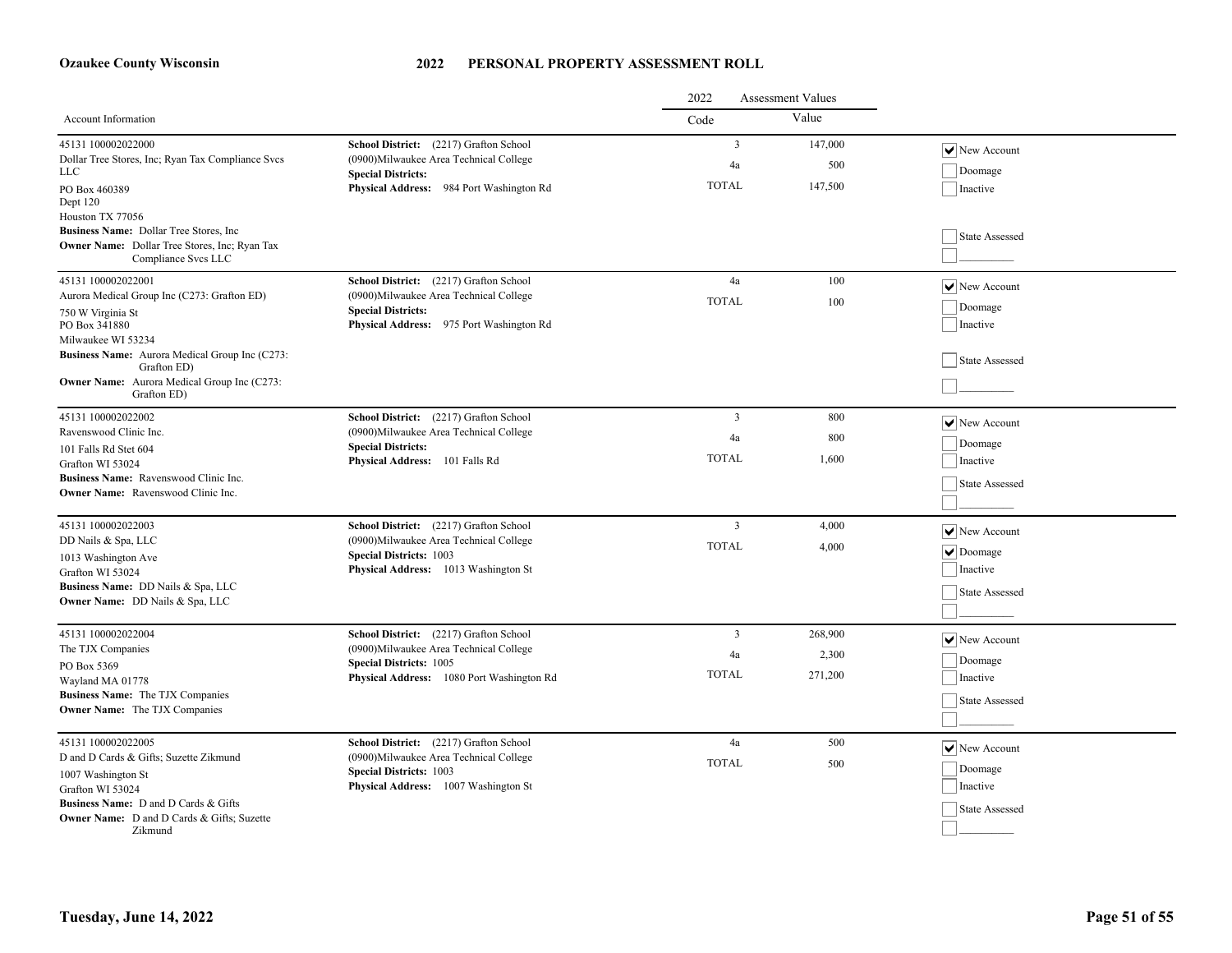**Ozaukee County Wisconsin**

# 2022 PERSONAL PROPERTY ASSESSMENT ROLL

| Account Information | | 2022 Assessment Values Code | Value | |
|---|---|---|---|---|
| 45131 100002022000<br>Dollar Tree Stores, Inc; Ryan Tax Compliance Svcs LLC<br>PO Box 460389<br>Dept 120<br>Houston TX 77056<br>**Business Name:** Dollar Tree Stores, Inc<br>**Owner Name:** Dollar Tree Stores, Inc; Ryan Tax Compliance Svcs LLC | **School District:** (2217) Grafton School<br>(0900)Milwaukee Area Technical College<br>**Special Districts:**<br>**Physical Address:** 984 Port Washington Rd | 3<br>4a<br>TOTAL | 147,000<br>500<br>147,500 | [x] New Account<br>[ ] Doomage<br>[ ] Inactive<br>[ ] State Assessed |
| 45131 100002022001<br>Aurora Medical Group Inc (C273: Grafton ED)<br>750 W Virginia St<br>PO Box 341880<br>Milwaukee WI 53234<br>**Business Name:** Aurora Medical Group Inc (C273: Grafton ED)<br>**Owner Name:** Aurora Medical Group Inc (C273: Grafton ED) | **School District:** (2217) Grafton School<br>(0900)Milwaukee Area Technical College<br>**Special Districts:**<br>**Physical Address:** 975 Port Washington Rd | 4a<br>TOTAL | 100<br>100 | [x] New Account<br>[ ] Doomage<br>[ ] Inactive<br>[ ] State Assessed |
| 45131 100002022002<br>Ravenswood Clinic Inc.<br>101 Falls Rd Stet 604<br>Grafton WI 53024<br>**Business Name:** Ravenswood Clinic Inc.<br>**Owner Name:** Ravenswood Clinic Inc. | **School District:** (2217) Grafton School<br>(0900)Milwaukee Area Technical College<br>**Special Districts:**<br>**Physical Address:** 101 Falls Rd | 3<br>4a<br>TOTAL | 800<br>800<br>1,600 | [x] New Account<br>[ ] Doomage<br>[ ] Inactive<br>[ ] State Assessed |
| 45131 100002022003<br>DD Nails & Spa, LLC<br>1013 Washington Ave<br>Grafton WI 53024<br>**Business Name:** DD Nails & Spa, LLC<br>**Owner Name:** DD Nails & Spa, LLC | **School District:** (2217) Grafton School<br>(0900)Milwaukee Area Technical College<br>**Special Districts:** 1003<br>**Physical Address:** 1013 Washington St | 3<br>TOTAL | 4,000<br>4,000 | [x] New Account<br>[x] Doomage<br>[ ] Inactive<br>[ ] State Assessed |
| 45131 100002022004<br>The TJX Companies<br>PO Box 5369<br>Wayland MA 01778<br>**Business Name:** The TJX Companies<br>**Owner Name:** The TJX Companies | **School District:** (2217) Grafton School<br>(0900)Milwaukee Area Technical College<br>**Special Districts:** 1005<br>**Physical Address:** 1080 Port Washington Rd | 3<br>4a<br>TOTAL | 268,900<br>2,300<br>271,200 | [x] New Account<br>[ ] Doomage<br>[ ] Inactive<br>[ ] State Assessed |
| 45131 100002022005<br>D and D Cards & Gifts; Suzette Zikmund<br>1007 Washington St<br>Grafton WI 53024<br>**Business Name:** D and D Cards & Gifts<br>**Owner Name:** D and D Cards & Gifts; Suzette Zikmund | **School District:** (2217) Grafton School<br>(0900)Milwaukee Area Technical College<br>**Special Districts:** 1003<br>**Physical Address:** 1007 Washington St | 4a<br>TOTAL | 500<br>500 | [x] New Account<br>[ ] Doomage<br>[ ] Inactive<br>[ ] State Assessed |

Tuesday, June 14, 2022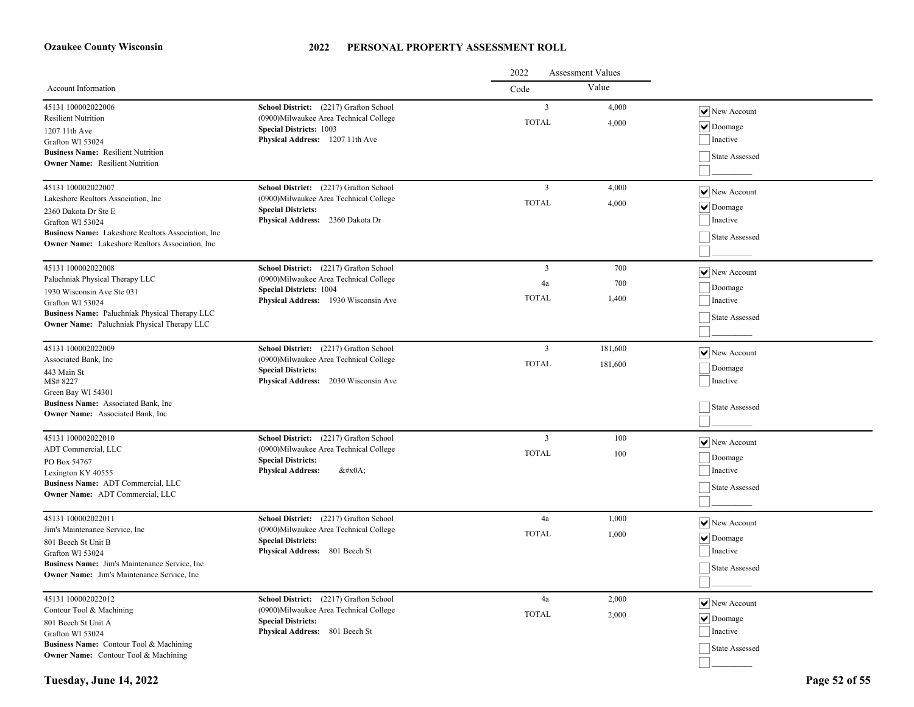**Ozaukee County Wisconsin**

# 2022 PERSONAL PROPERTY ASSESSMENT ROLL

| Account Information | | 2022 Assessment Values Code | Value | |
|---|---|---|---|---|
| 45131 100002022006<br>Resilient Nutrition<br>1207 11th Ave<br>Grafton WI 53024<br>**Business Name:** Resilient Nutrition<br>**Owner Name:** Resilient Nutrition | **School District:** (2217) Grafton School<br>(0900)Milwaukee Area Technical College<br>**Special Districts:** 1003<br>**Physical Address:** 1207 11th Ave | 3<br>TOTAL | 4,000<br>4,000 | [x] New Account<br>[x] Doomage<br>[ ] Inactive<br>[ ] State Assessed<br>[ ] _________ |
| 45131 100002022007<br>Lakeshore Realtors Association, Inc<br>2360 Dakota Dr Ste E<br>Grafton WI 53024<br>**Business Name:** Lakeshore Realtors Association, Inc<br>**Owner Name:** Lakeshore Realtors Association, Inc | **School District:** (2217) Grafton School<br>(0900)Milwaukee Area Technical College<br>**Special Districts:**<br>**Physical Address:** 2360 Dakota Dr | 3<br>TOTAL | 4,000<br>4,000 | [x] New Account<br>[x] Doomage<br>[ ] Inactive<br>[ ] State Assessed<br>[ ] _________ |
| 45131 100002022008<br>Paluchniak Physical Therapy LLC<br>1930 Wisconsin Ave Ste 031<br>Grafton WI 53024<br>**Business Name:** Paluchniak Physical Therapy LLC<br>**Owner Name:** Paluchniak Physical Therapy LLC | **School District:** (2217) Grafton School<br>(0900)Milwaukee Area Technical College<br>**Special Districts:** 1004<br>**Physical Address:** 1930 Wisconsin Ave | 3<br>4a<br>TOTAL | 700<br>700<br>1,400 | [x] New Account<br>[ ] Doomage<br>[ ] Inactive<br>[ ] State Assessed<br>[ ] _________ |
| 45131 100002022009<br>Associated Bank, Inc<br>443 Main St<br>MS# 8227<br>Green Bay WI 54301<br>**Business Name:** Associated Bank, Inc<br>**Owner Name:** Associated Bank, Inc | **School District:** (2217) Grafton School<br>(0900)Milwaukee Area Technical College<br>**Special Districts:**<br>**Physical Address:** 2030 Wisconsin Ave | 3<br>TOTAL | 181,600<br>181,600 | [x] New Account<br>[ ] Doomage<br>[ ] Inactive<br>[ ] State Assessed<br>[ ] _________ |
| 45131 100002022010<br>ADT Commercial, LLC<br>PO Box 54767<br>Lexington KY 40555<br>**Business Name:** ADT Commercial, LLC<br>**Owner Name:** ADT Commercial, LLC | **School District:** (2217) Grafton School<br>(0900)Milwaukee Area Technical College<br>**Special Districts:**<br>**Physical Address:** &#x0A; | 3<br>TOTAL | 100<br>100 | [x] New Account<br>[ ] Doomage<br>[ ] Inactive<br>[ ] State Assessed<br>[ ] _________ |
| 45131 100002022011<br>Jim's Maintenance Service, Inc<br>801 Beech St Unit B<br>Grafton WI 53024<br>**Business Name:** Jim's Maintenance Service, Inc<br>**Owner Name:** Jim's Maintenance Service, Inc | **School District:** (2217) Grafton School<br>(0900)Milwaukee Area Technical College<br>**Special Districts:**<br>**Physical Address:** 801 Beech St | 4a<br>TOTAL | 1,000<br>1,000 | [x] New Account<br>[x] Doomage<br>[ ] Inactive<br>[ ] State Assessed<br>[ ] _________ |
| 45131 100002022012<br>Contour Tool & Machining<br>801 Beech St Unit A<br>Grafton WI 53024<br>**Business Name:** Contour Tool & Machining<br>**Owner Name:** Contour Tool & Machining | **School District:** (2217) Grafton School<br>(0900)Milwaukee Area Technical College<br>**Special Districts:**<br>**Physical Address:** 801 Beech St | 4a<br>TOTAL | 2,000<br>2,000 | [x] New Account<br>[x] Doomage<br>[ ] Inactive<br>[ ] State Assessed<br>[ ] _________ |

**Tuesday, June 14, 2022**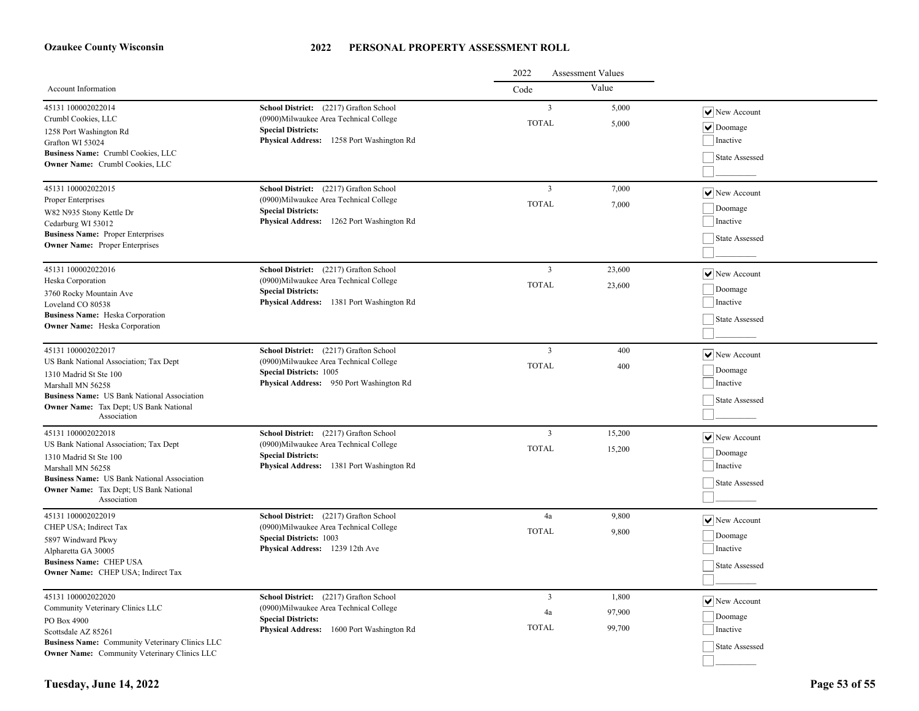**Ozaukee County Wisconsin**

# 2022 PERSONAL PROPERTY ASSESSMENT ROLL

| Account Information | | 2022 Assessment Values Code | Value | |
|---|---|---|---|---|
| 45131 100002022014<br>Crumbl Cookies, LLC<br>1258 Port Washington Rd<br>Grafton WI 53024<br>**Business Name:** Crumbl Cookies, LLC<br>**Owner Name:** Crumbl Cookies, LLC | **School District:** (2217) Grafton School<br>(0900)Milwaukee Area Technical College<br>**Special Districts:**<br>**Physical Address:** 1258 Port Washington Rd | 3<br>TOTAL | 5,000<br>5,000 | [x] New Account<br>[x] Doomage<br>[ ] Inactive<br>[ ] State Assessed<br>[ ] ________ |
| 45131 100002022015<br>Proper Enterprises<br>W82 N935 Stony Kettle Dr<br>Cedarburg WI 53012<br>**Business Name:** Proper Enterprises<br>**Owner Name:** Proper Enterprises | **School District:** (2217) Grafton School<br>(0900)Milwaukee Area Technical College<br>**Special Districts:**<br>**Physical Address:** 1262 Port Washington Rd | 3<br>TOTAL | 7,000<br>7,000 | [x] New Account<br>[ ] Doomage<br>[ ] Inactive<br>[ ] State Assessed<br>[ ] ________ |
| 45131 100002022016<br>Heska Corporation<br>3760 Rocky Mountain Ave<br>Loveland CO 80538<br>**Business Name:** Heska Corporation<br>**Owner Name:** Heska Corporation | **School District:** (2217) Grafton School<br>(0900)Milwaukee Area Technical College<br>**Special Districts:**<br>**Physical Address:** 1381 Port Washington Rd | 3<br>TOTAL | 23,600<br>23,600 | [x] New Account<br>[ ] Doomage<br>[ ] Inactive<br>[ ] State Assessed<br>[ ] ________ |
| 45131 100002022017<br>US Bank National Association; Tax Dept<br>1310 Madrid St Ste 100<br>Marshall MN 56258<br>**Business Name:** US Bank National Association<br>**Owner Name:** Tax Dept; US Bank National Association | **School District:** (2217) Grafton School<br>(0900)Milwaukee Area Technical College<br>**Special Districts:** 1005<br>**Physical Address:** 950 Port Washington Rd | 3<br>TOTAL | 400<br>400 | [x] New Account<br>[ ] Doomage<br>[ ] Inactive<br>[ ] State Assessed<br>[ ] ________ |
| 45131 100002022018<br>US Bank National Association; Tax Dept<br>1310 Madrid St Ste 100<br>Marshall MN 56258<br>**Business Name:** US Bank National Association<br>**Owner Name:** Tax Dept; US Bank National Association | **School District:** (2217) Grafton School<br>(0900)Milwaukee Area Technical College<br>**Special Districts:**<br>**Physical Address:** 1381 Port Washington Rd | 3<br>TOTAL | 15,200<br>15,200 | [x] New Account<br>[ ] Doomage<br>[ ] Inactive<br>[ ] State Assessed<br>[ ] ________ |
| 45131 100002022019<br>CHEP USA; Indirect Tax<br>5897 Windward Pkwy<br>Alpharetta GA 30005<br>**Business Name:** CHEP USA<br>**Owner Name:** CHEP USA; Indirect Tax | **School District:** (2217) Grafton School<br>(0900)Milwaukee Area Technical College<br>**Special Districts:** 1003<br>**Physical Address:** 1239 12th Ave | 4a<br>TOTAL | 9,800<br>9,800 | [x] New Account<br>[ ] Doomage<br>[ ] Inactive<br>[ ] State Assessed<br>[ ] ________ |
| 45131 100002022020<br>Community Veterinary Clinics LLC<br>PO Box 4900<br>Scottsdale AZ 85261<br>**Business Name:** Community Veterinary Clinics LLC<br>**Owner Name:** Community Veterinary Clinics LLC | **School District:** (2217) Grafton School<br>(0900)Milwaukee Area Technical College<br>**Special Districts:**<br>**Physical Address:** 1600 Port Washington Rd | 3<br>4a<br>TOTAL | 1,800<br>97,900<br>99,700 | [x] New Account<br>[ ] Doomage<br>[ ] Inactive<br>[ ] State Assessed<br>[ ] ________ |

**Tuesday, June 14, 2022**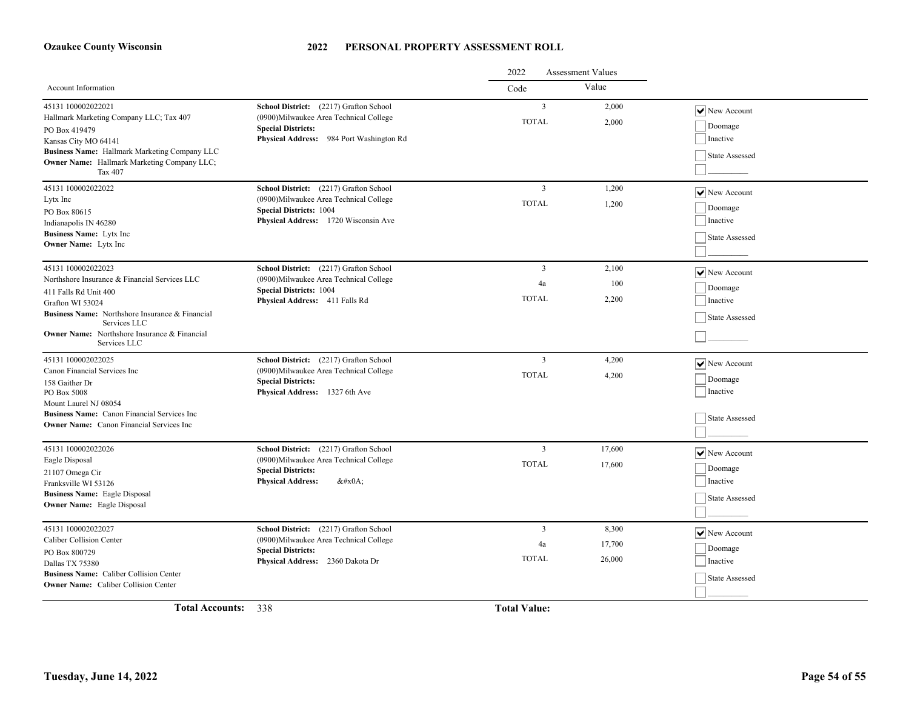**Ozaukee County Wisconsin**

# 2022 PERSONAL PROPERTY ASSESSMENT ROLL

| Account Information | | 2022 Assessment Values Code | Value | |
|---|---|---|---|---|
| 45131 100002022021<br>Hallmark Marketing Company LLC; Tax 407<br>PO Box 419479<br>Kansas City MO 64141<br>**Business Name:** Hallmark Marketing Company LLC<br>**Owner Name:** Hallmark Marketing Company LLC; Tax 407 | **School District:** (2217) Grafton School<br>(0900)Milwaukee Area Technical College<br>**Special Districts:**<br>**Physical Address:** 984 Port Washington Rd | 3<br>TOTAL | 2,000<br>2,000 | ☑ New Account<br>☐ Doomage<br>☐ Inactive<br>☐ State Assessed<br>☐ ________ |
| 45131 100002022022<br>Lytx Inc<br>PO Box 80615<br>Indianapolis IN 46280<br>**Business Name:** Lytx Inc<br>**Owner Name:** Lytx Inc | **School District:** (2217) Grafton School<br>(0900)Milwaukee Area Technical College<br>**Special Districts:** 1004<br>**Physical Address:** 1720 Wisconsin Ave | 3<br>TOTAL | 1,200<br>1,200 | ☑ New Account<br>☐ Doomage<br>☐ Inactive<br>☐ State Assessed<br>☐ ________ |
| 45131 100002022023<br>Northshore Insurance & Financial Services LLC<br>411 Falls Rd Unit 400<br>Grafton WI 53024<br>**Business Name:** Northshore Insurance & Financial Services LLC<br>**Owner Name:** Northshore Insurance & Financial Services LLC | **School District:** (2217) Grafton School<br>(0900)Milwaukee Area Technical College<br>**Special Districts:** 1004<br>**Physical Address:** 411 Falls Rd | 3<br>4a<br>TOTAL | 2,100<br>100<br>2,200 | ☑ New Account<br>☐ Doomage<br>☐ Inactive<br>☐ State Assessed<br>☐ ________ |
| 45131 100002022025<br>Canon Financial Services Inc<br>158 Gaither Dr<br>PO Box 5008<br>Mount Laurel NJ 08054<br>**Business Name:** Canon Financial Services Inc<br>**Owner Name:** Canon Financial Services Inc | **School District:** (2217) Grafton School<br>(0900)Milwaukee Area Technical College<br>**Special Districts:**<br>**Physical Address:** 1327 6th Ave | 3<br>TOTAL | 4,200<br>4,200 | ☑ New Account<br>☐ Doomage<br>☐ Inactive<br>☐ State Assessed<br>☐ ________ |
| 45131 100002022026<br>Eagle Disposal<br>21107 Omega Cir<br>Franksville WI 53126<br>**Business Name:** Eagle Disposal<br>**Owner Name:** Eagle Disposal | **School District:** (2217) Grafton School<br>(0900)Milwaukee Area Technical College<br>**Special Districts:**<br>**Physical Address:** &#x0A; | 3<br>TOTAL | 17,600<br>17,600 | ☑ New Account<br>☐ Doomage<br>☐ Inactive<br>☐ State Assessed<br>☐ ________ |
| 45131 100002022027<br>Caliber Collision Center<br>PO Box 800729<br>Dallas TX 75380<br>**Business Name:** Caliber Collision Center<br>**Owner Name:** Caliber Collision Center | **School District:** (2217) Grafton School<br>(0900)Milwaukee Area Technical College<br>**Special Districts:**<br>**Physical Address:** 2360 Dakota Dr | 3<br>4a<br>TOTAL | 8,300<br>17,700<br>26,000 | ☑ New Account<br>☐ Doomage<br>☐ Inactive<br>☐ State Assessed<br>☐ ________ |

**Total Accounts:** 338 **Total Value:**

**Tuesday, June 14, 2022**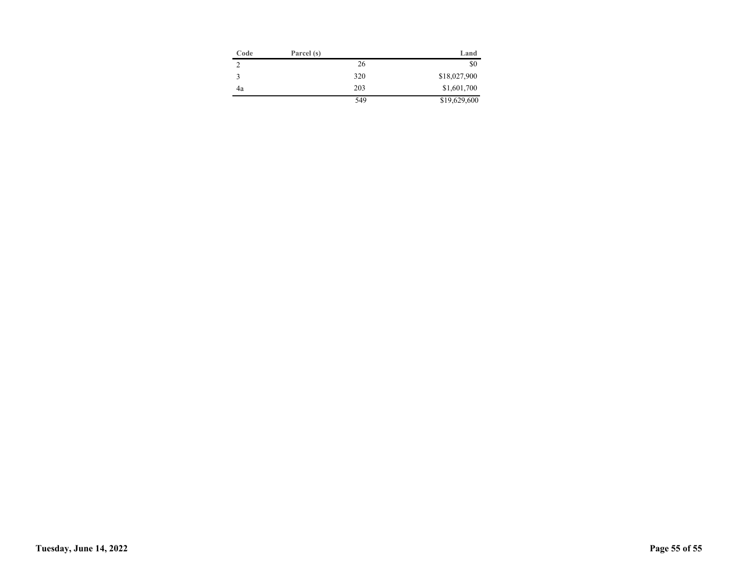| Code | Parcel (s) | Land |
|---|---|---|
| 2 | 26 | $0 |
| 3 | 320 | $18,027,900 |
| 4a | 203 | $1,601,700 |
| | 549 | $19,629,600 |

**Tuesday, June 14, 2022**